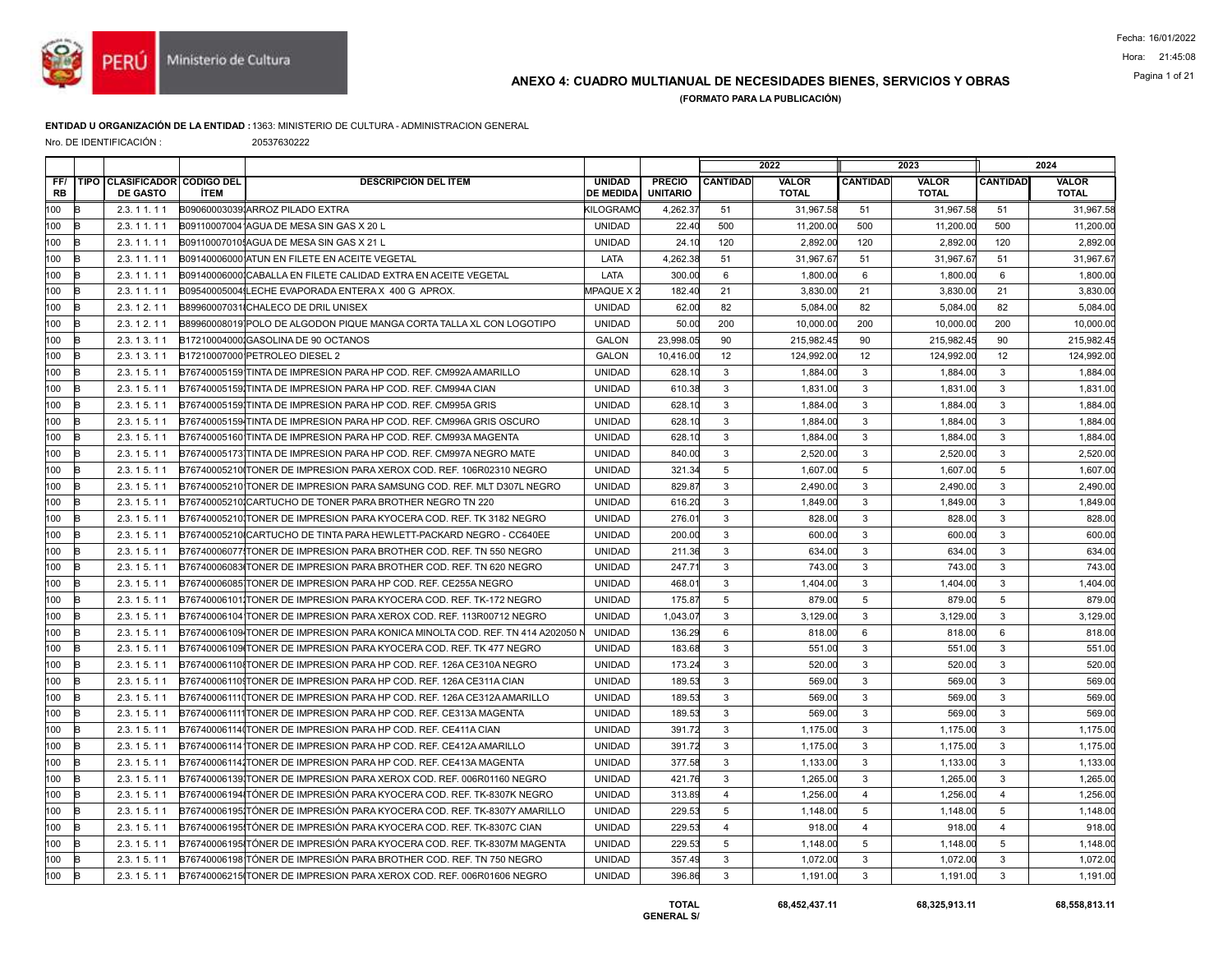Fecha: 16/01/2022

Hora: 21:45:08

## ANEXO 4: CUADRO MULTIANUAL DE NECESIDADES BIENES, SERVICIOS Y OBRAS

**(FORMATO PARA LA PUBLICACIÓN)**

**ENTIDAD U ORGANIZACIÓN DE LA ENTIDAD :** 1363: MINISTERIO DE CULTURA - ADMINISTRACION GENERAL

Nro. DE IDENTIFICACIÓN : 20537630222

| | | | | | | | 2022 | | 2023 | | 2024 | |
|---|---|---|---|---|---|---|---|---|---|---|---|---|
| FF/ RB | TIPO | CLASIFICADOR DE GASTO | CODIGO DEL ÍTEM | DESCRIPCION DEL ITEM | UNIDAD DE MEDIDA | PRECIO UNITARIO | CANTIDAD | VALOR TOTAL | CANTIDAD | VALOR TOTAL | CANTIDAD | VALOR TOTAL |
| 100 | B | 2.3. 1 1. 1 1 | B09060003039 | ARROZ PILADO EXTRA | KILOGRAMO | 4,262.37 | 51 | 31,967.58 | 51 | 31,967.58 | 51 | 31,967.58 |
| 100 | B | 2.3. 1 1. 1 1 | B09110007004 | AGUA DE MESA SIN GAS X 20 L | UNIDAD | 22.40 | 500 | 11,200.00 | 500 | 11,200.00 | 500 | 11,200.00 |
| 100 | B | 2.3. 1 1. 1 1 | B09110007010 | AGUA DE MESA SIN GAS X 21 L | UNIDAD | 24.10 | 120 | 2,892.00 | 120 | 2,892.00 | 120 | 2,892.00 |
| 100 | B | 2.3. 1 1. 1 1 | B09140006000 | ATUN EN FILETE EN ACEITE VEGETAL | LATA | 4,262.38 | 51 | 31,967.67 | 51 | 31,967.67 | 51 | 31,967.67 |
| 100 | B | 2.3. 1 1. 1 1 | B09140006000 | CABALLA EN FILETE CALIDAD EXTRA EN ACEITE VEGETAL | LATA | 300.00 | 6 | 1,800.00 | 6 | 1,800.00 | 6 | 1,800.00 |
| 100 | B | 2.3. 1 1. 1 1 | B09540005004 | LECHE EVAPORADA ENTERA X 400 G APROX. | MPAQUE X 2 | 182.40 | 21 | 3,830.00 | 21 | 3,830.00 | 21 | 3,830.00 |
| 100 | B | 2.3. 1 2. 1 1 | B89960007031 | CHALECO DE DRIL UNISEX | UNIDAD | 62.00 | 82 | 5,084.00 | 82 | 5,084.00 | 82 | 5,084.00 |
| 100 | B | 2.3. 1 2. 1 1 | B89960008019 | POLO DE ALGODON PIQUE MANGA CORTA TALLA XL CON LOGOTIPO | UNIDAD | 50.00 | 200 | 10,000.00 | 200 | 10,000.00 | 200 | 10,000.00 |
| 100 | B | 2.3. 1 3. 1 1 | B17210004000 | GASOLINA DE 90 OCTANOS | GALON | 23,998.05 | 90 | 215,982.45 | 90 | 215,982.45 | 90 | 215,982.45 |
| 100 | B | 2.3. 1 3. 1 1 | B17210007000 | PETROLEO DIESEL 2 | GALON | 10,416.00 | 12 | 124,992.00 | 12 | 124,992.00 | 12 | 124,992.00 |
| 100 | B | 2.3. 1 5. 1 1 | B76740005159 | TINTA DE IMPRESION PARA HP COD. REF. CM992A AMARILLO | UNIDAD | 628.10 | 3 | 1,884.00 | 3 | 1,884.00 | 3 | 1,884.00 |
| 100 | B | 2.3. 1 5. 1 1 | B76740005159 | TINTA DE IMPRESION PARA HP COD. REF. CM994A CIAN | UNIDAD | 610.38 | 3 | 1,831.00 | 3 | 1,831.00 | 3 | 1,831.00 |
| 100 | B | 2.3. 1 5. 1 1 | B76740005159 | TINTA DE IMPRESION PARA HP COD. REF. CM995A GRIS | UNIDAD | 628.10 | 3 | 1,884.00 | 3 | 1,884.00 | 3 | 1,884.00 |
| 100 | B | 2.3. 1 5. 1 1 | B76740005159 | TINTA DE IMPRESION PARA HP COD. REF. CM996A GRIS OSCURO | UNIDAD | 628.10 | 3 | 1,884.00 | 3 | 1,884.00 | 3 | 1,884.00 |
| 100 | B | 2.3. 1 5. 1 1 | B76740005160 | TINTA DE IMPRESION PARA HP COD. REF. CM993A MAGENTA | UNIDAD | 628.10 | 3 | 1,884.00 | 3 | 1,884.00 | 3 | 1,884.00 |
| 100 | B | 2.3. 1 5. 1 1 | B76740005173 | TINTA DE IMPRESION PARA HP COD. REF. CM997A NEGRO MATE | UNIDAD | 840.00 | 3 | 2,520.00 | 3 | 2,520.00 | 3 | 2,520.00 |
| 100 | B | 2.3. 1 5. 1 1 | B76740005210 | TONER DE IMPRESION PARA XEROX COD. REF. 106R02310 NEGRO | UNIDAD | 321.34 | 5 | 1,607.00 | 5 | 1,607.00 | 5 | 1,607.00 |
| 100 | B | 2.3. 1 5. 1 1 | B76740005210 | TONER DE IMPRESION PARA SAMSUNG COD. REF. MLT D307L NEGRO | UNIDAD | 829.87 | 3 | 2,490.00 | 3 | 2,490.00 | 3 | 2,490.00 |
| 100 | B | 2.3. 1 5. 1 1 | B76740005210 | CARTUCHO DE TONER PARA BROTHER NEGRO TN 220 | UNIDAD | 616.20 | 3 | 1,849.00 | 3 | 1,849.00 | 3 | 1,849.00 |
| 100 | B | 2.3. 1 5. 1 1 | B76740005210 | TONER DE IMPRESION PARA KYOCERA COD. REF. TK 3182 NEGRO | UNIDAD | 276.01 | 3 | 828.00 | 3 | 828.00 | 3 | 828.00 |
| 100 | B | 2.3. 1 5. 1 1 | B76740005210 | CARTUCHO DE TINTA PARA HEWLETT-PACKARD NEGRO - CC640EE | UNIDAD | 200.00 | 3 | 600.00 | 3 | 600.00 | 3 | 600.00 |
| 100 | B | 2.3. 1 5. 1 1 | B76740006077 | TONER DE IMPRESION PARA BROTHER COD. REF. TN 550 NEGRO | UNIDAD | 211.36 | 3 | 634.00 | 3 | 634.00 | 3 | 634.00 |
| 100 | B | 2.3. 1 5. 1 1 | B76740006083 | TONER DE IMPRESION PARA BROTHER COD. REF. TN 620 NEGRO | UNIDAD | 247.71 | 3 | 743.00 | 3 | 743.00 | 3 | 743.00 |
| 100 | B | 2.3. 1 5. 1 1 | B76740006085 | TONER DE IMPRESION PARA HP COD. REF. CE255A NEGRO | UNIDAD | 468.01 | 3 | 1,404.00 | 3 | 1,404.00 | 3 | 1,404.00 |
| 100 | B | 2.3. 1 5. 1 1 | B76740006101 | TONER DE IMPRESION PARA KYOCERA COD. REF. TK-172 NEGRO | UNIDAD | 175.87 | 5 | 879.00 | 5 | 879.00 | 5 | 879.00 |
| 100 | B | 2.3. 1 5. 1 1 | B76740006104 | TONER DE IMPRESION PARA XEROX COD. REF. 113R00712 NEGRO | UNIDAD | 1,043.07 | 3 | 3,129.00 | 3 | 3,129.00 | 3 | 3,129.00 |
| 100 | B | 2.3. 1 5. 1 1 | B76740006109 | TONER DE IMPRESION PARA KONICA MINOLTA COD. REF. TN 414 A202050 N | UNIDAD | 136.29 | 6 | 818.00 | 6 | 818.00 | 6 | 818.00 |
| 100 | B | 2.3. 1 5. 1 1 | B76740006109 | TONER DE IMPRESION PARA KYOCERA COD. REF. TK 477 NEGRO | UNIDAD | 183.68 | 3 | 551.00 | 3 | 551.00 | 3 | 551.00 |
| 100 | B | 2.3. 1 5. 1 1 | B76740006108 | TONER DE IMPRESION PARA HP COD. REF. 126A CE310A NEGRO | UNIDAD | 173.24 | 3 | 520.00 | 3 | 520.00 | 3 | 520.00 |
| 100 | B | 2.3. 1 5. 1 1 | B76740006109 | TONER DE IMPRESION PARA HP COD. REF. 126A CE311A CIAN | UNIDAD | 189.53 | 3 | 569.00 | 3 | 569.00 | 3 | 569.00 |
| 100 | B | 2.3. 1 5. 1 1 | B76740006110 | TONER DE IMPRESION PARA HP COD. REF. 126A CE312A AMARILLO | UNIDAD | 189.53 | 3 | 569.00 | 3 | 569.00 | 3 | 569.00 |
| 100 | B | 2.3. 1 5. 1 1 | B76740006111 | TONER DE IMPRESION PARA HP COD. REF. CE313A MAGENTA | UNIDAD | 189.53 | 3 | 569.00 | 3 | 569.00 | 3 | 569.00 |
| 100 | B | 2.3. 1 5. 1 1 | B76740006114 | TONER DE IMPRESION PARA HP COD. REF. CE411A CIAN | UNIDAD | 391.72 | 3 | 1,175.00 | 3 | 1,175.00 | 3 | 1,175.00 |
| 100 | B | 2.3. 1 5. 1 1 | B76740006114 | TONER DE IMPRESION PARA HP COD. REF. CE412A AMARILLO | UNIDAD | 391.72 | 3 | 1,175.00 | 3 | 1,175.00 | 3 | 1,175.00 |
| 100 | B | 2.3. 1 5. 1 1 | B76740006114 | TONER DE IMPRESION PARA HP COD. REF. CE413A MAGENTA | UNIDAD | 377.58 | 3 | 1,133.00 | 3 | 1,133.00 | 3 | 1,133.00 |
| 100 | B | 2.3. 1 5. 1 1 | B76740006139 | TONER DE IMPRESION PARA XEROX COD. REF. 006R01160 NEGRO | UNIDAD | 421.76 | 3 | 1,265.00 | 3 | 1,265.00 | 3 | 1,265.00 |
| 100 | B | 2.3. 1 5. 1 1 | B76740006194 | TÓNER DE IMPRESIÓN PARA KYOCERA COD. REF. TK-8307K NEGRO | UNIDAD | 313.89 | 4 | 1,256.00 | 4 | 1,256.00 | 4 | 1,256.00 |
| 100 | B | 2.3. 1 5. 1 1 | B76740006195 | TÓNER DE IMPRESIÓN PARA KYOCERA COD. REF. TK-8307Y AMARILLO | UNIDAD | 229.53 | 5 | 1,148.00 | 5 | 1,148.00 | 5 | 1,148.00 |
| 100 | B | 2.3. 1 5. 1 1 | B76740006195 | TÓNER DE IMPRESIÓN PARA KYOCERA COD. REF. TK-8307C CIAN | UNIDAD | 229.53 | 4 | 918.00 | 4 | 918.00 | 4 | 918.00 |
| 100 | B | 2.3. 1 5. 1 1 | B76740006195 | TÓNER DE IMPRESIÓN PARA KYOCERA COD. REF. TK-8307M MAGENTA | UNIDAD | 229.53 | 5 | 1,148.00 | 5 | 1,148.00 | 5 | 1,148.00 |
| 100 | B | 2.3. 1 5. 1 1 | B76740006198 | TÓNER DE IMPRESIÓN PARA BROTHER COD. REF. TN 750 NEGRO | UNIDAD | 357.49 | 3 | 1,072.00 | 3 | 1,072.00 | 3 | 1,072.00 |
| 100 | B | 2.3. 1 5. 1 1 | B76740006215 | TONER DE IMPRESION PARA XEROX COD. REF. 006R01606 NEGRO | UNIDAD | 396.86 | 3 | 1,191.00 | 3 | 1,191.00 | 3 | 1,191.00 |
| | | | | | | TOTAL GENERAL S/ | | 68,452,437.11 | | 68,325,913.11 | | 68,558,813.11 |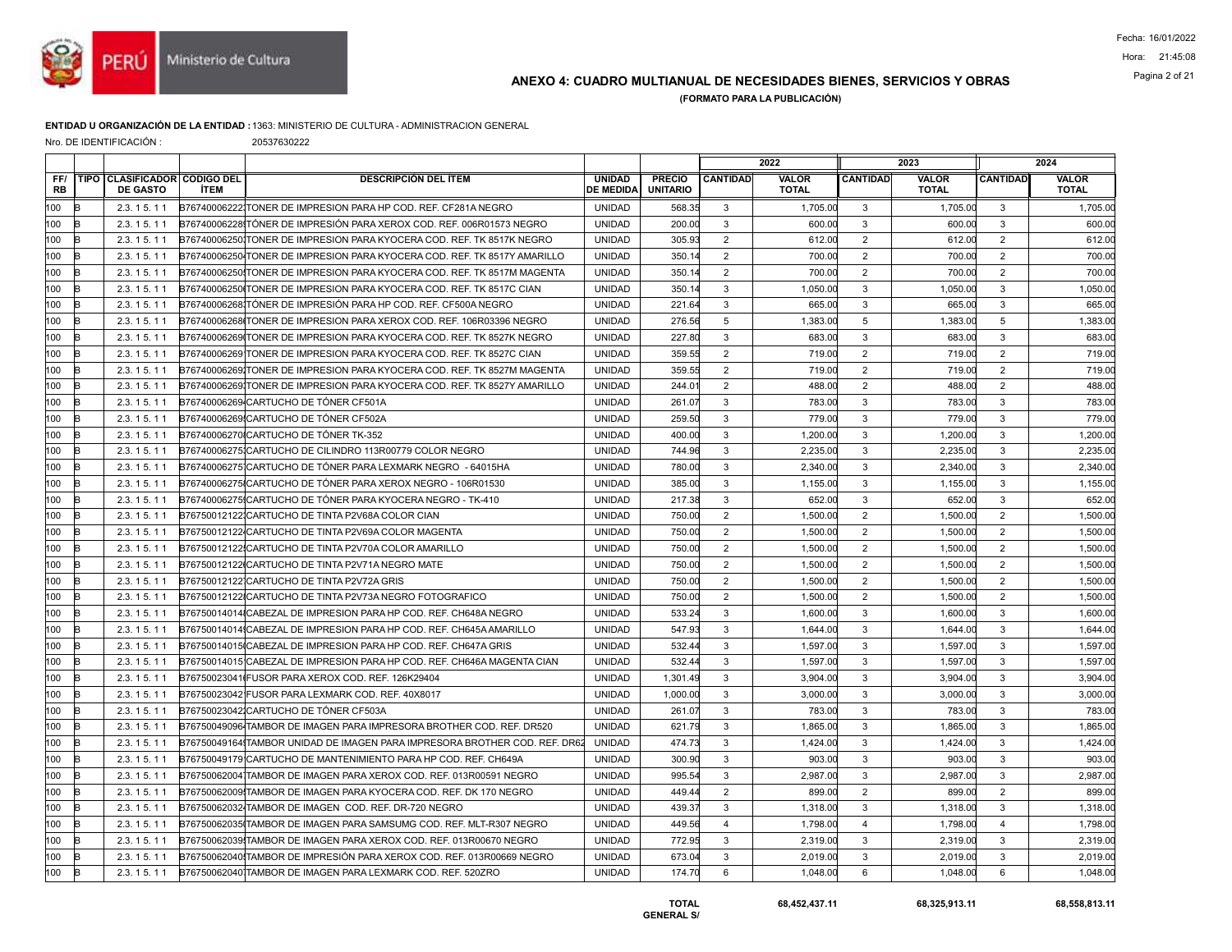# ANEXO 4: CUADRO MULTIANUAL DE NECESIDADES BIENES, SERVICIOS Y OBRAS

**(FORMATO PARA LA PUBLICACIÓN)**

Fecha: 16/01/2022
Hora: 21:45:08

**ENTIDAD U ORGANIZACIÓN DE LA ENTIDAD :** 1363: MINISTERIO DE CULTURA - ADMINISTRACION GENERAL

Nro. DE IDENTIFICACIÓN : 20537630222

| | | | | | | | 2022 | | 2023 | | 2024 | |
|---|---|---|---|---|---|---|---|---|---|---|---|---|
| FF/RB | TIPO | CLASIFICADOR DE GASTO | CODIGO DEL ÍTEM | DESCRIPCIÓN DEL ÍTEM | UNIDAD DE MEDIDA | PRECIO UNITARIO | CANTIDAD | VALOR TOTAL | CANTIDAD | VALOR TOTAL | CANTIDAD | VALOR TOTAL |
| 100 | B | 2.3. 1 5. 1 1 | B76740006222 | TONER DE IMPRESION PARA HP COD. REF. CF281A NEGRO | UNIDAD | 568.35 | 3 | 1,705.00 | 3 | 1,705.00 | 3 | 1,705.00 |
| 100 | B | 2.3. 1 5. 1 1 | B76740006228 | TÓNER DE IMPRESIÓN PARA XEROX COD. REF. 006R01573 NEGRO | UNIDAD | 200.00 | 3 | 600.00 | 3 | 600.00 | 3 | 600.00 |
| 100 | B | 2.3. 1 5. 1 1 | B76740006250 | TONER DE IMPRESION PARA KYOCERA COD. REF. TK 8517K NEGRO | UNIDAD | 305.93 | 2 | 612.00 | 2 | 612.00 | 2 | 612.00 |
| 100 | B | 2.3. 1 5. 1 1 | B76740006250 | TONER DE IMPRESION PARA KYOCERA COD. REF. TK 8517Y AMARILLO | UNIDAD | 350.14 | 2 | 700.00 | 2 | 700.00 | 2 | 700.00 |
| 100 | B | 2.3. 1 5. 1 1 | B76740006250 | TONER DE IMPRESION PARA KYOCERA COD. REF. TK 8517M MAGENTA | UNIDAD | 350.14 | 2 | 700.00 | 2 | 700.00 | 2 | 700.00 |
| 100 | B | 2.3. 1 5. 1 1 | B76740006250 | TONER DE IMPRESION PARA KYOCERA COD. REF. TK 8517C CIAN | UNIDAD | 350.14 | 3 | 1,050.00 | 3 | 1,050.00 | 3 | 1,050.00 |
| 100 | B | 2.3. 1 5. 1 1 | B76740006268 | TÓNER DE IMPRESIÓN PARA HP COD. REF. CF500A NEGRO | UNIDAD | 221.64 | 3 | 665.00 | 3 | 665.00 | 3 | 665.00 |
| 100 | B | 2.3. 1 5. 1 1 | B76740006268 | TONER DE IMPRESION PARA XEROX COD. REF. 106R03396 NEGRO | UNIDAD | 276.56 | 5 | 1,383.00 | 5 | 1,383.00 | 5 | 1,383.00 |
| 100 | B | 2.3. 1 5. 1 1 | B76740006269 | TONER DE IMPRESION PARA KYOCERA COD. REF. TK 8527K NEGRO | UNIDAD | 227.80 | 3 | 683.00 | 3 | 683.00 | 3 | 683.00 |
| 100 | B | 2.3. 1 5. 1 1 | B76740006269 | TONER DE IMPRESION PARA KYOCERA COD. REF. TK 8527C CIAN | UNIDAD | 359.55 | 2 | 719.00 | 2 | 719.00 | 2 | 719.00 |
| 100 | B | 2.3. 1 5. 1 1 | B76740006269 | TONER DE IMPRESION PARA KYOCERA COD. REF. TK 8527M MAGENTA | UNIDAD | 359.55 | 2 | 719.00 | 2 | 719.00 | 2 | 719.00 |
| 100 | B | 2.3. 1 5. 1 1 | B76740006269 | TONER DE IMPRESION PARA KYOCERA COD. REF. TK 8527Y AMARILLO | UNIDAD | 244.01 | 2 | 488.00 | 2 | 488.00 | 2 | 488.00 |
| 100 | B | 2.3. 1 5. 1 1 | B76740006269 | CARTUCHO DE TÓNER CF501A | UNIDAD | 261.07 | 3 | 783.00 | 3 | 783.00 | 3 | 783.00 |
| 100 | B | 2.3. 1 5. 1 1 | B76740006269 | CARTUCHO DE TÓNER CF502A | UNIDAD | 259.50 | 3 | 779.00 | 3 | 779.00 | 3 | 779.00 |
| 100 | B | 2.3. 1 5. 1 1 | B76740006270 | CARTUCHO DE TÓNER TK-352 | UNIDAD | 400.00 | 3 | 1,200.00 | 3 | 1,200.00 | 3 | 1,200.00 |
| 100 | B | 2.3. 1 5. 1 1 | B76740006275 | CARTUCHO DE CILINDRO 113R00779 COLOR NEGRO | UNIDAD | 744.96 | 3 | 2,235.00 | 3 | 2,235.00 | 3 | 2,235.00 |
| 100 | B | 2.3. 1 5. 1 1 | B76740006275 | CARTUCHO DE TÓNER PARA LEXMARK NEGRO - 64015HA | UNIDAD | 780.00 | 3 | 2,340.00 | 3 | 2,340.00 | 3 | 2,340.00 |
| 100 | B | 2.3. 1 5. 1 1 | B76740006275 | CARTUCHO DE TÓNER PARA XEROX NEGRO - 106R01530 | UNIDAD | 385.00 | 3 | 1,155.00 | 3 | 1,155.00 | 3 | 1,155.00 |
| 100 | B | 2.3. 1 5. 1 1 | B76740006275 | CARTUCHO DE TÓNER PARA KYOCERA NEGRO - TK-410 | UNIDAD | 217.38 | 3 | 652.00 | 3 | 652.00 | 3 | 652.00 |
| 100 | B | 2.3. 1 5. 1 1 | B76750012122 | CARTUCHO DE TINTA P2V68A COLOR CIAN | UNIDAD | 750.00 | 2 | 1,500.00 | 2 | 1,500.00 | 2 | 1,500.00 |
| 100 | B | 2.3. 1 5. 1 1 | B76750012122 | CARTUCHO DE TINTA P2V69A COLOR MAGENTA | UNIDAD | 750.00 | 2 | 1,500.00 | 2 | 1,500.00 | 2 | 1,500.00 |
| 100 | B | 2.3. 1 5. 1 1 | B76750012122 | CARTUCHO DE TINTA P2V70A COLOR AMARILLO | UNIDAD | 750.00 | 2 | 1,500.00 | 2 | 1,500.00 | 2 | 1,500.00 |
| 100 | B | 2.3. 1 5. 1 1 | B76750012122 | CARTUCHO DE TINTA P2V71A NEGRO MATE | UNIDAD | 750.00 | 2 | 1,500.00 | 2 | 1,500.00 | 2 | 1,500.00 |
| 100 | B | 2.3. 1 5. 1 1 | B76750012122 | CARTUCHO DE TINTA P2V72A GRIS | UNIDAD | 750.00 | 2 | 1,500.00 | 2 | 1,500.00 | 2 | 1,500.00 |
| 100 | B | 2.3. 1 5. 1 1 | B76750012122 | CARTUCHO DE TINTA P2V73A NEGRO FOTOGRAFICO | UNIDAD | 750.00 | 2 | 1,500.00 | 2 | 1,500.00 | 2 | 1,500.00 |
| 100 | B | 2.3. 1 5. 1 1 | B76750014014 | CABEZAL DE IMPRESION PARA HP COD. REF. CH648A NEGRO | UNIDAD | 533.24 | 3 | 1,600.00 | 3 | 1,600.00 | 3 | 1,600.00 |
| 100 | B | 2.3. 1 5. 1 1 | B76750014014 | CABEZAL DE IMPRESION PARA HP COD. REF. CH645A AMARILLO | UNIDAD | 547.93 | 3 | 1,644.00 | 3 | 1,644.00 | 3 | 1,644.00 |
| 100 | B | 2.3. 1 5. 1 1 | B76750014015 | CABEZAL DE IMPRESION PARA HP COD. REF. CH647A GRIS | UNIDAD | 532.44 | 3 | 1,597.00 | 3 | 1,597.00 | 3 | 1,597.00 |
| 100 | B | 2.3. 1 5. 1 1 | B76750014015 | CABEZAL DE IMPRESION PARA HP COD. REF. CH646A MAGENTA CIAN | UNIDAD | 532.44 | 3 | 1,597.00 | 3 | 1,597.00 | 3 | 1,597.00 |
| 100 | B | 2.3. 1 5. 1 1 | B76750023041 | FUSOR PARA XEROX COD. REF. 126K29404 | UNIDAD | 1,301.49 | 3 | 3,904.00 | 3 | 3,904.00 | 3 | 3,904.00 |
| 100 | B | 2.3. 1 5. 1 1 | B76750023042 | FUSOR PARA LEXMARK COD. REF. 40X8017 | UNIDAD | 1,000.00 | 3 | 3,000.00 | 3 | 3,000.00 | 3 | 3,000.00 |
| 100 | B | 2.3. 1 5. 1 1 | B76750023042 | CARTUCHO DE TÓNER CF503A | UNIDAD | 261.07 | 3 | 783.00 | 3 | 783.00 | 3 | 783.00 |
| 100 | B | 2.3. 1 5. 1 1 | B76750049096 | TAMBOR DE IMAGEN PARA IMPRESORA BROTHER COD. REF. DR520 | UNIDAD | 621.79 | 3 | 1,865.00 | 3 | 1,865.00 | 3 | 1,865.00 |
| 100 | B | 2.3. 1 5. 1 1 | B76750049164 | TAMBOR UNIDAD DE IMAGEN PARA IMPRESORA BROTHER COD. REF. DR62 | UNIDAD | 474.73 | 3 | 1,424.00 | 3 | 1,424.00 | 3 | 1,424.00 |
| 100 | B | 2.3. 1 5. 1 1 | B76750049179 | CARTUCHO DE MANTENIMIENTO PARA HP COD. REF. CH649A | UNIDAD | 300.90 | 3 | 903.00 | 3 | 903.00 | 3 | 903.00 |
| 100 | B | 2.3. 1 5. 1 1 | B76750062004 | TAMBOR DE IMAGEN PARA XEROX COD. REF. 013R00591 NEGRO | UNIDAD | 995.54 | 3 | 2,987.00 | 3 | 2,987.00 | 3 | 2,987.00 |
| 100 | B | 2.3. 1 5. 1 1 | B76750062009 | TAMBOR DE IMAGEN PARA KYOCERA COD. REF. DK 170 NEGRO | UNIDAD | 449.44 | 2 | 899.00 | 2 | 899.00 | 2 | 899.00 |
| 100 | B | 2.3. 1 5. 1 1 | B76750062032 | TAMBOR DE IMAGEN COD. REF. DR-720 NEGRO | UNIDAD | 439.37 | 3 | 1,318.00 | 3 | 1,318.00 | 3 | 1,318.00 |
| 100 | B | 2.3. 1 5. 1 1 | B76750062035 | TAMBOR DE IMAGEN PARA SAMSUMG COD. REF. MLT-R307 NEGRO | UNIDAD | 449.56 | 4 | 1,798.00 | 4 | 1,798.00 | 4 | 1,798.00 |
| 100 | B | 2.3. 1 5. 1 1 | B76750062039 | TAMBOR DE IMAGEN PARA XEROX COD. REF. 013R00670 NEGRO | UNIDAD | 772.95 | 3 | 2,319.00 | 3 | 2,319.00 | 3 | 2,319.00 |
| 100 | B | 2.3. 1 5. 1 1 | B76750062040 | TAMBOR DE IMPRESIÓN PARA XEROX COD. REF. 013R00669 NEGRO | UNIDAD | 673.04 | 3 | 2,019.00 | 3 | 2,019.00 | 3 | 2,019.00 |
| 100 | B | 2.3. 1 5. 1 1 | B76750062040 | TAMBOR DE IMAGEN PARA LEXMARK COD. REF. 520ZRO | UNIDAD | 174.70 | 6 | 1,048.00 | 6 | 1,048.00 | 6 | 1,048.00 |

**TOTAL GENERAL S/** 68,452,437.11 — 68,325,913.11 — 68,558,813.11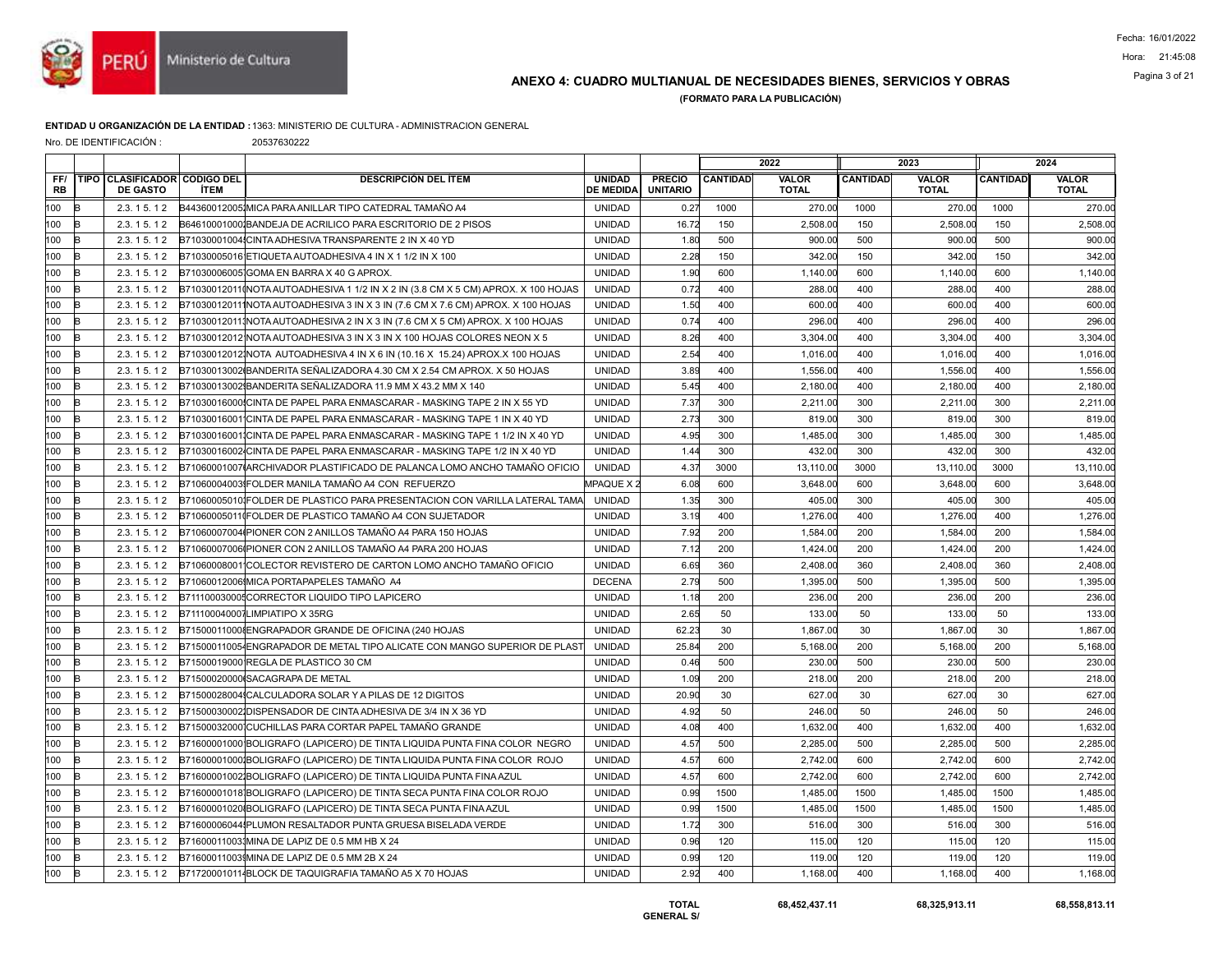**ANEXO 4: CUADRO MULTIANUAL DE NECESIDADES BIENES, SERVICIOS Y OBRAS**

**(FORMATO PARA LA PUBLICACIÓN)**

Fecha: 16/01/2022
Hora: 21:45:08

**ENTIDAD U ORGANIZACIÓN DE LA ENTIDAD :** 1363: MINISTERIO DE CULTURA - ADMINISTRACION GENERAL

Nro. DE IDENTIFICACIÓN : 20537630222

| | | | | | | | 2022 | | 2023 | | 2024 | |
|---|---|---|---|---|---|---|---|---|---|---|---|---|
| FF/RB | TIPO | CLASIFICADOR DE GASTO | CODIGO DEL ÍTEM | DESCRIPCIÓN DEL ÍTEM | UNIDAD DE MEDIDA | PRECIO UNITARIO | CANTIDAD | VALOR TOTAL | CANTIDAD | VALOR TOTAL | CANTIDAD | VALOR TOTAL |
| 100 | B | 2.3. 1 5. 1 2 | B44360012005 | MICA PARA ANILLAR TIPO CATEDRAL TAMAÑO A4 | UNIDAD | 0.27 | 1000 | 270.00 | 1000 | 270.00 | 1000 | 270.00 |
| 100 | B | 2.3. 1 5. 1 2 | B64610001000 | BANDEJA DE ACRILICO PARA ESCRITORIO DE 2 PISOS | UNIDAD | 16.72 | 150 | 2,508.00 | 150 | 2,508.00 | 150 | 2,508.00 |
| 100 | B | 2.3. 1 5. 1 2 | B71030001004 | CINTA ADHESIVA TRANSPARENTE 2 IN X 40 YD | UNIDAD | 1.80 | 500 | 900.00 | 500 | 900.00 | 500 | 900.00 |
| 100 | B | 2.3. 1 5. 1 2 | B71030005016 | ETIQUETA AUTOADHESIVA 4 IN X 1 1/2 IN X 100 | UNIDAD | 2.28 | 150 | 342.00 | 150 | 342.00 | 150 | 342.00 |
| 100 | B | 2.3. 1 5. 1 2 | B71030006005 | GOMA EN BARRA X 40 G APROX. | UNIDAD | 1.90 | 600 | 1,140.00 | 600 | 1,140.00 | 600 | 1,140.00 |
| 100 | B | 2.3. 1 5. 1 2 | B71030012011 | NOTA AUTOADHESIVA 1 1/2 IN X 2 IN (3.8 CM X 5 CM) APROX. X 100 HOJAS | UNIDAD | 0.72 | 400 | 288.00 | 400 | 288.00 | 400 | 288.00 |
| 100 | B | 2.3. 1 5. 1 2 | B71030012011 | NOTA AUTOADHESIVA 3 IN X 3 IN (7.6 CM X 7.6 CM) APROX. X 100 HOJAS | UNIDAD | 1.50 | 400 | 600.00 | 400 | 600.00 | 400 | 600.00 |
| 100 | B | 2.3. 1 5. 1 2 | B71030012011 | NOTA AUTOADHESIVA 2 IN X 3 IN (7.6 CM X 5 CM) APROX. X 100 HOJAS | UNIDAD | 0.74 | 400 | 296.00 | 400 | 296.00 | 400 | 296.00 |
| 100 | B | 2.3. 1 5. 1 2 | B71030012012 | NOTA AUTOADHESIVA 3 IN X 3 IN X 100 HOJAS COLORES NEON X 5 | UNIDAD | 8.26 | 400 | 3,304.00 | 400 | 3,304.00 | 400 | 3,304.00 |
| 100 | B | 2.3. 1 5. 1 2 | B71030012012 | NOTA AUTOADHESIVA 4 IN X 6 IN (10.16 X 15.24) APROX.X 100 HOJAS | UNIDAD | 2.54 | 400 | 1,016.00 | 400 | 1,016.00 | 400 | 1,016.00 |
| 100 | B | 2.3. 1 5. 1 2 | B71030013002 | BANDERITA SEÑALIZADORA 4.30 CM X 2.54 CM APROX. X 50 HOJAS | UNIDAD | 3.89 | 400 | 1,556.00 | 400 | 1,556.00 | 400 | 1,556.00 |
| 100 | B | 2.3. 1 5. 1 2 | B71030013002 | BANDERITA SEÑALIZADORA 11.9 MM X 43.2 MM X 140 | UNIDAD | 5.45 | 400 | 2,180.00 | 400 | 2,180.00 | 400 | 2,180.00 |
| 100 | B | 2.3. 1 5. 1 2 | B71030016000 | CINTA DE PAPEL PARA ENMASCARAR - MASKING TAPE 2 IN X 55 YD | UNIDAD | 7.37 | 300 | 2,211.00 | 300 | 2,211.00 | 300 | 2,211.00 |
| 100 | B | 2.3. 1 5. 1 2 | B71030016001 | CINTA DE PAPEL PARA ENMASCARAR - MASKING TAPE 1 IN X 40 YD | UNIDAD | 2.73 | 300 | 819.00 | 300 | 819.00 | 300 | 819.00 |
| 100 | B | 2.3. 1 5. 1 2 | B71030016001 | CINTA DE PAPEL PARA ENMASCARAR - MASKING TAPE 1 1/2 IN X 40 YD | UNIDAD | 4.95 | 300 | 1,485.00 | 300 | 1,485.00 | 300 | 1,485.00 |
| 100 | B | 2.3. 1 5. 1 2 | B71030016002 | CINTA DE PAPEL PARA ENMASCARAR - MASKING TAPE 1/2 IN X 40 YD | UNIDAD | 1.44 | 300 | 432.00 | 300 | 432.00 | 300 | 432.00 |
| 100 | B | 2.3. 1 5. 1 2 | B71060001007 | ARCHIVADOR PLASTIFICADO DE PALANCA LOMO ANCHO TAMAÑO OFICIO | UNIDAD | 4.37 | 3000 | 13,110.00 | 3000 | 13,110.00 | 3000 | 13,110.00 |
| 100 | B | 2.3. 1 5. 1 2 | B71060004003 | FOLDER MANILA TAMAÑO A4 CON REFUERZO | MPAQUE X 2 | 6.08 | 600 | 3,648.00 | 600 | 3,648.00 | 600 | 3,648.00 |
| 100 | B | 2.3. 1 5. 1 2 | B71060005010 | FOLDER DE PLASTICO PARA PRESENTACION CON VARILLA LATERAL TAMA | UNIDAD | 1.35 | 300 | 405.00 | 300 | 405.00 | 300 | 405.00 |
| 100 | B | 2.3. 1 5. 1 2 | B71060005011 | FOLDER DE PLASTICO TAMAÑO A4 CON SUJETADOR | UNIDAD | 3.19 | 400 | 1,276.00 | 400 | 1,276.00 | 400 | 1,276.00 |
| 100 | B | 2.3. 1 5. 1 2 | B71060007004 | PIONER CON 2 ANILLOS TAMAÑO A4 PARA 150 HOJAS | UNIDAD | 7.92 | 200 | 1,584.00 | 200 | 1,584.00 | 200 | 1,584.00 |
| 100 | B | 2.3. 1 5. 1 2 | B71060007006 | PIONER CON 2 ANILLOS TAMAÑO A4 PARA 200 HOJAS | UNIDAD | 7.12 | 200 | 1,424.00 | 200 | 1,424.00 | 200 | 1,424.00 |
| 100 | B | 2.3. 1 5. 1 2 | B71060008001 | COLECTOR REVISTERO DE CARTON LOMO ANCHO TAMAÑO OFICIO | UNIDAD | 6.69 | 360 | 2,408.00 | 360 | 2,408.00 | 360 | 2,408.00 |
| 100 | B | 2.3. 1 5. 1 2 | B71060012006 | MICA PORTAPAPELES TAMAÑO A4 | DECENA | 2.79 | 500 | 1,395.00 | 500 | 1,395.00 | 500 | 1,395.00 |
| 100 | B | 2.3. 1 5. 1 2 | B71110003000 | CORRECTOR LIQUIDO TIPO LAPICERO | UNIDAD | 1.18 | 200 | 236.00 | 200 | 236.00 | 200 | 236.00 |
| 100 | B | 2.3. 1 5. 1 2 | B71110004000 | LIMPIATIPO X 35RG | UNIDAD | 2.65 | 50 | 133.00 | 50 | 133.00 | 50 | 133.00 |
| 100 | B | 2.3. 1 5. 1 2 | B71500011000 | ENGRAPADOR GRANDE DE OFICINA (240 HOJAS | UNIDAD | 62.23 | 30 | 1,867.00 | 30 | 1,867.00 | 30 | 1,867.00 |
| 100 | B | 2.3. 1 5. 1 2 | B71500011005 | ENGRAPADOR DE METAL TIPO ALICATE CON MANGO SUPERIOR DE PLAST | UNIDAD | 25.84 | 200 | 5,168.00 | 200 | 5,168.00 | 200 | 5,168.00 |
| 100 | B | 2.3. 1 5. 1 2 | B71500019000 | REGLA DE PLASTICO 30 CM | UNIDAD | 0.46 | 500 | 230.00 | 500 | 230.00 | 500 | 230.00 |
| 100 | B | 2.3. 1 5. 1 2 | B71500020000 | SACAGRAPA DE METAL | UNIDAD | 1.09 | 200 | 218.00 | 200 | 218.00 | 200 | 218.00 |
| 100 | B | 2.3. 1 5. 1 2 | B71500028004 | CALCULADORA SOLAR Y A PILAS DE 12 DIGITOS | UNIDAD | 20.90 | 30 | 627.00 | 30 | 627.00 | 30 | 627.00 |
| 100 | B | 2.3. 1 5. 1 2 | B71500030002 | DISPENSADOR DE CINTA ADHESIVA DE 3/4 IN X 36 YD | UNIDAD | 4.92 | 50 | 246.00 | 50 | 246.00 | 50 | 246.00 |
| 100 | B | 2.3. 1 5. 1 2 | B71500032000 | CUCHILLAS PARA CORTAR PAPEL TAMAÑO GRANDE | UNIDAD | 4.08 | 400 | 1,632.00 | 400 | 1,632.00 | 400 | 1,632.00 |
| 100 | B | 2.3. 1 5. 1 2 | B71600001000 | BOLIGRAFO (LAPICERO) DE TINTA LIQUIDA PUNTA FINA COLOR NEGRO | UNIDAD | 4.57 | 500 | 2,285.00 | 500 | 2,285.00 | 500 | 2,285.00 |
| 100 | B | 2.3. 1 5. 1 2 | B71600001000 | BOLIGRAFO (LAPICERO) DE TINTA LIQUIDA PUNTA FINA COLOR ROJO | UNIDAD | 4.57 | 600 | 2,742.00 | 600 | 2,742.00 | 600 | 2,742.00 |
| 100 | B | 2.3. 1 5. 1 2 | B71600001002 | BOLIGRAFO (LAPICERO) DE TINTA LIQUIDA PUNTA FINA AZUL | UNIDAD | 4.57 | 600 | 2,742.00 | 600 | 2,742.00 | 600 | 2,742.00 |
| 100 | B | 2.3. 1 5. 1 2 | B71600001018 | BOLIGRAFO (LAPICERO) DE TINTA SECA PUNTA FINA COLOR ROJO | UNIDAD | 0.99 | 1500 | 1,485.00 | 1500 | 1,485.00 | 1500 | 1,485.00 |
| 100 | B | 2.3. 1 5. 1 2 | B71600001020 | BOLIGRAFO (LAPICERO) DE TINTA SECA PUNTA FINA AZUL | UNIDAD | 0.99 | 1500 | 1,485.00 | 1500 | 1,485.00 | 1500 | 1,485.00 |
| 100 | B | 2.3. 1 5. 1 2 | B71600006044 | PLUMON RESALTADOR PUNTA GRUESA BISELADA VERDE | UNIDAD | 1.72 | 300 | 516.00 | 300 | 516.00 | 300 | 516.00 |
| 100 | B | 2.3. 1 5. 1 2 | B71600011003 | MINA DE LAPIZ DE 0.5 MM HB X 24 | UNIDAD | 0.96 | 120 | 115.00 | 120 | 115.00 | 120 | 115.00 |
| 100 | B | 2.3. 1 5. 1 2 | B71600011003 | MINA DE LAPIZ DE 0.5 MM 2B X 24 | UNIDAD | 0.99 | 120 | 119.00 | 120 | 119.00 | 120 | 119.00 |
| 100 | B | 2.3. 1 5. 1 2 | B71720001011 | BLOCK DE TAQUIGRAFIA TAMAÑO A5 X 70 HOJAS | UNIDAD | 2.92 | 400 | 1,168.00 | 400 | 1,168.00 | 400 | 1,168.00 |
| | | | | | | **TOTAL GENERAL S/** | | **68,452,437.11** | | **68,325,913.11** | | **68,558,813.11** |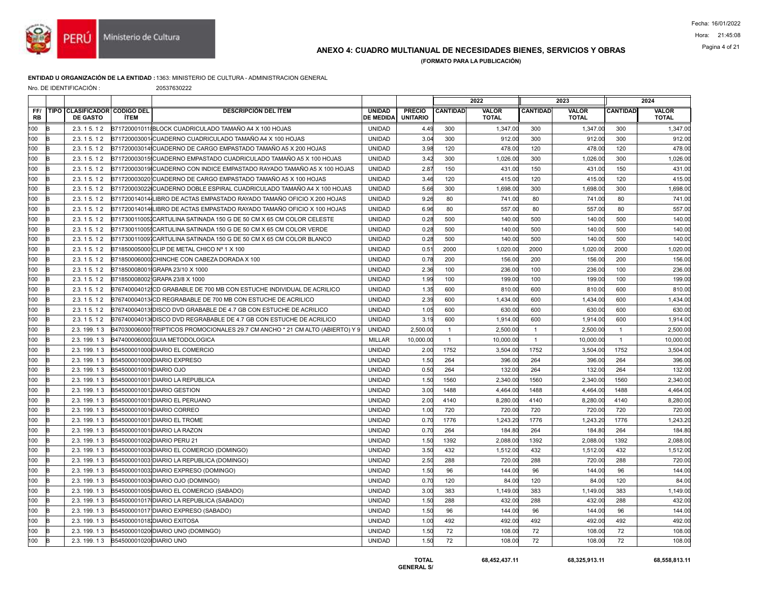# ANEXO 4: CUADRO MULTIANUAL DE NECESIDADES BIENES, SERVICIOS Y OBRAS

**(FORMATO PARA LA PUBLICACIÓN)**

**ENTIDAD U ORGANIZACIÓN DE LA ENTIDAD :** 1363: MINISTERIO DE CULTURA - ADMINISTRACION GENERAL

Nro. DE IDENTIFICACIÓN : 20537630222

| | | | | | | | 2022 | | 2023 | | 2024 | |
|---|---|---|---|---|---|---|---|---|---|---|---|---|
| FF/ RB | TIPO | CLASIFICADOR DE GASTO | CODIGO DEL ÍTEM | DESCRIPCIÓN DEL ÍTEM | UNIDAD DE MEDIDA | PRECIO UNITARIO | CANTIDAD | VALOR TOTAL | CANTIDAD | VALOR TOTAL | CANTIDAD | VALOR TOTAL |
| 100 | B | 2.3. 1 5. 1 2 | B71720001011 | BLOCK CUADRICULADO TAMAÑO A4 X 100 HOJAS | UNIDAD | 4.49 | 300 | 1,347.00 | 300 | 1,347.00 | 300 | 1,347.00 |
| 100 | B | 2.3. 1 5. 1 2 | B71720003001 | CUADERNO CUADRICULADO TAMAÑO A4 X 100 HOJAS | UNIDAD | 3.04 | 300 | 912.00 | 300 | 912.00 | 300 | 912.00 |
| 100 | B | 2.3. 1 5. 1 2 | B71720003014 | CUADERNO DE CARGO EMPASTADO TAMAÑO A5 X 200 HOJAS | UNIDAD | 3.98 | 120 | 478.00 | 120 | 478.00 | 120 | 478.00 |
| 100 | B | 2.3. 1 5. 1 2 | B71720003015 | CUADERNO EMPASTADO CUADRICULADO TAMAÑO A5 X 100 HOJAS | UNIDAD | 3.42 | 300 | 1,026.00 | 300 | 1,026.00 | 300 | 1,026.00 |
| 100 | B | 2.3. 1 5. 1 2 | B71720003019 | CUADERNO CON INDICE EMPASTADO RAYADO TAMAÑO A5 X 100 HOJAS | UNIDAD | 2.87 | 150 | 431.00 | 150 | 431.00 | 150 | 431.00 |
| 100 | B | 2.3. 1 5. 1 2 | B71720003020 | CUADERNO DE CARGO EMPASTADO TAMAÑO A5 X 100 HOJAS | UNIDAD | 3.46 | 120 | 415.00 | 120 | 415.00 | 120 | 415.00 |
| 100 | B | 2.3. 1 5. 1 2 | B71720003022 | CUADERNO DOBLE ESPIRAL CUADRICULADO TAMAÑO A4 X 100 HOJAS | UNIDAD | 5.66 | 300 | 1,698.00 | 300 | 1,698.00 | 300 | 1,698.00 |
| 100 | B | 2.3. 1 5. 1 2 | B71720014014 | LIBRO DE ACTAS EMPASTADO RAYADO TAMAÑO OFICIO X 200 HOJAS | UNIDAD | 9.26 | 80 | 741.00 | 80 | 741.00 | 80 | 741.00 |
| 100 | B | 2.3. 1 5. 1 2 | B71720014014 | LIBRO DE ACTAS EMPASTADO RAYADO TAMAÑO OFICIO X 100 HOJAS | UNIDAD | 6.96 | 80 | 557.00 | 80 | 557.00 | 80 | 557.00 |
| 100 | B | 2.3. 1 5. 1 2 | B71730011005 | CARTULINA SATINADA 150 G DE 50 CM X 65 CM COLOR CELESTE | UNIDAD | 0.28 | 500 | 140.00 | 500 | 140.00 | 500 | 140.00 |
| 100 | B | 2.3. 1 5. 1 2 | B71730011005 | CARTULINA SATINADA 150 G DE 50 CM X 65 CM COLOR VERDE | UNIDAD | 0.28 | 500 | 140.00 | 500 | 140.00 | 500 | 140.00 |
| 100 | B | 2.3. 1 5. 1 2 | B71730011009 | CARTULINA SATINADA 150 G DE 50 CM X 65 CM COLOR BLANCO | UNIDAD | 0.28 | 500 | 140.00 | 500 | 140.00 | 500 | 140.00 |
| 100 | B | 2.3. 1 5. 1 2 | B71850005000 | CLIP DE METAL CHICO Nº 1 X 100 | UNIDAD | 0.51 | 2000 | 1,020.00 | 2000 | 1,020.00 | 2000 | 1,020.00 |
| 100 | B | 2.3. 1 5. 1 2 | B71850006000 | CHINCHE CON CABEZA DORADA X 100 | UNIDAD | 0.78 | 200 | 156.00 | 200 | 156.00 | 200 | 156.00 |
| 100 | B | 2.3. 1 5. 1 2 | B71850008001 | GRAPA 23/10 X 1000 | UNIDAD | 2.36 | 100 | 236.00 | 100 | 236.00 | 100 | 236.00 |
| 100 | B | 2.3. 1 5. 1 2 | B71850008002 | GRAPA 23/8 X 1000 | UNIDAD | 1.99 | 100 | 199.00 | 100 | 199.00 | 100 | 199.00 |
| 100 | B | 2.3. 1 5. 1 2 | B76740004012 | CD GRABABLE DE 700 MB CON ESTUCHE INDIVIDUAL DE ACRILICO | UNIDAD | 1.35 | 600 | 810.00 | 600 | 810.00 | 600 | 810.00 |
| 100 | B | 2.3. 1 5. 1 2 | B76740004013 | CD REGRABABLE DE 700 MB CON ESTUCHE DE ACRILICO | UNIDAD | 2.39 | 600 | 1,434.00 | 600 | 1,434.00 | 600 | 1,434.00 |
| 100 | B | 2.3. 1 5. 1 2 | B76740004013 | DISCO DVD GRABABLE DE 4.7 GB CON ESTUCHE DE ACRILICO | UNIDAD | 1.05 | 600 | 630.00 | 600 | 630.00 | 600 | 630.00 |
| 100 | B | 2.3. 1 5. 1 2 | B76740004013 | DISCO DVD REGRABABLE DE 4.7 GB CON ESTUCHE DE ACRILICO | UNIDAD | 3.19 | 600 | 1,914.00 | 600 | 1,914.00 | 600 | 1,914.00 |
| 100 | B | 2.3. 199. 1 3 | B47030006000 | TRIPTICOS PROMOCIONALES 29.7 CM ANCHO * 21 CM ALTO (ABIERTO) Y 9 | UNIDAD | 2,500.00 | 1 | 2,500.00 | 1 | 2,500.00 | 1 | 2,500.00 |
| 100 | B | 2.3. 199. 1 3 | B47400006000 | GUIA METODOLOGICA | MILLAR | 10,000.00 | 1 | 10,000.00 | 1 | 10,000.00 | 1 | 10,000.00 |
| 100 | B | 2.3. 199. 1 3 | B54500001000 | DIARIO EL COMERCIO | UNIDAD | 2.00 | 1752 | 3,504.00 | 1752 | 3,504.00 | 1752 | 3,504.00 |
| 100 | B | 2.3. 199. 1 3 | B54500001000 | DIARIO EXPRESO | UNIDAD | 1.50 | 264 | 396.00 | 264 | 396.00 | 264 | 396.00 |
| 100 | B | 2.3. 199. 1 3 | B54500001001 | DIARIO OJO | UNIDAD | 0.50 | 264 | 132.00 | 264 | 132.00 | 264 | 132.00 |
| 100 | B | 2.3. 199. 1 3 | B54500001001 | DIARIO LA REPUBLICA | UNIDAD | 1.50 | 1560 | 2,340.00 | 1560 | 2,340.00 | 1560 | 2,340.00 |
| 100 | B | 2.3. 199. 1 3 | B54500001001 | DIARIO GESTION | UNIDAD | 3.00 | 1488 | 4,464.00 | 1488 | 4,464.00 | 1488 | 4,464.00 |
| 100 | B | 2.3. 199. 1 3 | B54500001001 | DIARIO EL PERUANO | UNIDAD | 2.00 | 4140 | 8,280.00 | 4140 | 8,280.00 | 4140 | 8,280.00 |
| 100 | B | 2.3. 199. 1 3 | B54500001001 | DIARIO CORREO | UNIDAD | 1.00 | 720 | 720.00 | 720 | 720.00 | 720 | 720.00 |
| 100 | B | 2.3. 199. 1 3 | B54500001001 | DIARIO EL TROME | UNIDAD | 0.70 | 1776 | 1,243.20 | 1776 | 1,243.20 | 1776 | 1,243.20 |
| 100 | B | 2.3. 199. 1 3 | B54500001001 | DIARIO LA RAZON | UNIDAD | 0.70 | 264 | 184.80 | 264 | 184.80 | 264 | 184.80 |
| 100 | B | 2.3. 199. 1 3 | B54500001002 | DIARIO PERU 21 | UNIDAD | 1.50 | 1392 | 2,088.00 | 1392 | 2,088.00 | 1392 | 2,088.00 |
| 100 | B | 2.3. 199. 1 3 | B54500001003 | DIARIO EL COMERCIO (DOMINGO) | UNIDAD | 3.50 | 432 | 1,512.00 | 432 | 1,512.00 | 432 | 1,512.00 |
| 100 | B | 2.3. 199. 1 3 | B54500001003 | DIARIO LA REPUBLICA (DOMINGO) | UNIDAD | 2.50 | 288 | 720.00 | 288 | 720.00 | 288 | 720.00 |
| 100 | B | 2.3. 199. 1 3 | B54500001003 | DIARIO EXPRESO (DOMINGO) | UNIDAD | 1.50 | 96 | 144.00 | 96 | 144.00 | 96 | 144.00 |
| 100 | B | 2.3. 199. 1 3 | B54500001003 | DIARIO OJO (DOMINGO) | UNIDAD | 0.70 | 120 | 84.00 | 120 | 84.00 | 120 | 84.00 |
| 100 | B | 2.3. 199. 1 3 | B54500001005 | DIARIO EL COMERCIO (SABADO) | UNIDAD | 3.00 | 383 | 1,149.00 | 383 | 1,149.00 | 383 | 1,149.00 |
| 100 | B | 2.3. 199. 1 3 | B54500001017 | DIARIO LA REPUBLICA (SABADO) | UNIDAD | 1.50 | 288 | 432.00 | 288 | 432.00 | 288 | 432.00 |
| 100 | B | 2.3. 199. 1 3 | B54500001017 | DIARIO EXPRESO (SABADO) | UNIDAD | 1.50 | 96 | 144.00 | 96 | 144.00 | 96 | 144.00 |
| 100 | B | 2.3. 199. 1 3 | B54500001018 | DIARIO EXITOSA | UNIDAD | 1.00 | 492 | 492.00 | 492 | 492.00 | 492 | 492.00 |
| 100 | B | 2.3. 199. 1 3 | B54500001020 | DIARIO UNO (DOMINGO) | UNIDAD | 1.50 | 72 | 108.00 | 72 | 108.00 | 72 | 108.00 |
| 100 | B | 2.3. 199. 1 3 | B54500001020 | DIARIO UNO | UNIDAD | 1.50 | 72 | 108.00 | 72 | 108.00 | 72 | 108.00 |
| | | | | | | TOTAL GENERAL S/ | | 68,452,437.11 | | 68,325,913.11 | | 68,558,813.11 |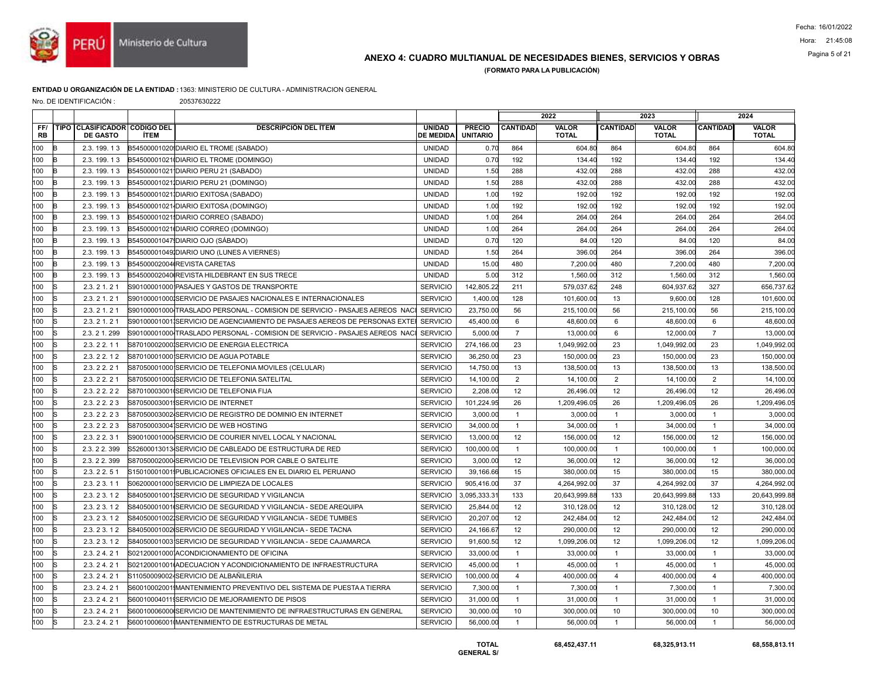# ANEXO 4: CUADRO MULTIANUAL DE NECESIDADES BIENES, SERVICIOS Y OBRAS

**(FORMATO PARA LA PUBLICACIÓN)**

**ENTIDAD U ORGANIZACIÓN DE LA ENTIDAD :** 1363: MINISTERIO DE CULTURA - ADMINISTRACION GENERAL

Nro. DE IDENTIFICACIÓN : 20537630222

| | | | | | | | 2022 | | 2023 | | 2024 | |
|---|---|---|---|---|---|---|---|---|---|---|---|---|
| FF/ RB | TIPO | CLASIFICADOR DE GASTO | CODIGO DEL ÍTEM | DESCRIPCIÓN DEL ÍTEM | UNIDAD DE MEDIDA | PRECIO UNITARIO | CANTIDAD | VALOR TOTAL | CANTIDAD | VALOR TOTAL | CANTIDAD | VALOR TOTAL |
| 100 | B | 2.3. 199. 1 3 | B545000010208 | DIARIO EL TROME (SABADO) | UNIDAD | 0.70 | 864 | 604.80 | 864 | 604.80 | 864 | 604.80 |
| 100 | B | 2.3. 199. 1 3 | B545000010210 | DIARIO EL TROME (DOMINGO) | UNIDAD | 0.70 | 192 | 134.40 | 192 | 134.40 | 192 | 134.40 |
| 100 | B | 2.3. 199. 1 3 | B545000010211 | DIARIO PERU 21 (SABADO) | UNIDAD | 1.50 | 288 | 432.00 | 288 | 432.00 | 288 | 432.00 |
| 100 | B | 2.3. 199. 1 3 | B545000010212 | DIARIO PERU 21 (DOMINGO) | UNIDAD | 1.50 | 288 | 432.00 | 288 | 432.00 | 288 | 432.00 |
| 100 | B | 2.3. 199. 1 3 | B545000010213 | DIARIO EXITOSA (SABADO) | UNIDAD | 1.00 | 192 | 192.00 | 192 | 192.00 | 192 | 192.00 |
| 100 | B | 2.3. 199. 1 3 | B545000010214 | DIARIO EXITOSA (DOMINGO) | UNIDAD | 1.00 | 192 | 192.00 | 192 | 192.00 | 192 | 192.00 |
| 100 | B | 2.3. 199. 1 3 | B545000010215 | DIARIO CORREO (SABADO) | UNIDAD | 1.00 | 264 | 264.00 | 264 | 264.00 | 264 | 264.00 |
| 100 | B | 2.3. 199. 1 3 | B545000010216 | DIARIO CORREO (DOMINGO) | UNIDAD | 1.00 | 264 | 264.00 | 264 | 264.00 | 264 | 264.00 |
| 100 | B | 2.3. 199. 1 3 | B545000010470 | DIARIO OJO (SÁBADO) | UNIDAD | 0.70 | 120 | 84.00 | 120 | 84.00 | 120 | 84.00 |
| 100 | B | 2.3. 199. 1 3 | B545000010492 | DIARIO UNO (LUNES A VIERNES) | UNIDAD | 1.50 | 264 | 396.00 | 264 | 396.00 | 264 | 396.00 |
| 100 | B | 2.3. 199. 1 3 | B545000020040 | REVISTA CARETAS | UNIDAD | 15.00 | 480 | 7,200.00 | 480 | 7,200.00 | 480 | 7,200.00 |
| 100 | B | 2.3. 199. 1 3 | B545000020400 | REVISTA HILDEBRANT EN SUS TRECE | UNIDAD | 5.00 | 312 | 1,560.00 | 312 | 1,560.00 | 312 | 1,560.00 |
| 100 | S | 2.3. 2 1. 2 1 | S901000010000 | PASAJES Y GASTOS DE TRANSPORTE | SERVICIO | 142,805.22 | 211 | 579,037.62 | 248 | 604,937.62 | 327 | 656,737.62 |
| 100 | S | 2.3. 2 1. 2 1 | S901000010002 | SERVICIO DE PASAJES NACIONALES E INTERNACIONALES | SERVICIO | 1,400.00 | 128 | 101,600.00 | 13 | 9,600.00 | 128 | 101,600.00 |
| 100 | S | 2.3. 2 1. 2 1 | S901000010004 | TRASLADO PERSONAL - COMISION DE SERVICIO - PASAJES AEREOS NACI | SERVICIO | 23,750.00 | 56 | 215,100.00 | 56 | 215,100.00 | 56 | 215,100.00 |
| 100 | S | 2.3. 2 1. 2 1 | S901000010013 | SERVICIO DE AGENCIAMIENTO DE PASAJES AEREOS DE PERSONAS EXTE | SERVICIO | 45,400.00 | 6 | 48,600.00 | 6 | 48,600.00 | 6 | 48,600.00 |
| 100 | S | 2.3. 2 1. 299 | S901000010004 | TRASLADO PERSONAL - COMISION DE SERVICIO - PASAJES AEREOS NACI | SERVICIO | 5,000.00 | 7 | 13,000.00 | 6 | 12,000.00 | 7 | 13,000.00 |
| 100 | S | 2.3. 2 2. 1 1 | S870100020003 | SERVICIO DE ENERGIA ELECTRICA | SERVICIO | 274,166.00 | 23 | 1,049,992.00 | 23 | 1,049,992.00 | 23 | 1,049,992.00 |
| 100 | S | 2.3. 2 2. 1 2 | S870100010000 | SERVICIO DE AGUA POTABLE | SERVICIO | 36,250.00 | 23 | 150,000.00 | 23 | 150,000.00 | 23 | 150,000.00 |
| 100 | S | 2.3. 2 2. 2 1 | S870500010000 | SERVICIO DE TELEFONIA MOVILES (CELULAR) | SERVICIO | 14,750.00 | 13 | 138,500.00 | 13 | 138,500.00 | 13 | 138,500.00 |
| 100 | S | 2.3. 2 2. 2 1 | S870500010002 | SERVICIO DE TELEFONIA SATELITAL | SERVICIO | 14,100.00 | 2 | 14,100.00 | 2 | 14,100.00 | 2 | 14,100.00 |
| 100 | S | 2.3. 2 2. 2 2 | S870100030010 | SERVICIO DE TELEFONIA FIJA | SERVICIO | 2,208.00 | 12 | 26,496.00 | 12 | 26,496.00 | 12 | 26,496.00 |
| 100 | S | 2.3. 2 2. 2 3 | S870500030019 | SERVICIO DE INTERNET | SERVICIO | 101,224.95 | 26 | 1,209,496.05 | 26 | 1,209,496.05 | 26 | 1,209,496.05 |
| 100 | S | 2.3. 2 2. 2 3 | S870500030024 | SERVICIO DE REGISTRO DE DOMINIO EN INTERNET | SERVICIO | 3,000.00 | 1 | 3,000.00 | 1 | 3,000.00 | 1 | 3,000.00 |
| 100 | S | 2.3. 2 2. 2 3 | S870500030047 | SERVICIO DE WEB HOSTING | SERVICIO | 34,000.00 | 1 | 34,000.00 | 1 | 34,000.00 | 1 | 34,000.00 |
| 100 | S | 2.3. 2 2. 3 1 | S901000010004 | SERVICIO DE COURIER NIVEL LOCAL Y NACIONAL | SERVICIO | 13,000.00 | 12 | 156,000.00 | 12 | 156,000.00 | 12 | 156,000.00 |
| 100 | S | 2.3. 2 2. 399 | S526000130134 | SERVICIO DE CABLEADO DE ESTRUCTURA DE RED | SERVICIO | 100,000.00 | 1 | 100,000.00 | 1 | 100,000.00 | 1 | 100,000.00 |
| 100 | S | 2.3. 2 2. 399 | S870500020004 | SERVICIO DE TELEVISION POR CABLE O SATELITE | SERVICIO | 3,000.00 | 12 | 36,000.00 | 12 | 36,000.00 | 12 | 36,000.00 |
| 100 | S | 2.3. 2 2. 5 1 | S150100010019 | PUBLICACIONES OFICIALES EN EL DIARIO EL PERUANO | SERVICIO | 39,166.66 | 15 | 380,000.00 | 15 | 380,000.00 | 15 | 380,000.00 |
| 100 | S | 2.3. 2 3. 1 1 | S062000010000 | SERVICIO DE LIMPIEZA DE LOCALES | SERVICIO | 905,416.00 | 37 | 4,264,992.00 | 37 | 4,264,992.00 | 37 | 4,264,992.00 |
| 100 | S | 2.3. 2 3. 1 2 | S840500010012 | SERVICIO DE SEGURIDAD Y VIGILANCIA | SERVICIO | 3,095,333.31 | 133 | 20,643,999.88 | 133 | 20,643,999.88 | 133 | 20,643,999.88 |
| 100 | S | 2.3. 2 3. 1 2 | S840500010016 | SERVICIO DE SEGURIDAD Y VIGILANCIA - SEDE AREQUIPA | SERVICIO | 25,844.00 | 12 | 310,128.00 | 12 | 310,128.00 | 12 | 310,128.00 |
| 100 | S | 2.3. 2 3. 1 2 | S840500010022 | SERVICIO DE SEGURIDAD Y VIGILANCIA - SEDE TUMBES | SERVICIO | 20,207.00 | 12 | 242,484.00 | 12 | 242,484.00 | 12 | 242,484.00 |
| 100 | S | 2.3. 2 3. 1 2 | S840500010026 | SERVICIO DE SEGURIDAD Y VIGILANCIA - SEDE TACNA | SERVICIO | 24,166.67 | 12 | 290,000.00 | 12 | 290,000.00 | 12 | 290,000.00 |
| 100 | S | 2.3. 2 3. 1 2 | S840500010031 | SERVICIO DE SEGURIDAD Y VIGILANCIA - SEDE CAJAMARCA | SERVICIO | 91,600.50 | 12 | 1,099,206.00 | 12 | 1,099,206.00 | 12 | 1,099,206.00 |
| 100 | S | 2.3. 2 4. 2 1 | S021200010000 | ACONDICIONAMIENTO DE OFICINA | SERVICIO | 33,000.00 | 1 | 33,000.00 | 1 | 33,000.00 | 1 | 33,000.00 |
| 100 | S | 2.3. 2 4. 2 1 | S021200010010 | ADECUACION Y ACONDICIONAMIENTO DE INFRAESTRUCTURA | SERVICIO | 45,000.00 | 1 | 45,000.00 | 1 | 45,000.00 | 1 | 45,000.00 |
| 100 | S | 2.3. 2 4. 2 1 | S110500090024 | SERVICIO DE ALBAÑILERIA | SERVICIO | 100,000.00 | 4 | 400,000.00 | 4 | 400,000.00 | 4 | 400,000.00 |
| 100 | S | 2.3. 2 4. 2 1 | S600100020019 | MANTENIMIENTO PREVENTIVO DEL SISTEMA DE PUESTA A TIERRA | SERVICIO | 7,300.00 | 1 | 7,300.00 | 1 | 7,300.00 | 1 | 7,300.00 |
| 100 | S | 2.3. 2 4. 2 1 | S600100040119 | SERVICIO DE MEJORAMIENTO DE PISOS | SERVICIO | 31,000.00 | 1 | 31,000.00 | 1 | 31,000.00 | 1 | 31,000.00 |
| 100 | S | 2.3. 2 4. 2 1 | S600100060008 | SERVICIO DE MANTENIMIENTO DE INFRAESTRUCTURAS EN GENERAL | SERVICIO | 30,000.00 | 10 | 300,000.00 | 10 | 300,000.00 | 10 | 300,000.00 |
| 100 | S | 2.3. 2 4. 2 1 | S600100060010 | MANTENIMIENTO DE ESTRUCTURAS DE METAL | SERVICIO | 56,000.00 | 1 | 56,000.00 | 1 | 56,000.00 | 1 | 56,000.00 |
| | | | | | | **TOTAL GENERAL S/** | | **68,452,437.11** | | **68,325,913.11** | | **68,558,813.11** |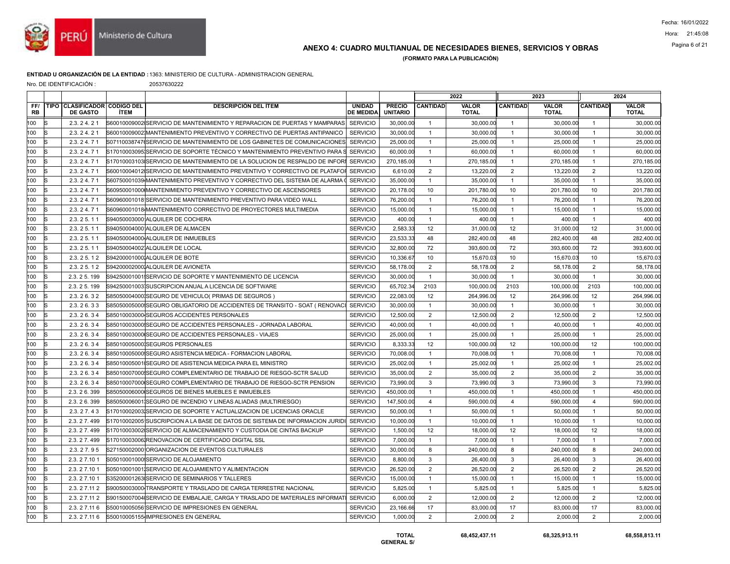## ANEXO 4: CUADRO MULTIANUAL DE NECESIDADES BIENES, SERVICIOS Y OBRAS

**(FORMATO PARA LA PUBLICACIÓN)**

**ENTIDAD U ORGANIZACIÓN DE LA ENTIDAD :** 1363: MINISTERIO DE CULTURA - ADMINISTRACION GENERAL

Nro. DE IDENTIFICACIÓN : 20537630222

| | | | | | | | 2022 | | 2023 | | 2024 | |
|---|---|---|---|---|---|---|---|---|---|---|---|---|
| **FF/ RB** | **TIPO** | **CLASIFICADOR DE GASTO** | **CODIGO DEL ÍTEM** | **DESCRIPCIÓN DEL ÍTEM** | **UNIDAD DE MEDIDA** | **PRECIO UNITARIO** | **CANTIDAD** | **VALOR TOTAL** | **CANTIDAD** | **VALOR TOTAL** | **CANTIDAD** | **VALOR TOTAL** |
| 100 | S | 2.3. 2 4. 2 1 | S60010009002 | SERVICIO DE MANTENIMIENTO Y REPARACION DE PUERTAS Y MAMPARAS | SERVICIO | 30,000.00 | 1 | 30,000.00 | 1 | 30,000.00 | 1 | 30,000.00 |
| 100 | S | 2.3. 2 4. 2 1 | S60010009002 | MANTENIMIENTO PREVENTIVO Y CORRECTIVO DE PUERTAS ANTIPANICO | SERVICIO | 30,000.00 | 1 | 30,000.00 | 1 | 30,000.00 | 1 | 30,000.00 |
| 100 | S | 2.3. 2 4. 7 1 | S07110038747 | SERVICIO DE MANTENIMIENTO DE LOS GABINETES DE COMUNICACIONES | SERVICIO | 25,000.00 | 1 | 25,000.00 | 1 | 25,000.00 | 1 | 25,000.00 |
| 100 | S | 2.3. 2 4. 7 1 | S17010003095 | SERVICIO DE SOPORTE TÉCNICO Y MANTENIMIENTO PREVENTIVO PARA S | SERVICIO | 60,000.00 | 1 | 60,000.00 | 1 | 60,000.00 | 1 | 60,000.00 |
| 100 | S | 2.3. 2 4. 7 1 | S17010003103 | SERVICIO DE MANTENIMIENTO DE LA SOLUCION DE RESPALDO DE INFORI | SERVICIO | 270,185.00 | 1 | 270,185.00 | 1 | 270,185.00 | 1 | 270,185.00 |
| 100 | S | 2.3. 2 4. 7 1 | S60010004012 | SERVICIO DE MANTENIMIENTO PREVENTIVO Y CORRECTIVO DE PLATAFOI | SERVICIO | 6,610.00 | 2 | 13,220.00 | 2 | 13,220.00 | 2 | 13,220.00 |
| 100 | S | 2.3. 2 4. 7 1 | S60750001039 | MANTENIMIENTO PREVENTIVO Y CORRECTIVO DEL SISTEMA DE ALARMA ( | SERVICIO | 35,000.00 | 1 | 35,000.00 | 1 | 35,000.00 | 1 | 35,000.00 |
| 100 | S | 2.3. 2 4. 7 1 | S60950001000 | MANTENIMIENTO PREVENTIVO Y CORRECTIVO DE ASCENSORES | SERVICIO | 20,178.00 | 10 | 201,780.00 | 10 | 201,780.00 | 10 | 201,780.00 |
| 100 | S | 2.3. 2 4. 7 1 | S60960001018 | SERVICIO DE MANTENIMIENTO PREVENTIVO PARA VIDEO WALL | SERVICIO | 76,200.00 | 1 | 76,200.00 | 1 | 76,200.00 | 1 | 76,200.00 |
| 100 | S | 2.3. 2 4. 7 1 | S60960001018 | MANTENIMIENTO CORRECTIVO DE PROYECTORES MULTIMEDIA | SERVICIO | 15,000.00 | 1 | 15,000.00 | 1 | 15,000.00 | 1 | 15,000.00 |
| 100 | S | 2.3. 2 5. 1 1 | S94050003000 | ALQUILER DE COCHERA | SERVICIO | 400.00 | 1 | 400.00 | 1 | 400.00 | 1 | 400.00 |
| 100 | S | 2.3. 2 5. 1 1 | S94050004000 | ALQUILER DE ALMACEN | SERVICIO | 2,583.33 | 12 | 31,000.00 | 12 | 31,000.00 | 12 | 31,000.00 |
| 100 | S | 2.3. 2 5. 1 1 | S94050004000 | ALQUILER DE INMUEBLES | SERVICIO | 23,533.33 | 48 | 282,400.00 | 48 | 282,400.00 | 48 | 282,400.00 |
| 100 | S | 2.3. 2 5. 1 1 | S94050004002 | ALQUILER DE LOCAL | SERVICIO | 32,800.00 | 72 | 393,600.00 | 72 | 393,600.00 | 72 | 393,600.00 |
| 100 | S | 2.3. 2 5. 1 2 | S94200001000 | ALQUILER DE BOTE | SERVICIO | 10,336.67 | 10 | 15,670.03 | 10 | 15,670.03 | 10 | 15,670.03 |
| 100 | S | 2.3. 2 5. 1 2 | S94200002000 | ALQUILER DE AVIONETA | SERVICIO | 58,178.00 | 2 | 58,178.00 | 2 | 58,178.00 | 2 | 58,178.00 |
| 100 | S | 2.3. 2 5. 199 | S94250001001 | SERVICIO DE SOPORTE Y MANTENIMIENTO DE LICENCIA | SERVICIO | 30,000.00 | 1 | 30,000.00 | 1 | 30,000.00 | 1 | 30,000.00 |
| 100 | S | 2.3. 2 5. 199 | S94250001003 | SUSCRIPCION ANUAL A LICENCIA DE SOFTWARE | SERVICIO | 65,702.34 | 2103 | 100,000.00 | 2103 | 100,000.00 | 2103 | 100,000.00 |
| 100 | S | 2.3. 2 6. 3 2 | S85050004000 | SEGURO DE VEHICULO( PRIMAS DE SEGUROS ) | SERVICIO | 22,083.00 | 12 | 264,996.00 | 12 | 264,996.00 | 12 | 264,996.00 |
| 100 | S | 2.3. 2 6. 3 3 | S85050005000 | SEGURO OBLIGATORIO DE ACCIDENTES DE TRANSITO - SOAT ( RENOVACI | SERVICIO | 30,000.00 | 1 | 30,000.00 | 1 | 30,000.00 | 1 | 30,000.00 |
| 100 | S | 2.3. 2 6. 3 4 | S85010003000 | SEGUROS ACCIDENTES PERSONALES | SERVICIO | 12,500.00 | 2 | 12,500.00 | 2 | 12,500.00 | 2 | 12,500.00 |
| 100 | S | 2.3. 2 6. 3 4 | S85010003000 | SEGURO DE ACCIDENTES PERSONALES - JORNADA LABORAL | SERVICIO | 40,000.00 | 1 | 40,000.00 | 1 | 40,000.00 | 1 | 40,000.00 |
| 100 | S | 2.3. 2 6. 3 4 | S85010003000 | SEGURO DE ACCIDENTES PERSONALES - VIAJES | SERVICIO | 25,000.00 | 1 | 25,000.00 | 1 | 25,000.00 | 1 | 25,000.00 |
| 100 | S | 2.3. 2 6. 3 4 | S85010005000 | SEGUROS PERSONALES | SERVICIO | 8,333.33 | 12 | 100,000.00 | 12 | 100,000.00 | 12 | 100,000.00 |
| 100 | S | 2.3. 2 6. 3 4 | S85010005000 | SEGURO ASISTENCIA MEDICA - FORMACION LABORAL | SERVICIO | 70,008.00 | 1 | 70,008.00 | 1 | 70,008.00 | 1 | 70,008.00 |
| 100 | S | 2.3. 2 6. 3 4 | S85010005001 | SEGURO DE ASISTENCIA MEDICA PARA EL MINISTRO | SERVICIO | 25,002.00 | 1 | 25,002.00 | 1 | 25,002.00 | 1 | 25,002.00 |
| 100 | S | 2.3. 2 6. 3 4 | S85010007000 | SEGURO COMPLEMENTARIO DE TRABAJO DE RIESGO-SCTR SALUD | SERVICIO | 35,000.00 | 2 | 35,000.00 | 2 | 35,000.00 | 2 | 35,000.00 |
| 100 | S | 2.3. 2 6. 3 4 | S85010007000 | SEGURO COMPLEMENTARIO DE TRABAJO DE RIESGO-SCTR PENSION | SERVICIO | 73,990.00 | 3 | 73,990.00 | 3 | 73,990.00 | 3 | 73,990.00 |
| 100 | S | 2.3. 2 6. 399 | S85050006000 | SEGUROS DE BIENES MUEBLES E INMUEBLES | SERVICIO | 450,000.00 | 1 | 450,000.00 | 1 | 450,000.00 | 1 | 450,000.00 |
| 100 | S | 2.3. 2 6. 399 | S85050006001 | SEGURO DE INCENDIO Y LINEAS ALIADAS (MULTIRIESGO) | SERVICIO | 147,500.00 | 4 | 590,000.00 | 4 | 590,000.00 | 4 | 590,000.00 |
| 100 | S | 2.3. 2 7. 4 3 | S17010002003 | SERVICIO DE SOPORTE Y ACTUALIZACION DE LICENCIAS ORACLE | SERVICIO | 50,000.00 | 1 | 50,000.00 | 1 | 50,000.00 | 1 | 50,000.00 |
| 100 | S | 2.3. 2 7. 499 | S17010002005 | SUSCRIPCION A LA BASE DE DATOS DE SISTEMA DE INFORMACION JURIDI | SERVICIO | 10,000.00 | 1 | 10,000.00 | 1 | 10,000.00 | 1 | 10,000.00 |
| 100 | S | 2.3. 2 7. 499 | S17010003002 | SERVICIO DE ALMACENAMIENTO Y CUSTODIA DE CINTAS BACKUP | SERVICIO | 1,500.00 | 12 | 18,000.00 | 12 | 18,000.00 | 12 | 18,000.00 |
| 100 | S | 2.3. 2 7. 499 | S17010003006 | RENOVACION DE CERTIFICADO DIGITAL SSL | SERVICIO | 7,000.00 | 1 | 7,000.00 | 1 | 7,000.00 | 1 | 7,000.00 |
| 100 | S | 2.3. 2 7. 9 5 | S27150002000 | ORGANIZACION DE EVENTOS CULTURALES | SERVICIO | 30,000.00 | 8 | 240,000.00 | 8 | 240,000.00 | 8 | 240,000.00 |
| 100 | S | 2.3. 2 7.10 1 | S05010001000 | SERVICIO DE ALOJAMIENTO | SERVICIO | 8,800.00 | 3 | 26,400.00 | 3 | 26,400.00 | 3 | 26,400.00 |
| 100 | S | 2.3. 2 7.10 1 | S05010001001 | SERVICIO DE ALOJAMIENTO Y ALIMENTACION | SERVICIO | 26,520.00 | 2 | 26,520.00 | 2 | 26,520.00 | 2 | 26,520.00 |
| 100 | S | 2.3. 2 7.10 1 | S35200001263 | SERVICIO DE SEMINARIOS Y TALLERES | SERVICIO | 15,000.00 | 1 | 15,000.00 | 1 | 15,000.00 | 1 | 15,000.00 |
| 100 | S | 2.3. 2 7.11 2 | S90050003000 | TRANSPORTE Y TRASLADO DE CARGA TERRESTRE NACIONAL | SERVICIO | 5,825.00 | 1 | 5,825.00 | 1 | 5,825.00 | 1 | 5,825.00 |
| 100 | S | 2.3. 2 7.11 2 | S90150007004 | SERVICIO DE EMBALAJE, CARGA Y TRASLADO DE MATERIALES INFORMATI | SERVICIO | 6,000.00 | 2 | 12,000.00 | 2 | 12,000.00 | 2 | 12,000.00 |
| 100 | S | 2.3. 2 7.11 6 | S50010005056 | SERVICIO DE IMPRESIONES EN GENERAL | SERVICIO | 23,166.66 | 17 | 83,000.00 | 17 | 83,000.00 | 17 | 83,000.00 |
| 100 | S | 2.3. 2 7.11 6 | S50010005155 | IMPRESIONES EN GENERAL | SERVICIO | 1,000.00 | 2 | 2,000.00 | 2 | 2,000.00 | 2 | 2,000.00 |
| | | | | | | | **TOTAL GENERAL S/** | **68,452,437.11** | | **68,325,913.11** | | **68,558,813.11** |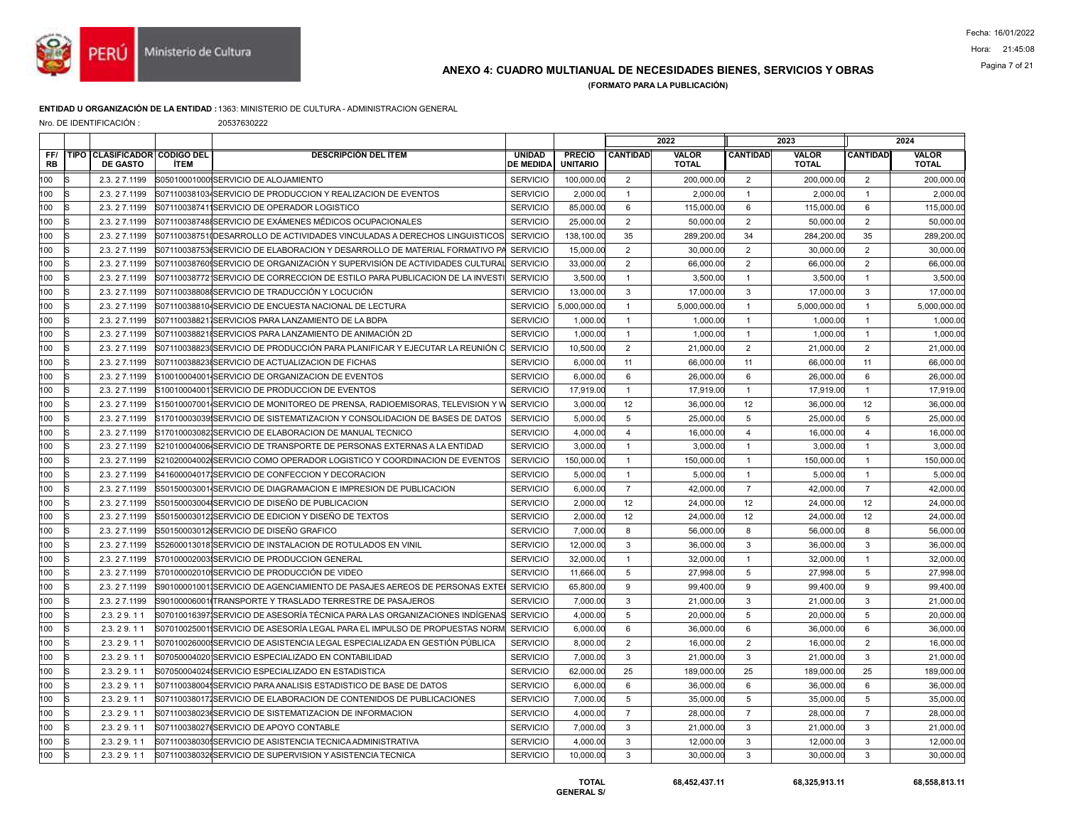# ANEXO 4: CUADRO MULTIANUAL DE NECESIDADES BIENES, SERVICIOS Y OBRAS

**(FORMATO PARA LA PUBLICACIÓN)**

**ENTIDAD U ORGANIZACIÓN DE LA ENTIDAD :** 1363: MINISTERIO DE CULTURA - ADMINISTRACION GENERAL

Nro. DE IDENTIFICACIÓN : 20537630222

| | | | | | | | 2022 | | 2023 | | 2024 | |
|---|---|---|---|---|---|---|---|---|---|---|---|---|
| FF/ RB | TIPO | CLASIFICADOR DE GASTO | CODIGO DEL ÍTEM | DESCRIPCIÓN DEL ÍTEM | UNIDAD DE MEDIDA | PRECIO UNITARIO | CANTIDAD | VALOR TOTAL | CANTIDAD | VALOR TOTAL | CANTIDAD | VALOR TOTAL |
| 100 | S | 2.3. 2 7.1199 | S05010001000 | SERVICIO DE ALOJAMIENTO | SERVICIO | 100,000.00 | 2 | 200,000.00 | 2 | 200,000.00 | 2 | 200,000.00 |
| 100 | S | 2.3. 2 7.1199 | S07110038103 | SERVICIO DE PRODUCCION Y REALIZACION DE EVENTOS | SERVICIO | 2,000.00 | 1 | 2,000.00 | 1 | 2,000.00 | 1 | 2,000.00 |
| 100 | S | 2.3. 2 7.1199 | S07110038741 | SERVICIO DE OPERADOR LOGISTICO | SERVICIO | 85,000.00 | 6 | 115,000.00 | 6 | 115,000.00 | 6 | 115,000.00 |
| 100 | S | 2.3. 2 7.1199 | S07110038748 | SERVICIO DE EXÁMENES MÉDICOS OCUPACIONALES | SERVICIO | 25,000.00 | 2 | 50,000.00 | 2 | 50,000.00 | 2 | 50,000.00 |
| 100 | S | 2.3. 2 7.1199 | S07110038751 | DESARROLLO DE ACTIVIDADES VINCULADAS A DERECHOS LINGUISTICOS | SERVICIO | 138,100.00 | 35 | 289,200.00 | 34 | 284,200.00 | 35 | 289,200.00 |
| 100 | S | 2.3. 2 7.1199 | S07110038753 | SERVICIO DE ELABORACION Y DESARROLLO DE MATERIAL FORMATIVO PA | SERVICIO | 15,000.00 | 2 | 30,000.00 | 2 | 30,000.00 | 2 | 30,000.00 |
| 100 | S | 2.3. 2 7.1199 | S07110038760 | SERVICIO DE ORGANIZACIÓN Y SUPERVISIÓN DE ACTIVIDADES CULTURAL | SERVICIO | 33,000.00 | 2 | 66,000.00 | 2 | 66,000.00 | 2 | 66,000.00 |
| 100 | S | 2.3. 2 7.1199 | S07110038772 | SERVICIO DE CORRECCION DE ESTILO PARA PUBLICACION DE LA INVESTI | SERVICIO | 3,500.00 | 1 | 3,500.00 | 1 | 3,500.00 | 1 | 3,500.00 |
| 100 | S | 2.3. 2 7.1199 | S07110038808 | SERVICIO DE TRADUCCIÓN Y LOCUCIÓN | SERVICIO | 13,000.00 | 3 | 17,000.00 | 3 | 17,000.00 | 3 | 17,000.00 |
| 100 | S | 2.3. 2 7.1199 | S07110038810 | SERVICIO DE ENCUESTA NACIONAL DE LECTURA | SERVICIO | 5,000,000.00 | 1 | 5,000,000.00 | 1 | 5,000,000.00 | 1 | 5,000,000.00 |
| 100 | S | 2.3. 2 7.1199 | S07110038821 | SERVICIOS PARA LANZAMIENTO DE LA BDPA | SERVICIO | 1,000.00 | 1 | 1,000.00 | 1 | 1,000.00 | 1 | 1,000.00 |
| 100 | S | 2.3. 2 7.1199 | S07110038821 | SERVICIOS PARA LANZAMIENTO DE ANIMACIÓN 2D | SERVICIO | 1,000.00 | 1 | 1,000.00 | 1 | 1,000.00 | 1 | 1,000.00 |
| 100 | S | 2.3. 2 7.1199 | S07110038823 | SERVICIO DE PRODUCCIÓN PARA PLANIFICAR Y EJECUTAR LA REUNIÓN C | SERVICIO | 10,500.00 | 2 | 21,000.00 | 2 | 21,000.00 | 2 | 21,000.00 |
| 100 | S | 2.3. 2 7.1199 | S07110038823 | SERVICIO DE ACTUALIZACION DE FICHAS | SERVICIO | 6,000.00 | 11 | 66,000.00 | 11 | 66,000.00 | 11 | 66,000.00 |
| 100 | S | 2.3. 2 7.1199 | S10010004001 | SERVICIO DE ORGANIZACION DE EVENTOS | SERVICIO | 6,000.00 | 6 | 26,000.00 | 6 | 26,000.00 | 6 | 26,000.00 |
| 100 | S | 2.3. 2 7.1199 | S10010004001 | SERVICIO DE PRODUCCION DE EVENTOS | SERVICIO | 17,919.00 | 1 | 17,919.00 | 1 | 17,919.00 | 1 | 17,919.00 |
| 100 | S | 2.3. 2 7.1199 | S15010007001 | SERVICIO DE MONITOREO DE PRENSA, RADIOEMISORAS, TELEVISION Y W | SERVICIO | 3,000.00 | 12 | 36,000.00 | 12 | 36,000.00 | 12 | 36,000.00 |
| 100 | S | 2.3. 2 7.1199 | S17010003039 | SERVICIO DE SISTEMATIZACION Y CONSOLIDACION DE BASES DE DATOS | SERVICIO | 5,000.00 | 5 | 25,000.00 | 5 | 25,000.00 | 5 | 25,000.00 |
| 100 | S | 2.3. 2 7.1199 | S17010003082 | SERVICIO DE ELABORACION DE MANUAL TECNICO | SERVICIO | 4,000.00 | 4 | 16,000.00 | 4 | 16,000.00 | 4 | 16,000.00 |
| 100 | S | 2.3. 2 7.1199 | S21010004006 | SERVICIO DE TRANSPORTE DE PERSONAS EXTERNAS A LA ENTIDAD | SERVICIO | 3,000.00 | 1 | 3,000.00 | 1 | 3,000.00 | 1 | 3,000.00 |
| 100 | S | 2.3. 2 7.1199 | S21020004002 | SERVICIO COMO OPERADOR LOGISTICO Y COORDINACION DE EVENTOS | SERVICIO | 150,000.00 | 1 | 150,000.00 | 1 | 150,000.00 | 1 | 150,000.00 |
| 100 | S | 2.3. 2 7.1199 | S41600004017 | SERVICIO DE CONFECCION Y DECORACION | SERVICIO | 5,000.00 | 1 | 5,000.00 | 1 | 5,000.00 | 1 | 5,000.00 |
| 100 | S | 2.3. 2 7.1199 | S50150003001 | SERVICIO DE DIAGRAMACION E IMPRESION DE PUBLICACION | SERVICIO | 6,000.00 | 7 | 42,000.00 | 7 | 42,000.00 | 7 | 42,000.00 |
| 100 | S | 2.3. 2 7.1199 | S50150003004 | SERVICIO DE DISEÑO DE PUBLICACION | SERVICIO | 2,000.00 | 12 | 24,000.00 | 12 | 24,000.00 | 12 | 24,000.00 |
| 100 | S | 2.3. 2 7.1199 | S50150003012 | SERVICIO DE EDICION Y DISEÑO DE TEXTOS | SERVICIO | 2,000.00 | 12 | 24,000.00 | 12 | 24,000.00 | 12 | 24,000.00 |
| 100 | S | 2.3. 2 7.1199 | S50150003012 | SERVICIO DE DISEÑO GRAFICO | SERVICIO | 7,000.00 | 8 | 56,000.00 | 8 | 56,000.00 | 8 | 56,000.00 |
| 100 | S | 2.3. 2 7.1199 | S52600013018 | SERVICIO DE INSTALACION DE ROTULADOS EN VINIL | SERVICIO | 12,000.00 | 3 | 36,000.00 | 3 | 36,000.00 | 3 | 36,000.00 |
| 100 | S | 2.3. 2 7.1199 | S70100002003 | SERVICIO DE PRODUCCION GENERAL | SERVICIO | 32,000.00 | 1 | 32,000.00 | 1 | 32,000.00 | 1 | 32,000.00 |
| 100 | S | 2.3. 2 7.1199 | S70100002010 | SERVICIO DE PRODUCCIÓN DE VIDEO | SERVICIO | 11,666.00 | 5 | 27,998.00 | 5 | 27,998.00 | 5 | 27,998.00 |
| 100 | S | 2.3. 2 7.1199 | S90100001001 | SERVICIO DE AGENCIAMIENTO DE PASAJES AEREOS DE PERSONAS EXTE | SERVICIO | 65,800.00 | 9 | 99,400.00 | 9 | 99,400.00 | 9 | 99,400.00 |
| 100 | S | 2.3. 2 7.1199 | S90100006001 | TRANSPORTE Y TRASLADO TERRESTRE DE PASAJEROS | SERVICIO | 7,000.00 | 3 | 21,000.00 | 3 | 21,000.00 | 3 | 21,000.00 |
| 100 | S | 2.3. 2 9. 1 1 | S07010016397 | SERVICIO DE ASESORÍA TÉCNICA PARA LAS ORGANIZACIONES INDÍGENAS | SERVICIO | 4,000.00 | 5 | 20,000.00 | 5 | 20,000.00 | 5 | 20,000.00 |
| 100 | S | 2.3. 2 9. 1 1 | S07010025001 | SERVICIO DE ASESORÍA LEGAL PARA EL IMPULSO DE PROPUESTAS NORM | SERVICIO | 6,000.00 | 6 | 36,000.00 | 6 | 36,000.00 | 6 | 36,000.00 |
| 100 | S | 2.3. 2 9. 1 1 | S07010026000 | SERVICIO DE ASISTENCIA LEGAL ESPECIALIZADA EN GESTIÓN PÚBLICA | SERVICIO | 8,000.00 | 2 | 16,000.00 | 2 | 16,000.00 | 2 | 16,000.00 |
| 100 | S | 2.3. 2 9. 1 1 | S07050004020 | SERVICIO ESPECIALIZADO EN CONTABILIDAD | SERVICIO | 7,000.00 | 3 | 21,000.00 | 3 | 21,000.00 | 3 | 21,000.00 |
| 100 | S | 2.3. 2 9. 1 1 | S07050004024 | SERVICIO ESPECIALIZADO EN ESTADISTICA | SERVICIO | 62,000.00 | 25 | 189,000.00 | 25 | 189,000.00 | 25 | 189,000.00 |
| 100 | S | 2.3. 2 9. 1 1 | S07110038004 | SERVICIO PARA ANALISIS ESTADISTICO DE BASE DE DATOS | SERVICIO | 6,000.00 | 6 | 36,000.00 | 6 | 36,000.00 | 6 | 36,000.00 |
| 100 | S | 2.3. 2 9. 1 1 | S07110038017 | SERVICIO DE ELABORACION DE CONTENIDOS DE PUBLICACIONES | SERVICIO | 7,000.00 | 5 | 35,000.00 | 5 | 35,000.00 | 5 | 35,000.00 |
| 100 | S | 2.3. 2 9. 1 1 | S07110038023 | SERVICIO DE SISTEMATIZACION DE INFORMACION | SERVICIO | 4,000.00 | 7 | 28,000.00 | 7 | 28,000.00 | 7 | 28,000.00 |
| 100 | S | 2.3. 2 9. 1 1 | S07110038027 | SERVICIO DE APOYO CONTABLE | SERVICIO | 7,000.00 | 3 | 21,000.00 | 3 | 21,000.00 | 3 | 21,000.00 |
| 100 | S | 2.3. 2 9. 1 1 | S07110038030 | SERVICIO DE ASISTENCIA TECNICA ADMINISTRATIVA | SERVICIO | 4,000.00 | 3 | 12,000.00 | 3 | 12,000.00 | 3 | 12,000.00 |
| 100 | S | 2.3. 2 9. 1 1 | S07110038032 | SERVICIO DE SUPERVISION Y ASISTENCIA TECNICA | SERVICIO | 10,000.00 | 3 | 30,000.00 | 3 | 30,000.00 | 3 | 30,000.00 |
| | | | | | | **TOTAL GENERAL S/** | | **68,452,437.11** | | **68,325,913.11** | | **68,558,813.11** |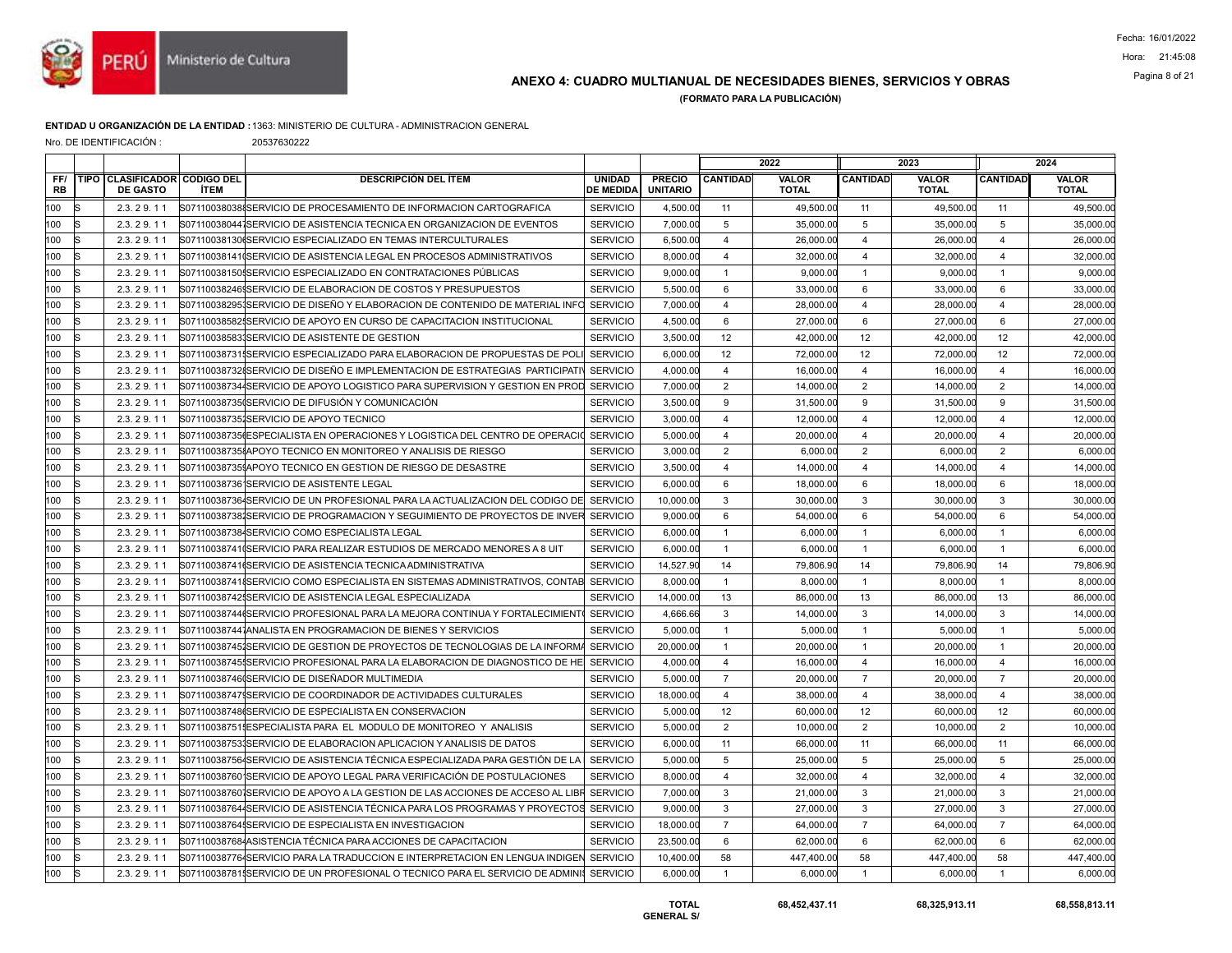## ANEXO 4: CUADRO MULTIANUAL DE NECESIDADES BIENES, SERVICIOS Y OBRAS

**(FORMATO PARA LA PUBLICACIÓN)**

**ENTIDAD U ORGANIZACIÓN DE LA ENTIDAD :** 1363: MINISTERIO DE CULTURA - ADMINISTRACION GENERAL

Nro. DE IDENTIFICACIÓN : 20537630222

| | | | | | | | 2022 | | 2023 | | 2024 | |
|---|---|---|---|---|---|---|---|---|---|---|---|---|
| FF/ RB | TIPO | CLASIFICADOR DE GASTO | CODIGO DEL ÍTEM | DESCRIPCIÓN DEL ÍTEM | UNIDAD DE MEDIDA | PRECIO UNITARIO | CANTIDAD | VALOR TOTAL | CANTIDAD | VALOR TOTAL | CANTIDAD | VALOR TOTAL |
| 100 | S | 2.3. 2 9. 1 1 | S071100380388 | SERVICIO DE PROCESAMIENTO DE INFORMACION CARTOGRAFICA | SERVICIO | 4,500.00 | 11 | 49,500.00 | 11 | 49,500.00 | 11 | 49,500.00 |
| 100 | S | 2.3. 2 9. 1 1 | S071100380447 | SERVICIO DE ASISTENCIA TECNICA EN ORGANIZACION DE EVENTOS | SERVICIO | 7,000.00 | 5 | 35,000.00 | 5 | 35,000.00 | 5 | 35,000.00 |
| 100 | S | 2.3. 2 9. 1 1 | S071100381306 | SERVICIO ESPECIALIZADO EN TEMAS INTERCULTURALES | SERVICIO | 6,500.00 | 4 | 26,000.00 | 4 | 26,000.00 | 4 | 26,000.00 |
| 100 | S | 2.3. 2 9. 1 1 | S071100381410 | SERVICIO DE ASISTENCIA LEGAL EN PROCESOS ADMINISTRATIVOS | SERVICIO | 8,000.00 | 4 | 32,000.00 | 4 | 32,000.00 | 4 | 32,000.00 |
| 100 | S | 2.3. 2 9. 1 1 | S071100381508 | SERVICIO ESPECIALIZADO EN CONTRATACIONES PÚBLICAS | SERVICIO | 9,000.00 | 1 | 9,000.00 | 1 | 9,000.00 | 1 | 9,000.00 |
| 100 | S | 2.3. 2 9. 1 1 | S071100382468 | SERVICIO DE ELABORACION DE COSTOS Y PRESUPUESTOS | SERVICIO | 5,500.00 | 6 | 33,000.00 | 6 | 33,000.00 | 6 | 33,000.00 |
| 100 | S | 2.3. 2 9. 1 1 | S071100382953 | SERVICIO DE DISEÑO Y ELABORACION DE CONTENIDO DE MATERIAL INFO | SERVICIO | 7,000.00 | 4 | 28,000.00 | 4 | 28,000.00 | 4 | 28,000.00 |
| 100 | S | 2.3. 2 9. 1 1 | S071100385825 | SERVICIO DE APOYO EN CURSO DE CAPACITACION INSTITUCIONAL | SERVICIO | 4,500.00 | 6 | 27,000.00 | 6 | 27,000.00 | 6 | 27,000.00 |
| 100 | S | 2.3. 2 9. 1 1 | S071100385833 | SERVICIO DE ASISTENTE DE GESTION | SERVICIO | 3,500.00 | 12 | 42,000.00 | 12 | 42,000.00 | 12 | 42,000.00 |
| 100 | S | 2.3. 2 9. 1 1 | S071100387319 | SERVICIO ESPECIALIZADO PARA ELABORACION DE PROPUESTAS DE POLI | SERVICIO | 6,000.00 | 12 | 72,000.00 | 12 | 72,000.00 | 12 | 72,000.00 |
| 100 | S | 2.3. 2 9. 1 1 | S071100387328 | SERVICIO DE DISEÑO E IMPLEMENTACION DE ESTRATEGIAS PARTICIPATIV | SERVICIO | 4,000.00 | 4 | 16,000.00 | 4 | 16,000.00 | 4 | 16,000.00 |
| 100 | S | 2.3. 2 9. 1 1 | S071100387344 | SERVICIO DE APOYO LOGISTICO PARA SUPERVISION Y GESTION EN PROD | SERVICIO | 7,000.00 | 2 | 14,000.00 | 2 | 14,000.00 | 2 | 14,000.00 |
| 100 | S | 2.3. 2 9. 1 1 | S071100387350 | SERVICIO DE DIFUSIÓN Y COMUNICACIÓN | SERVICIO | 3,500.00 | 9 | 31,500.00 | 9 | 31,500.00 | 9 | 31,500.00 |
| 100 | S | 2.3. 2 9. 1 1 | S071100387352 | SERVICIO DE APOYO TECNICO | SERVICIO | 3,000.00 | 4 | 12,000.00 | 4 | 12,000.00 | 4 | 12,000.00 |
| 100 | S | 2.3. 2 9. 1 1 | S071100387356 | ESPECIALISTA EN OPERACIONES Y LOGISTICA DEL CENTRO DE OPERACIO | SERVICIO | 5,000.00 | 4 | 20,000.00 | 4 | 20,000.00 | 4 | 20,000.00 |
| 100 | S | 2.3. 2 9. 1 1 | S071100387358 | APOYO TECNICO EN MONITOREO Y ANALISIS DE RIESGO | SERVICIO | 3,000.00 | 2 | 6,000.00 | 2 | 6,000.00 | 2 | 6,000.00 |
| 100 | S | 2.3. 2 9. 1 1 | S071100387359 | APOYO TECNICO EN GESTION DE RIESGO DE DESASTRE | SERVICIO | 3,500.00 | 4 | 14,000.00 | 4 | 14,000.00 | 4 | 14,000.00 |
| 100 | S | 2.3. 2 9. 1 1 | S071100387361 | SERVICIO DE ASISTENTE LEGAL | SERVICIO | 6,000.00 | 6 | 18,000.00 | 6 | 18,000.00 | 6 | 18,000.00 |
| 100 | S | 2.3. 2 9. 1 1 | S071100387364 | SERVICIO DE UN PROFESIONAL PARA LA ACTUALIZACION DEL CODIGO DE | SERVICIO | 10,000.00 | 3 | 30,000.00 | 3 | 30,000.00 | 3 | 30,000.00 |
| 100 | S | 2.3. 2 9. 1 1 | S071100387382 | SERVICIO DE PROGRAMACION Y SEGUIMIENTO DE PROYECTOS DE INVER | SERVICIO | 9,000.00 | 6 | 54,000.00 | 6 | 54,000.00 | 6 | 54,000.00 |
| 100 | S | 2.3. 2 9. 1 1 | S071100387384 | SERVICIO COMO ESPECIALISTA LEGAL | SERVICIO | 6,000.00 | 1 | 6,000.00 | 1 | 6,000.00 | 1 | 6,000.00 |
| 100 | S | 2.3. 2 9. 1 1 | S071100387410 | SERVICIO PARA REALIZAR ESTUDIOS DE MERCADO MENORES A 8 UIT | SERVICIO | 6,000.00 | 1 | 6,000.00 | 1 | 6,000.00 | 1 | 6,000.00 |
| 100 | S | 2.3. 2 9. 1 1 | S071100387416 | SERVICIO DE ASISTENCIA TECNICA ADMINISTRATIVA | SERVICIO | 14,527.90 | 14 | 79,806.90 | 14 | 79,806.90 | 14 | 79,806.90 |
| 100 | S | 2.3. 2 9. 1 1 | S071100387418 | SERVICIO COMO ESPECIALISTA EN SISTEMAS ADMINISTRATIVOS, CONTAB | SERVICIO | 8,000.00 | 1 | 8,000.00 | 1 | 8,000.00 | 1 | 8,000.00 |
| 100 | S | 2.3. 2 9. 1 1 | S071100387425 | SERVICIO DE ASISTENCIA LEGAL ESPECIALIZADA | SERVICIO | 14,000.00 | 13 | 86,000.00 | 13 | 86,000.00 | 13 | 86,000.00 |
| 100 | S | 2.3. 2 9. 1 1 | S071100387446 | SERVICIO PROFESIONAL PARA LA MEJORA CONTINUA Y FORTALECIMIENT | SERVICIO | 4,666.66 | 3 | 14,000.00 | 3 | 14,000.00 | 3 | 14,000.00 |
| 100 | S | 2.3. 2 9. 1 1 | S071100387447 | ANALISTA EN PROGRAMACION DE BIENES Y SERVICIOS | SERVICIO | 5,000.00 | 1 | 5,000.00 | 1 | 5,000.00 | 1 | 5,000.00 |
| 100 | S | 2.3. 2 9. 1 1 | S071100387452 | SERVICIO DE GESTION DE PROYECTOS DE TECNOLOGIAS DE LA INFORMA | SERVICIO | 20,000.00 | 1 | 20,000.00 | 1 | 20,000.00 | 1 | 20,000.00 |
| 100 | S | 2.3. 2 9. 1 1 | S071100387458 | SERVICIO PROFESIONAL PARA LA ELABORACION DE DIAGNOSTICO DE HE | SERVICIO | 4,000.00 | 4 | 16,000.00 | 4 | 16,000.00 | 4 | 16,000.00 |
| 100 | S | 2.3. 2 9. 1 1 | S071100387460 | SERVICIO DE DISEÑADOR MULTIMEDIA | SERVICIO | 5,000.00 | 7 | 20,000.00 | 7 | 20,000.00 | 7 | 20,000.00 |
| 100 | S | 2.3. 2 9. 1 1 | S071100387479 | SERVICIO DE COORDINADOR DE ACTIVIDADES CULTURALES | SERVICIO | 18,000.00 | 4 | 38,000.00 | 4 | 38,000.00 | 4 | 38,000.00 |
| 100 | S | 2.3. 2 9. 1 1 | S071100387486 | SERVICIO DE ESPECIALISTA EN CONSERVACION | SERVICIO | 5,000.00 | 12 | 60,000.00 | 12 | 60,000.00 | 12 | 60,000.00 |
| 100 | S | 2.3. 2 9. 1 1 | S071100387519 | ESPECIALISTA PARA EL MODULO DE MONITOREO Y ANALISIS | SERVICIO | 5,000.00 | 2 | 10,000.00 | 2 | 10,000.00 | 2 | 10,000.00 |
| 100 | S | 2.3. 2 9. 1 1 | S071100387533 | SERVICIO DE ELABORACION APLICACION Y ANALISIS DE DATOS | SERVICIO | 6,000.00 | 11 | 66,000.00 | 11 | 66,000.00 | 11 | 66,000.00 |
| 100 | S | 2.3. 2 9. 1 1 | S071100387564 | SERVICIO DE ASISTENCIA TÉCNICA ESPECIALIZADA PARA GESTIÓN DE LA | SERVICIO | 5,000.00 | 5 | 25,000.00 | 5 | 25,000.00 | 5 | 25,000.00 |
| 100 | S | 2.3. 2 9. 1 1 | S071100387601 | SERVICIO DE APOYO LEGAL PARA VERIFICACIÓN DE POSTULACIONES | SERVICIO | 8,000.00 | 4 | 32,000.00 | 4 | 32,000.00 | 4 | 32,000.00 |
| 100 | S | 2.3. 2 9. 1 1 | S071100387607 | SERVICIO DE APOYO A LA GESTION DE LAS ACCIONES DE ACCESO AL LIBR | SERVICIO | 7,000.00 | 3 | 21,000.00 | 3 | 21,000.00 | 3 | 21,000.00 |
| 100 | S | 2.3. 2 9. 1 1 | S071100387644 | SERVICIO DE ASISTENCIA TÉCNICA PARA LOS PROGRAMAS Y PROYECTOS | SERVICIO | 9,000.00 | 3 | 27,000.00 | 3 | 27,000.00 | 3 | 27,000.00 |
| 100 | S | 2.3. 2 9. 1 1 | S071100387645 | SERVICIO DE ESPECIALISTA EN INVESTIGACION | SERVICIO | 18,000.00 | 7 | 64,000.00 | 7 | 64,000.00 | 7 | 64,000.00 |
| 100 | S | 2.3. 2 9. 1 1 | S071100387684 | ASISTENCIA TÉCNICA PARA ACCIONES DE CAPACITACION | SERVICIO | 23,500.00 | 6 | 62,000.00 | 6 | 62,000.00 | 6 | 62,000.00 |
| 100 | S | 2.3. 2 9. 1 1 | S071100387764 | SERVICIO PARA LA TRADUCCION E INTERPRETACION EN LENGUA INDIGEN | SERVICIO | 10,400.00 | 58 | 447,400.00 | 58 | 447,400.00 | 58 | 447,400.00 |
| 100 | S | 2.3. 2 9. 1 1 | S071100387815 | SERVICIO DE UN PROFESIONAL O TECNICO PARA EL SERVICIO DE ADMINIS | SERVICIO | 6,000.00 | 1 | 6,000.00 | 1 | 6,000.00 | 1 | 6,000.00 |
| | | | | | | TOTAL GENERAL S/ | | 68,452,437.11 | | 68,325,913.11 | | 68,558,813.11 |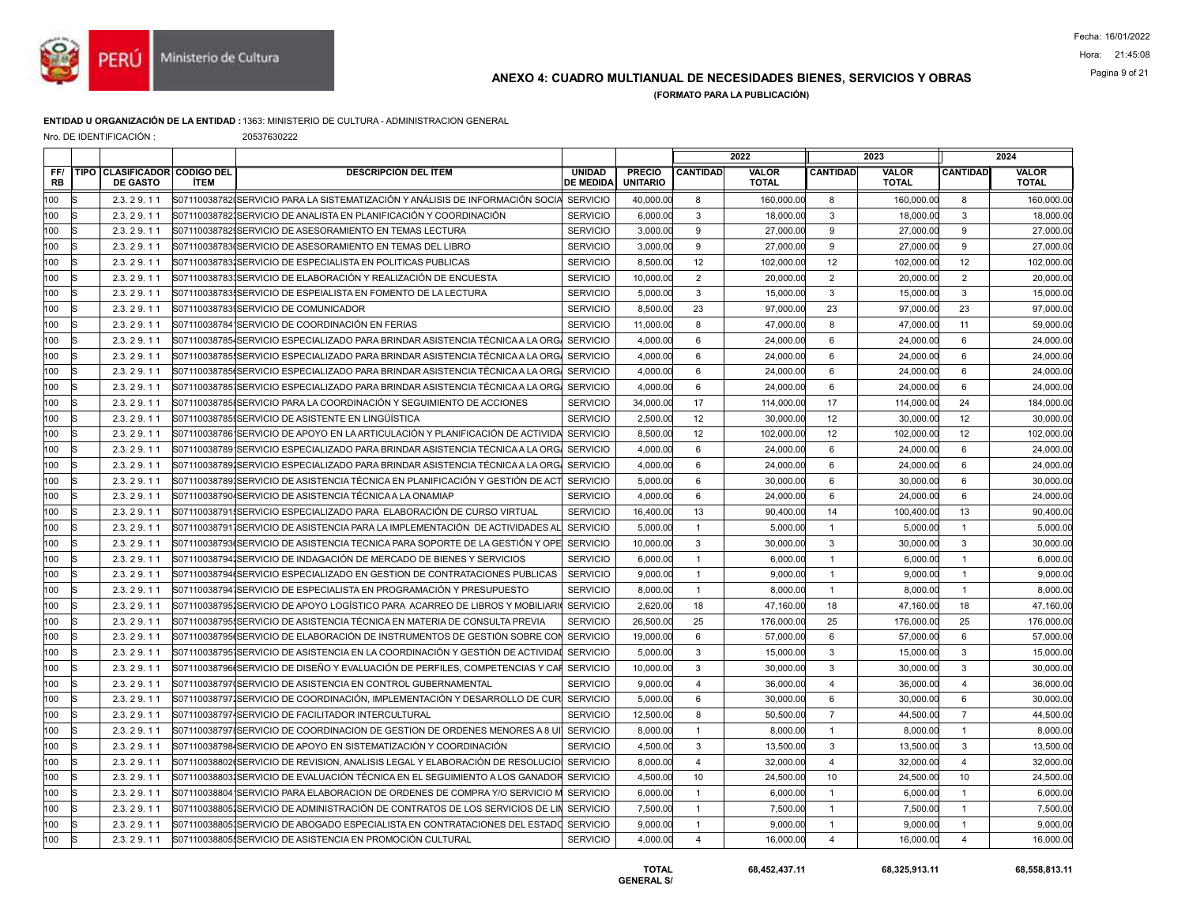## ANEXO 4: CUADRO MULTIANUAL DE NECESIDADES BIENES, SERVICIOS Y OBRAS

**(FORMATO PARA LA PUBLICACIÓN)**

**ENTIDAD U ORGANIZACIÓN DE LA ENTIDAD :** 1363: MINISTERIO DE CULTURA - ADMINISTRACION GENERAL

Nro. DE IDENTIFICACIÓN : 20537630222

| | | | | | | | 2022 | | 2023 | | 2024 | |
|---|---|---|---|---|---|---|---|---|---|---|---|---|
| FF/ RB | TIPO | CLASIFICADOR DE GASTO | CODIGO DEL ÍTEM | DESCRIPCIÓN DEL ÍTEM | UNIDAD DE MEDIDA | PRECIO UNITARIO | CANTIDAD | VALOR TOTAL | CANTIDAD | VALOR TOTAL | CANTIDAD | VALOR TOTAL |
| 100 | S | 2.3. 2 9. 1 1 | S07110038782 | SERVICIO PARA LA SISTEMATIZACIÓN Y ANÁLISIS DE INFORMACIÓN SOCIA | SERVICIO | 40,000.00 | 8 | 160,000.00 | 8 | 160,000.00 | 8 | 160,000.00 |
| 100 | S | 2.3. 2 9. 1 1 | S07110038782 | SERVICIO DE ANALISTA EN PLANIFICACIÓN Y COORDINACIÓN | SERVICIO | 6,000.00 | 3 | 18,000.00 | 3 | 18,000.00 | 3 | 18,000.00 |
| 100 | S | 2.3. 2 9. 1 1 | S07110038782 | SERVICIO DE ASESORAMIENTO EN TEMAS LECTURA | SERVICIO | 3,000.00 | 9 | 27,000.00 | 9 | 27,000.00 | 9 | 27,000.00 |
| 100 | S | 2.3. 2 9. 1 1 | S07110038783 | SERVICIO DE ASESORAMIENTO EN TEMAS DEL LIBRO | SERVICIO | 3,000.00 | 9 | 27,000.00 | 9 | 27,000.00 | 9 | 27,000.00 |
| 100 | S | 2.3. 2 9. 1 1 | S07110038783 | SERVICIO DE ESPECIALISTA EN POLITICAS PUBLICAS | SERVICIO | 8,500.00 | 12 | 102,000.00 | 12 | 102,000.00 | 12 | 102,000.00 |
| 100 | S | 2.3. 2 9. 1 1 | S07110038783 | SERVICIO DE ELABORACIÓN Y REALIZACIÓN DE ENCUESTA | SERVICIO | 10,000.00 | 2 | 20,000.00 | 2 | 20,000.00 | 2 | 20,000.00 |
| 100 | S | 2.3. 2 9. 1 1 | S07110038783 | SERVICIO DE ESPEIALISTA EN FOMENTO DE LA LECTURA | SERVICIO | 5,000.00 | 3 | 15,000.00 | 3 | 15,000.00 | 3 | 15,000.00 |
| 100 | S | 2.3. 2 9. 1 1 | S07110038783 | SERVICIO DE COMUNICADOR | SERVICIO | 8,500.00 | 23 | 97,000.00 | 23 | 97,000.00 | 23 | 97,000.00 |
| 100 | S | 2.3. 2 9. 1 1 | S07110038784 | SERVICIO DE COORDINACIÓN EN FERIAS | SERVICIO | 11,000.00 | 8 | 47,000.00 | 8 | 47,000.00 | 11 | 59,000.00 |
| 100 | S | 2.3. 2 9. 1 1 | S07110038785 | SERVICIO ESPECIALIZADO PARA BRINDAR ASISTENCIA TÉCNICA A LA ORG | SERVICIO | 4,000.00 | 6 | 24,000.00 | 6 | 24,000.00 | 6 | 24,000.00 |
| 100 | S | 2.3. 2 9. 1 1 | S07110038785 | SERVICIO ESPECIALIZADO PARA BRINDAR ASISTENCIA TÉCNICA A LA ORG | SERVICIO | 4,000.00 | 6 | 24,000.00 | 6 | 24,000.00 | 6 | 24,000.00 |
| 100 | S | 2.3. 2 9. 1 1 | S07110038785 | SERVICIO ESPECIALIZADO PARA BRINDAR ASISTENCIA TÉCNICA A LA ORG | SERVICIO | 4,000.00 | 6 | 24,000.00 | 6 | 24,000.00 | 6 | 24,000.00 |
| 100 | S | 2.3. 2 9. 1 1 | S07110038785 | SERVICIO ESPECIALIZADO PARA BRINDAR ASISTENCIA TÉCNICA A LA ORG | SERVICIO | 4,000.00 | 6 | 24,000.00 | 6 | 24,000.00 | 6 | 24,000.00 |
| 100 | S | 2.3. 2 9. 1 1 | S07110038785 | SERVICIO PARA LA COORDINACIÓN Y SEGUIMIENTO DE ACCIONES | SERVICIO | 34,000.00 | 17 | 114,000.00 | 17 | 114,000.00 | 24 | 184,000.00 |
| 100 | S | 2.3. 2 9. 1 1 | S07110038785 | SERVICIO DE ASISTENTE EN LINGÜÍSTICA | SERVICIO | 2,500.00 | 12 | 30,000.00 | 12 | 30,000.00 | 12 | 30,000.00 |
| 100 | S | 2.3. 2 9. 1 1 | S07110038786 | SERVICIO DE APOYO EN LA ARTICULACIÓN Y PLANIFICACIÓN DE ACTIVIDA | SERVICIO | 8,500.00 | 12 | 102,000.00 | 12 | 102,000.00 | 12 | 102,000.00 |
| 100 | S | 2.3. 2 9. 1 1 | S07110038789 | SERVICIO ESPECIALIZADO PARA BRINDAR ASISTENCIA TÉCNICA A LA ORG | SERVICIO | 4,000.00 | 6 | 24,000.00 | 6 | 24,000.00 | 6 | 24,000.00 |
| 100 | S | 2.3. 2 9. 1 1 | S07110038789 | SERVICIO ESPECIALIZADO PARA BRINDAR ASISTENCIA TÉCNICA A LA ORG | SERVICIO | 4,000.00 | 6 | 24,000.00 | 6 | 24,000.00 | 6 | 24,000.00 |
| 100 | S | 2.3. 2 9. 1 1 | S07110038789 | SERVICIO DE ASISTENCIA TÉCNICA EN PLANIFICACIÓN Y GESTIÓN DE ACT | SERVICIO | 5,000.00 | 6 | 30,000.00 | 6 | 30,000.00 | 6 | 30,000.00 |
| 100 | S | 2.3. 2 9. 1 1 | S07110038790 | SERVICIO DE ASISTENCIA TÉCNICA A LA ONAMIAP | SERVICIO | 4,000.00 | 6 | 24,000.00 | 6 | 24,000.00 | 6 | 24,000.00 |
| 100 | S | 2.3. 2 9. 1 1 | S07110038791 | SERVICIO ESPECIALIZADO PARA ELABORACIÓN DE CURSO VIRTUAL | SERVICIO | 16,400.00 | 13 | 90,400.00 | 14 | 100,400.00 | 13 | 90,400.00 |
| 100 | S | 2.3. 2 9. 1 1 | S07110038791 | SERVICIO DE ASISTENCIA PARA LA IMPLEMENTACIÓN DE ACTIVIDADES AL | SERVICIO | 5,000.00 | 1 | 5,000.00 | 1 | 5,000.00 | 1 | 5,000.00 |
| 100 | S | 2.3. 2 9. 1 1 | S07110038793 | SERVICIO DE ASISTENCIA TECNICA PARA SOPORTE DE LA GESTIÓN Y OPE | SERVICIO | 10,000.00 | 3 | 30,000.00 | 3 | 30,000.00 | 3 | 30,000.00 |
| 100 | S | 2.3. 2 9. 1 1 | S07110038794 | SERVICIO DE INDAGACIÓN DE MERCADO DE BIENES Y SERVICIOS | SERVICIO | 6,000.00 | 1 | 6,000.00 | 1 | 6,000.00 | 1 | 6,000.00 |
| 100 | S | 2.3. 2 9. 1 1 | S07110038794 | SERVICIO ESPECIALIZADO EN GESTION DE CONTRATACIONES PUBLICAS | SERVICIO | 9,000.00 | 1 | 9,000.00 | 1 | 9,000.00 | 1 | 9,000.00 |
| 100 | S | 2.3. 2 9. 1 1 | S07110038794 | SERVICIO DE ESPECIALISTA EN PROGRAMACIÓN Y PRESUPUESTO | SERVICIO | 8,000.00 | 1 | 8,000.00 | 1 | 8,000.00 | 1 | 8,000.00 |
| 100 | S | 2.3. 2 9. 1 1 | S07110038795 | SERVICIO DE APOYO LOGÍSTICO PARA ACARREO DE LIBROS Y MOBILIARI | SERVICIO | 2,620.00 | 18 | 47,160.00 | 18 | 47,160.00 | 18 | 47,160.00 |
| 100 | S | 2.3. 2 9. 1 1 | S07110038795 | SERVICIO DE ASISTENCIA TÉCNICA EN MATERIA DE CONSULTA PREVIA | SERVICIO | 26,500.00 | 25 | 176,000.00 | 25 | 176,000.00 | 25 | 176,000.00 |
| 100 | S | 2.3. 2 9. 1 1 | S07110038795 | SERVICIO DE ELABORACIÓN DE INSTRUMENTOS DE GESTIÓN SOBRE CON | SERVICIO | 19,000.00 | 6 | 57,000.00 | 6 | 57,000.00 | 6 | 57,000.00 |
| 100 | S | 2.3. 2 9. 1 1 | S07110038795 | SERVICIO DE ASISTENCIA EN LA COORDINACIÓN Y GESTIÓN DE ACTIVIDAD | SERVICIO | 5,000.00 | 3 | 15,000.00 | 3 | 15,000.00 | 3 | 15,000.00 |
| 100 | S | 2.3. 2 9. 1 1 | S07110038796 | SERVICIO DE DISEÑO Y EVALUACIÓN DE PERFILES, COMPETENCIAS Y CAF | SERVICIO | 10,000.00 | 3 | 30,000.00 | 3 | 30,000.00 | 3 | 30,000.00 |
| 100 | S | 2.3. 2 9. 1 1 | S07110038797 | SERVICIO DE ASISTENCIA EN CONTROL GUBERNAMENTAL | SERVICIO | 9,000.00 | 4 | 36,000.00 | 4 | 36,000.00 | 4 | 36,000.00 |
| 100 | S | 2.3. 2 9. 1 1 | S07110038797 | SERVICIO DE COORDINACIÓN, IMPLEMENTACIÓN Y DESARROLLO DE CUR | SERVICIO | 5,000.00 | 6 | 30,000.00 | 6 | 30,000.00 | 6 | 30,000.00 |
| 100 | S | 2.3. 2 9. 1 1 | S07110038797 | SERVICIO DE FACILITADOR INTERCULTURAL | SERVICIO | 12,500.00 | 8 | 50,500.00 | 7 | 44,500.00 | 7 | 44,500.00 |
| 100 | S | 2.3. 2 9. 1 1 | S07110038797 | SERVICIO DE COORDINACION DE GESTION DE ORDENES MENORES A 8 UI | SERVICIO | 8,000.00 | 1 | 8,000.00 | 1 | 8,000.00 | 1 | 8,000.00 |
| 100 | S | 2.3. 2 9. 1 1 | S07110038798 | SERVICIO DE APOYO EN SISTEMATIZACIÓN Y COORDINACIÓN | SERVICIO | 4,500.00 | 3 | 13,500.00 | 3 | 13,500.00 | 3 | 13,500.00 |
| 100 | S | 2.3. 2 9. 1 1 | S07110038802 | SERVICIO DE REVISION, ANALISIS LEGAL Y ELABORACIÓN DE RESOLUCIO | SERVICIO | 8,000.00 | 4 | 32,000.00 | 4 | 32,000.00 | 4 | 32,000.00 |
| 100 | S | 2.3. 2 9. 1 1 | S07110038803 | SERVICIO DE EVALUACIÓN TÉCNICA EN EL SEGUIMIENTO A LOS GANADOR | SERVICIO | 4,500.00 | 10 | 24,500.00 | 10 | 24,500.00 | 10 | 24,500.00 |
| 100 | S | 2.3. 2 9. 1 1 | S07110038804 | SERVICIO PARA ELABORACION DE ORDENES DE COMPRA Y/O SERVICIO M | SERVICIO | 6,000.00 | 1 | 6,000.00 | 1 | 6,000.00 | 1 | 6,000.00 |
| 100 | S | 2.3. 2 9. 1 1 | S07110038805 | SERVICIO DE ADMINISTRACIÓN DE CONTRATOS DE LOS SERVICIOS DE LIN | SERVICIO | 7,500.00 | 1 | 7,500.00 | 1 | 7,500.00 | 1 | 7,500.00 |
| 100 | S | 2.3. 2 9. 1 1 | S07110038805 | SERVICIO DE ABOGADO ESPECIALISTA EN CONTRATACIONES DEL ESTADO | SERVICIO | 9,000.00 | 1 | 9,000.00 | 1 | 9,000.00 | 1 | 9,000.00 |
| 100 | S | 2.3. 2 9. 1 1 | S07110038805 | SERVICIO DE ASISTENCIA EN PROMOCIÓN CULTURAL | SERVICIO | 4,000.00 | 4 | 16,000.00 | 4 | 16,000.00 | 4 | 16,000.00 |
| | | | | | | **TOTAL GENERAL S/** | | **68,452,437.11** | | **68,325,913.11** | | **68,558,813.11** |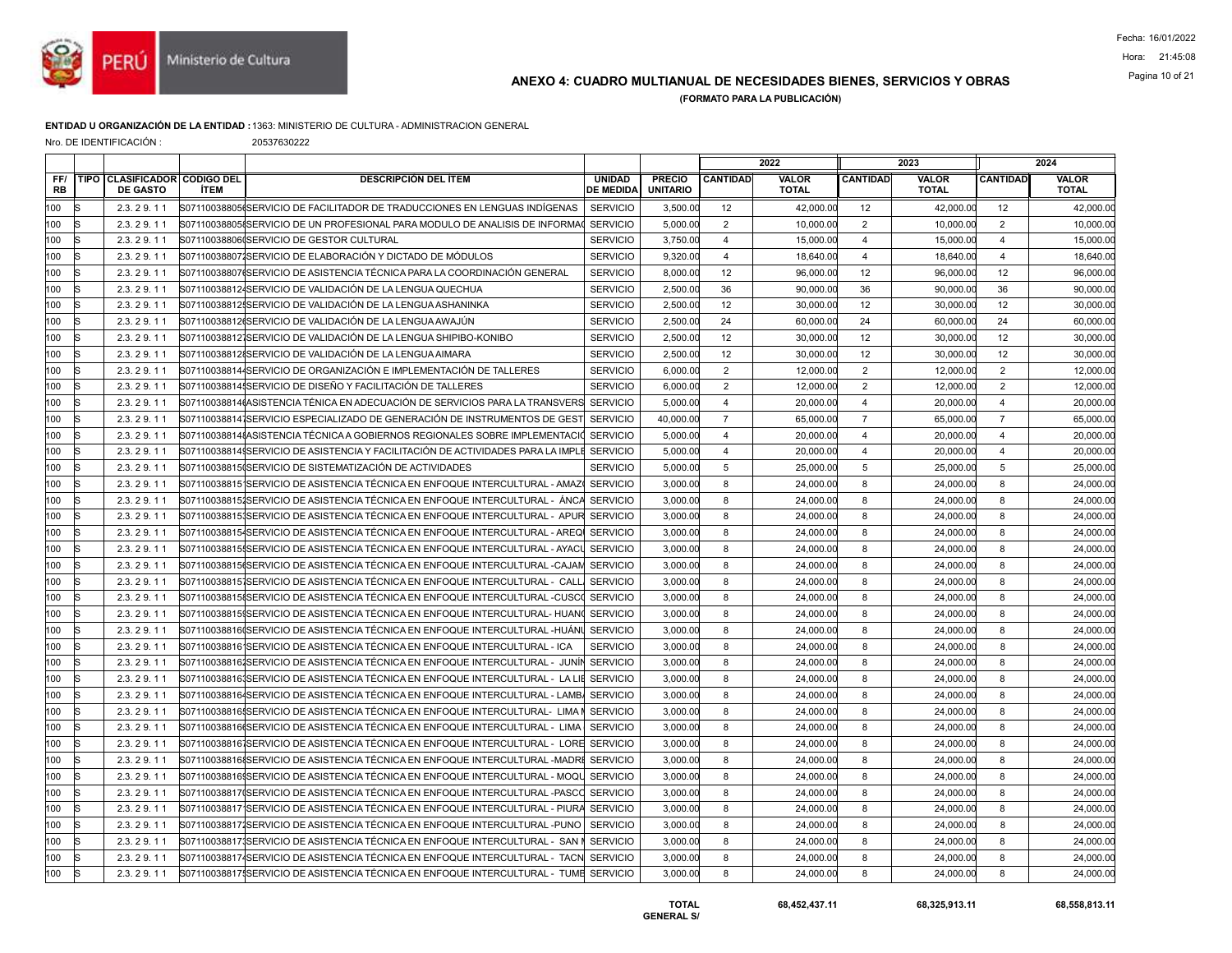## ANEXO 4: CUADRO MULTIANUAL DE NECESIDADES BIENES, SERVICIOS Y OBRAS

**(FORMATO PARA LA PUBLICACIÓN)**

**ENTIDAD U ORGANIZACIÓN DE LA ENTIDAD :** 1363: MINISTERIO DE CULTURA - ADMINISTRACION GENERAL

Nro. DE IDENTIFICACIÓN : 20537630222

| | | | | | | | 2022 | | 2023 | | 2024 | |
|---|---|---|---|---|---|---|---|---|---|---|---|---|
| FF/ RB | TIPO | CLASIFICADOR DE GASTO | CODIGO DEL ÍTEM | DESCRIPCIÓN DEL ÍTEM | UNIDAD DE MEDIDA | PRECIO UNITARIO | CANTIDAD | VALOR TOTAL | CANTIDAD | VALOR TOTAL | CANTIDAD | VALOR TOTAL |
| 100 | S | 2.3. 2 9. 1 1 | S07110038805 | SERVICIO DE FACILITADOR DE TRADUCCIONES EN LENGUAS INDÍGENAS | SERVICIO | 3,500.00 | 12 | 42,000.00 | 12 | 42,000.00 | 12 | 42,000.00 |
| 100 | S | 2.3. 2 9. 1 1 | S07110038805 | SERVICIO DE UN PROFESIONAL PARA MODULO DE ANALISIS DE INFORMA | SERVICIO | 5,000.00 | 2 | 10,000.00 | 2 | 10,000.00 | 2 | 10,000.00 |
| 100 | S | 2.3. 2 9. 1 1 | S07110038806 | SERVICIO DE GESTOR CULTURAL | SERVICIO | 3,750.00 | 4 | 15,000.00 | 4 | 15,000.00 | 4 | 15,000.00 |
| 100 | S | 2.3. 2 9. 1 1 | S07110038807 | SERVICIO DE ELABORACIÓN Y DICTADO DE MÓDULOS | SERVICIO | 9,320.00 | 4 | 18,640.00 | 4 | 18,640.00 | 4 | 18,640.00 |
| 100 | S | 2.3. 2 9. 1 1 | S07110038807 | SERVICIO DE ASISTENCIA TÉCNICA PARA LA COORDINACIÓN GENERAL | SERVICIO | 8,000.00 | 12 | 96,000.00 | 12 | 96,000.00 | 12 | 96,000.00 |
| 100 | S | 2.3. 2 9. 1 1 | S07110038812 | SERVICIO DE VALIDACIÓN DE LA LENGUA QUECHUA | SERVICIO | 2,500.00 | 36 | 90,000.00 | 36 | 90,000.00 | 36 | 90,000.00 |
| 100 | S | 2.3. 2 9. 1 1 | S07110038812 | SERVICIO DE VALIDACIÓN DE LA LENGUA ASHANINKA | SERVICIO | 2,500.00 | 12 | 30,000.00 | 12 | 30,000.00 | 12 | 30,000.00 |
| 100 | S | 2.3. 2 9. 1 1 | S07110038812 | SERVICIO DE VALIDACIÓN DE LA LENGUA AWAJÚN | SERVICIO | 2,500.00 | 24 | 60,000.00 | 24 | 60,000.00 | 24 | 60,000.00 |
| 100 | S | 2.3. 2 9. 1 1 | S07110038812 | SERVICIO DE VALIDACIÓN DE LA LENGUA SHIPIBO-KONIBO | SERVICIO | 2,500.00 | 12 | 30,000.00 | 12 | 30,000.00 | 12 | 30,000.00 |
| 100 | S | 2.3. 2 9. 1 1 | S07110038812 | SERVICIO DE VALIDACIÓN DE LA LENGUA AIMARA | SERVICIO | 2,500.00 | 12 | 30,000.00 | 12 | 30,000.00 | 12 | 30,000.00 |
| 100 | S | 2.3. 2 9. 1 1 | S07110038814 | SERVICIO DE ORGANIZACIÓN E IMPLEMENTACIÓN DE TALLERES | SERVICIO | 6,000.00 | 2 | 12,000.00 | 2 | 12,000.00 | 2 | 12,000.00 |
| 100 | S | 2.3. 2 9. 1 1 | S07110038814 | SERVICIO DE DISEÑO Y FACILITACIÓN DE TALLERES | SERVICIO | 6,000.00 | 2 | 12,000.00 | 2 | 12,000.00 | 2 | 12,000.00 |
| 100 | S | 2.3. 2 9. 1 1 | S07110038814 | ASISTENCIA TÉNICA EN ADECUACIÓN DE SERVICIOS PARA LA TRANSVERS | SERVICIO | 5,000.00 | 4 | 20,000.00 | 4 | 20,000.00 | 4 | 20,000.00 |
| 100 | S | 2.3. 2 9. 1 1 | S07110038814 | SERVICIO ESPECIALIZADO DE GENERACIÓN DE INSTRUMENTOS DE GEST | SERVICIO | 40,000.00 | 7 | 65,000.00 | 7 | 65,000.00 | 7 | 65,000.00 |
| 100 | S | 2.3. 2 9. 1 1 | S07110038814 | ASISTENCIA TÉCNICA A GOBIERNOS REGIONALES SOBRE IMPLEMENTACIO | SERVICIO | 5,000.00 | 4 | 20,000.00 | 4 | 20,000.00 | 4 | 20,000.00 |
| 100 | S | 2.3. 2 9. 1 1 | S07110038814 | SERVICIO DE ASISTENCIA Y FACILITACIÓN DE ACTIVIDADES PARA LA IMPLE | SERVICIO | 5,000.00 | 4 | 20,000.00 | 4 | 20,000.00 | 4 | 20,000.00 |
| 100 | S | 2.3. 2 9. 1 1 | S07110038815 | SERVICIO DE SISTEMATIZACIÓN DE ACTIVIDADES | SERVICIO | 5,000.00 | 5 | 25,000.00 | 5 | 25,000.00 | 5 | 25,000.00 |
| 100 | S | 2.3. 2 9. 1 1 | S07110038815 | SERVICIO DE ASISTENCIA TÉCNICA EN ENFOQUE INTERCULTURAL - AMAZ | SERVICIO | 3,000.00 | 8 | 24,000.00 | 8 | 24,000.00 | 8 | 24,000.00 |
| 100 | S | 2.3. 2 9. 1 1 | S07110038815 | SERVICIO DE ASISTENCIA TÉCNICA EN ENFOQUE INTERCULTURAL - ÁNCA | SERVICIO | 3,000.00 | 8 | 24,000.00 | 8 | 24,000.00 | 8 | 24,000.00 |
| 100 | S | 2.3. 2 9. 1 1 | S07110038815 | SERVICIO DE ASISTENCIA TÉCNICA EN ENFOQUE INTERCULTURAL - APUR | SERVICIO | 3,000.00 | 8 | 24,000.00 | 8 | 24,000.00 | 8 | 24,000.00 |
| 100 | S | 2.3. 2 9. 1 1 | S07110038815 | SERVICIO DE ASISTENCIA TÉCNICA EN ENFOQUE INTERCULTURAL - AREQ | SERVICIO | 3,000.00 | 8 | 24,000.00 | 8 | 24,000.00 | 8 | 24,000.00 |
| 100 | S | 2.3. 2 9. 1 1 | S07110038815 | SERVICIO DE ASISTENCIA TÉCNICA EN ENFOQUE INTERCULTURAL - AYACU | SERVICIO | 3,000.00 | 8 | 24,000.00 | 8 | 24,000.00 | 8 | 24,000.00 |
| 100 | S | 2.3. 2 9. 1 1 | S07110038815 | SERVICIO DE ASISTENCIA TÉCNICA EN ENFOQUE INTERCULTURAL -CAJAM | SERVICIO | 3,000.00 | 8 | 24,000.00 | 8 | 24,000.00 | 8 | 24,000.00 |
| 100 | S | 2.3. 2 9. 1 1 | S07110038815 | SERVICIO DE ASISTENCIA TÉCNICA EN ENFOQUE INTERCULTURAL - CALL | SERVICIO | 3,000.00 | 8 | 24,000.00 | 8 | 24,000.00 | 8 | 24,000.00 |
| 100 | S | 2.3. 2 9. 1 1 | S07110038815 | SERVICIO DE ASISTENCIA TÉCNICA EN ENFOQUE INTERCULTURAL -CUSCO | SERVICIO | 3,000.00 | 8 | 24,000.00 | 8 | 24,000.00 | 8 | 24,000.00 |
| 100 | S | 2.3. 2 9. 1 1 | S07110038815 | SERVICIO DE ASISTENCIA TÉCNICA EN ENFOQUE INTERCULTURAL- HUAN | SERVICIO | 3,000.00 | 8 | 24,000.00 | 8 | 24,000.00 | 8 | 24,000.00 |
| 100 | S | 2.3. 2 9. 1 1 | S07110038816 | SERVICIO DE ASISTENCIA TÉCNICA EN ENFOQUE INTERCULTURAL -HUÁNU | SERVICIO | 3,000.00 | 8 | 24,000.00 | 8 | 24,000.00 | 8 | 24,000.00 |
| 100 | S | 2.3. 2 9. 1 1 | S07110038816 | SERVICIO DE ASISTENCIA TÉCNICA EN ENFOQUE INTERCULTURAL - ICA | SERVICIO | 3,000.00 | 8 | 24,000.00 | 8 | 24,000.00 | 8 | 24,000.00 |
| 100 | S | 2.3. 2 9. 1 1 | S07110038816 | SERVICIO DE ASISTENCIA TÉCNICA EN ENFOQUE INTERCULTURAL - JUNÍN | SERVICIO | 3,000.00 | 8 | 24,000.00 | 8 | 24,000.00 | 8 | 24,000.00 |
| 100 | S | 2.3. 2 9. 1 1 | S07110038816 | SERVICIO DE ASISTENCIA TÉCNICA EN ENFOQUE INTERCULTURAL - LA LIB | SERVICIO | 3,000.00 | 8 | 24,000.00 | 8 | 24,000.00 | 8 | 24,000.00 |
| 100 | S | 2.3. 2 9. 1 1 | S07110038816 | SERVICIO DE ASISTENCIA TÉCNICA EN ENFOQUE INTERCULTURAL - LAMBA | SERVICIO | 3,000.00 | 8 | 24,000.00 | 8 | 24,000.00 | 8 | 24,000.00 |
| 100 | S | 2.3. 2 9. 1 1 | S07110038816 | SERVICIO DE ASISTENCIA TÉCNICA EN ENFOQUE INTERCULTURAL- LIMA M | SERVICIO | 3,000.00 | 8 | 24,000.00 | 8 | 24,000.00 | 8 | 24,000.00 |
| 100 | S | 2.3. 2 9. 1 1 | S07110038816 | SERVICIO DE ASISTENCIA TÉCNICA EN ENFOQUE INTERCULTURAL - LIMA | SERVICIO | 3,000.00 | 8 | 24,000.00 | 8 | 24,000.00 | 8 | 24,000.00 |
| 100 | S | 2.3. 2 9. 1 1 | S07110038816 | SERVICIO DE ASISTENCIA TÉCNICA EN ENFOQUE INTERCULTURAL - LORE | SERVICIO | 3,000.00 | 8 | 24,000.00 | 8 | 24,000.00 | 8 | 24,000.00 |
| 100 | S | 2.3. 2 9. 1 1 | S07110038816 | SERVICIO DE ASISTENCIA TÉCNICA EN ENFOQUE INTERCULTURAL -MADRE | SERVICIO | 3,000.00 | 8 | 24,000.00 | 8 | 24,000.00 | 8 | 24,000.00 |
| 100 | S | 2.3. 2 9. 1 1 | S07110038816 | SERVICIO DE ASISTENCIA TÉCNICA EN ENFOQUE INTERCULTURAL - MOQU | SERVICIO | 3,000.00 | 8 | 24,000.00 | 8 | 24,000.00 | 8 | 24,000.00 |
| 100 | S | 2.3. 2 9. 1 1 | S07110038817 | SERVICIO DE ASISTENCIA TÉCNICA EN ENFOQUE INTERCULTURAL -PASCO | SERVICIO | 3,000.00 | 8 | 24,000.00 | 8 | 24,000.00 | 8 | 24,000.00 |
| 100 | S | 2.3. 2 9. 1 1 | S07110038817 | SERVICIO DE ASISTENCIA TÉCNICA EN ENFOQUE INTERCULTURAL - PIURA | SERVICIO | 3,000.00 | 8 | 24,000.00 | 8 | 24,000.00 | 8 | 24,000.00 |
| 100 | S | 2.3. 2 9. 1 1 | S07110038817 | SERVICIO DE ASISTENCIA TÉCNICA EN ENFOQUE INTERCULTURAL -PUNO | SERVICIO | 3,000.00 | 8 | 24,000.00 | 8 | 24,000.00 | 8 | 24,000.00 |
| 100 | S | 2.3. 2 9. 1 1 | S07110038817 | SERVICIO DE ASISTENCIA TÉCNICA EN ENFOQUE INTERCULTURAL - SAN M | SERVICIO | 3,000.00 | 8 | 24,000.00 | 8 | 24,000.00 | 8 | 24,000.00 |
| 100 | S | 2.3. 2 9. 1 1 | S07110038817 | SERVICIO DE ASISTENCIA TÉCNICA EN ENFOQUE INTERCULTURAL - TACN | SERVICIO | 3,000.00 | 8 | 24,000.00 | 8 | 24,000.00 | 8 | 24,000.00 |
| 100 | S | 2.3. 2 9. 1 1 | S07110038817 | SERVICIO DE ASISTENCIA TÉCNICA EN ENFOQUE INTERCULTURAL - TUMB | SERVICIO | 3,000.00 | 8 | 24,000.00 | 8 | 24,000.00 | 8 | 24,000.00 |

| | 2022 | 2023 | 2024 |
|---|---|---|---|
| **TOTAL GENERAL S/** | **68,452,437.11** | **68,325,913.11** | **68,558,813.11** |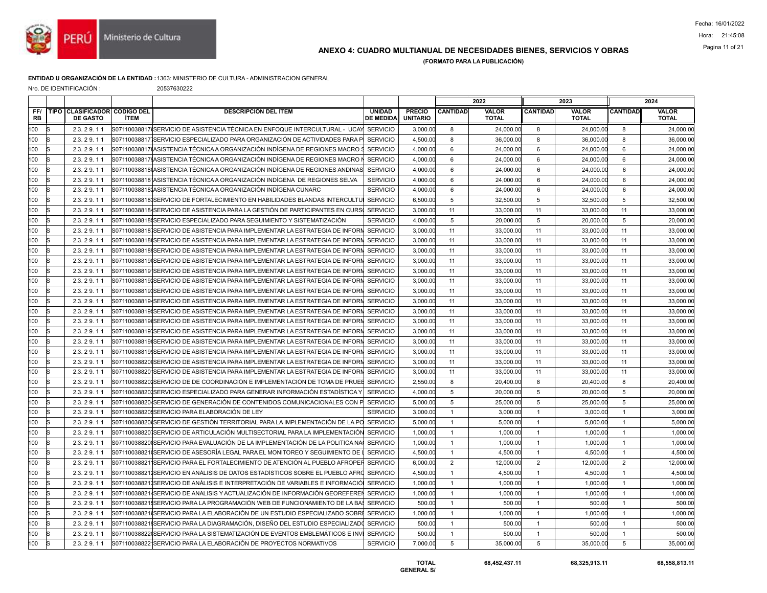# ANEXO 4: CUADRO MULTIANUAL DE NECESIDADES BIENES, SERVICIOS Y OBRAS

**(FORMATO PARA LA PUBLICACIÓN)**

**ENTIDAD U ORGANIZACIÓN DE LA ENTIDAD :** 1363: MINISTERIO DE CULTURA - ADMINISTRACION GENERAL

Nro. DE IDENTIFICACIÓN : 20537630222

| | | | | | | | 2022 | | 2023 | | 2024 | |
|---|---|---|---|---|---|---|---|---|---|---|---|---|
| FF/ RB | TIPO | CLASIFICADOR DE GASTO | CODIGO DEL ÍTEM | DESCRIPCIÓN DEL ÍTEM | UNIDAD DE MEDIDA | PRECIO UNITARIO | CANTIDAD | VALOR TOTAL | CANTIDAD | VALOR TOTAL | CANTIDAD | VALOR TOTAL |
| 100 | S | 2.3. 2 9. 1 1 | S07110038817( | SERVICIO DE ASISTENCIA TÉCNICA EN ENFOQUE INTERCULTURAL - UCAY | SERVICIO | 3,000.00 | 8 | 24,000.00 | 8 | 24,000.00 | 8 | 24,000.00 |
| 100 | S | 2.3. 2 9. 1 1 | S07110038817 | SERVICIO ESPECIALIZADO PARA ORGANIZACIÓN DE ACTIVIDADES PARA P | SERVICIO | 4,500.00 | 8 | 36,000.00 | 8 | 36,000.00 | 8 | 36,000.00 |
| 100 | S | 2.3. 2 9. 1 1 | S07110038817 | ASISTENCIA TÉCNICA A ORGANIZACIÓN INDÍGENA DE REGIONES MACRO S | SERVICIO | 4,000.00 | 6 | 24,000.00 | 6 | 24,000.00 | 6 | 24,000.00 |
| 100 | S | 2.3. 2 9. 1 1 | S07110038817 | ASISTENCIA TÉCNICA A ORGANIZACIÓN INDÍGENA DE REGIONES MACRO N | SERVICIO | 4,000.00 | 6 | 24,000.00 | 6 | 24,000.00 | 6 | 24,000.00 |
| 100 | S | 2.3. 2 9. 1 1 | S07110038818( | ASISTENCIA TÉCNICA A ORGANIZACIÓN INDÍGENA DE REGIONES ANDINAS | SERVICIO | 4,000.00 | 6 | 24,000.00 | 6 | 24,000.00 | 6 | 24,000.00 |
| 100 | S | 2.3. 2 9. 1 1 | S07110038818 | ASISTENCIA TÉCNICA A ORGANIZACIÓN INDÍGENA DE REGIONES SELVA | SERVICIO | 4,000.00 | 6 | 24,000.00 | 6 | 24,000.00 | 6 | 24,000.00 |
| 100 | S | 2.3. 2 9. 1 1 | S07110038818 | ASISTENCIA TÉCNICA A ORGANIZACIÓN INDÍGENA CUNARC | SERVICIO | 4,000.00 | 6 | 24,000.00 | 6 | 24,000.00 | 6 | 24,000.00 |
| 100 | S | 2.3. 2 9. 1 1 | S07110038818 | SERVICIO DE FORTALECIMIENTO EN HABILIDADES BLANDAS INTERCULTU | SERVICIO | 6,500.00 | 5 | 32,500.00 | 5 | 32,500.00 | 5 | 32,500.00 |
| 100 | S | 2.3. 2 9. 1 1 | S07110038818 | SERVICIO DE ASISTENCIA PARA LA GESTIÓN DE PARTICIPANTES EN CURS | SERVICIO | 3,000.00 | 11 | 33,000.00 | 11 | 33,000.00 | 11 | 33,000.00 |
| 100 | S | 2.3. 2 9. 1 1 | S07110038818 | SERVICIO ESPECIALIZADO PARA SEGUIMIENTO Y SISTEMATIZACIÓN | SERVICIO | 4,000.00 | 5 | 20,000.00 | 5 | 20,000.00 | 5 | 20,000.00 |
| 100 | S | 2.3. 2 9. 1 1 | S07110038818 | SERVICIO DE ASISTENCIA PARA IMPLEMENTAR LA ESTRATEGIA DE INFORM | SERVICIO | 3,000.00 | 11 | 33,000.00 | 11 | 33,000.00 | 11 | 33,000.00 |
| 100 | S | 2.3. 2 9. 1 1 | S07110038818 | SERVICIO DE ASISTENCIA PARA IMPLEMENTAR LA ESTRATEGIA DE INFORM | SERVICIO | 3,000.00 | 11 | 33,000.00 | 11 | 33,000.00 | 11 | 33,000.00 |
| 100 | S | 2.3. 2 9. 1 1 | S07110038818 | SERVICIO DE ASISTENCIA PARA IMPLEMENTAR LA ESTRATEGIA DE INFORM | SERVICIO | 3,000.00 | 11 | 33,000.00 | 11 | 33,000.00 | 11 | 33,000.00 |
| 100 | S | 2.3. 2 9. 1 1 | S07110038819( | SERVICIO DE ASISTENCIA PARA IMPLEMENTAR LA ESTRATEGIA DE INFORM | SERVICIO | 3,000.00 | 11 | 33,000.00 | 11 | 33,000.00 | 11 | 33,000.00 |
| 100 | S | 2.3. 2 9. 1 1 | S07110038819 | SERVICIO DE ASISTENCIA PARA IMPLEMENTAR LA ESTRATEGIA DE INFORM | SERVICIO | 3,000.00 | 11 | 33,000.00 | 11 | 33,000.00 | 11 | 33,000.00 |
| 100 | S | 2.3. 2 9. 1 1 | S07110038819 | SERVICIO DE ASISTENCIA PARA IMPLEMENTAR LA ESTRATEGIA DE INFORM | SERVICIO | 3,000.00 | 11 | 33,000.00 | 11 | 33,000.00 | 11 | 33,000.00 |
| 100 | S | 2.3. 2 9. 1 1 | S07110038819 | SERVICIO DE ASISTENCIA PARA IMPLEMENTAR LA ESTRATEGIA DE INFORM | SERVICIO | 3,000.00 | 11 | 33,000.00 | 11 | 33,000.00 | 11 | 33,000.00 |
| 100 | S | 2.3. 2 9. 1 1 | S07110038819 | SERVICIO DE ASISTENCIA PARA IMPLEMENTAR LA ESTRATEGIA DE INFORM | SERVICIO | 3,000.00 | 11 | 33,000.00 | 11 | 33,000.00 | 11 | 33,000.00 |
| 100 | S | 2.3. 2 9. 1 1 | S07110038819 | SERVICIO DE ASISTENCIA PARA IMPLEMENTAR LA ESTRATEGIA DE INFORM | SERVICIO | 3,000.00 | 11 | 33,000.00 | 11 | 33,000.00 | 11 | 33,000.00 |
| 100 | S | 2.3. 2 9. 1 1 | S07110038819 | SERVICIO DE ASISTENCIA PARA IMPLEMENTAR LA ESTRATEGIA DE INFORM | SERVICIO | 3,000.00 | 11 | 33,000.00 | 11 | 33,000.00 | 11 | 33,000.00 |
| 100 | S | 2.3. 2 9. 1 1 | S07110038819 | SERVICIO DE ASISTENCIA PARA IMPLEMENTAR LA ESTRATEGIA DE INFORM | SERVICIO | 3,000.00 | 11 | 33,000.00 | 11 | 33,000.00 | 11 | 33,000.00 |
| 100 | S | 2.3. 2 9. 1 1 | S07110038819 | SERVICIO DE ASISTENCIA PARA IMPLEMENTAR LA ESTRATEGIA DE INFORM | SERVICIO | 3,000.00 | 11 | 33,000.00 | 11 | 33,000.00 | 11 | 33,000.00 |
| 100 | S | 2.3. 2 9. 1 1 | S07110038819 | SERVICIO DE ASISTENCIA PARA IMPLEMENTAR LA ESTRATEGIA DE INFORM | SERVICIO | 3,000.00 | 11 | 33,000.00 | 11 | 33,000.00 | 11 | 33,000.00 |
| 100 | S | 2.3. 2 9. 1 1 | S07110038820( | SERVICIO DE ASISTENCIA PARA IMPLEMENTAR LA ESTRATEGIA DE INFORM | SERVICIO | 3,000.00 | 11 | 33,000.00 | 11 | 33,000.00 | 11 | 33,000.00 |
| 100 | S | 2.3. 2 9. 1 1 | S07110038820 | SERVICIO DE ASISTENCIA PARA IMPLEMENTAR LA ESTRATEGIA DE INFORM | SERVICIO | 3,000.00 | 11 | 33,000.00 | 11 | 33,000.00 | 11 | 33,000.00 |
| 100 | S | 2.3. 2 9. 1 1 | S07110038820 | SERVICIO DE DE COORDINACIÓN E IMPLEMENTACIÓN DE TOMA DE PRUEE | SERVICIO | 2,550.00 | 8 | 20,400.00 | 8 | 20,400.00 | 8 | 20,400.00 |
| 100 | S | 2.3. 2 9. 1 1 | S07110038820 | SERVICIO ESPECIALIZADO PARA GENERAR INFORMACIÓN ESTADÍSTICA Y | SERVICIO | 4,000.00 | 5 | 20,000.00 | 5 | 20,000.00 | 5 | 20,000.00 |
| 100 | S | 2.3. 2 9. 1 1 | S07110038820 | SERVICIO DE GENERACIÓN DE CONTENIDOS COMUNICACIONALES CON P | SERVICIO | 5,000.00 | 5 | 25,000.00 | 5 | 25,000.00 | 5 | 25,000.00 |
| 100 | S | 2.3. 2 9. 1 1 | S07110038820 | SERVICIO PARA ELABORACIÓN DE LEY | SERVICIO | 3,000.00 | 1 | 3,000.00 | 1 | 3,000.00 | 1 | 3,000.00 |
| 100 | S | 2.3. 2 9. 1 1 | S07110038820 | SERVICIO DE GESTIÓN TERRITORIAL PARA LA IMPLEMENTACIÓN DE LA PO | SERVICIO | 5,000.00 | 1 | 5,000.00 | 1 | 5,000.00 | 1 | 5,000.00 |
| 100 | S | 2.3. 2 9. 1 1 | S07110038820 | SERVICIO DE ARTICULACIÓN MULTISECTORIAL PARA LA IMPLEMENTACIÓN | SERVICIO | 1,000.00 | 1 | 1,000.00 | 1 | 1,000.00 | 1 | 1,000.00 |
| 100 | S | 2.3. 2 9. 1 1 | S07110038820 | SERVICIO PARA EVALUACIÓN DE LA IMPLEMENTACIÓN DE LA POLITICA NA | SERVICIO | 1,000.00 | 1 | 1,000.00 | 1 | 1,000.00 | 1 | 1,000.00 |
| 100 | S | 2.3. 2 9. 1 1 | S07110038821( | SERVICIO DE ASESORÍA LEGAL PARA EL MONITOREO Y SEGUIMIENTO DE L | SERVICIO | 4,500.00 | 1 | 4,500.00 | 1 | 4,500.00 | 1 | 4,500.00 |
| 100 | S | 2.3. 2 9. 1 1 | S07110038821 | SERVICIO PARA EL FORTALECIMIENTO DE ATENCIÓN AL PUEBLO AFROPER | SERVICIO | 6,000.00 | 2 | 12,000.00 | 2 | 12,000.00 | 2 | 12,000.00 |
| 100 | S | 2.3. 2 9. 1 1 | S07110038821 | SERVICIO EN ANÁLISIS DE DATOS ESTADÍSTICOS SOBRE EL PUEBLO AFRO | SERVICIO | 4,500.00 | 1 | 4,500.00 | 1 | 4,500.00 | 1 | 4,500.00 |
| 100 | S | 2.3. 2 9. 1 1 | S07110038821 | SERVICIO DE ANÁLISIS E INTERPRETACIÓN DE VARIABLES E INFORMACIÓ | SERVICIO | 1,000.00 | 1 | 1,000.00 | 1 | 1,000.00 | 1 | 1,000.00 |
| 100 | S | 2.3. 2 9. 1 1 | S07110038821 | SERVICIO DE ANALISIS Y ACTUALIZACIÓN DE INFORMACIÓN GEOREFEREN | SERVICIO | 1,000.00 | 1 | 1,000.00 | 1 | 1,000.00 | 1 | 1,000.00 |
| 100 | S | 2.3. 2 9. 1 1 | S07110038821 | SERVICIO PARA LA PROGRAMACIÓN WEB DE FUNCIONAMIENTO DE LA BAS | SERVICIO | 500.00 | 1 | 500.00 | 1 | 500.00 | 1 | 500.00 |
| 100 | S | 2.3. 2 9. 1 1 | S07110038821 | SERVICIO PARA LA ELABORACIÓN DE UN ESTUDIO ESPECIALIZADO SOBRE | SERVICIO | 1,000.00 | 1 | 1,000.00 | 1 | 1,000.00 | 1 | 1,000.00 |
| 100 | S | 2.3. 2 9. 1 1 | S07110038821 | SERVICIO PARA LA DIAGRAMACIÓN, DISEÑO DEL ESTUDIO ESPECIALIZADO | SERVICIO | 500.00 | 1 | 500.00 | 1 | 500.00 | 1 | 500.00 |
| 100 | S | 2.3. 2 9. 1 1 | S07110038822( | SERVICIO PARA LA SISTEMATIZACIÓN DE EVENTOS EMBLEMÁTICOS E INV | SERVICIO | 500.00 | 1 | 500.00 | 1 | 500.00 | 1 | 500.00 |
| 100 | S | 2.3. 2 9. 1 1 | S07110038822 | SERVICIO PARA LA ELABORACIÓN DE PROYECTOS NORMATIVOS | SERVICIO | 7,000.00 | 5 | 35,000.00 | 5 | 35,000.00 | 5 | 35,000.00 |
| | | | | | | **TOTAL GENERAL S/** | | **68,452,437.11** | | **68,325,913.11** | | **68,558,813.11** |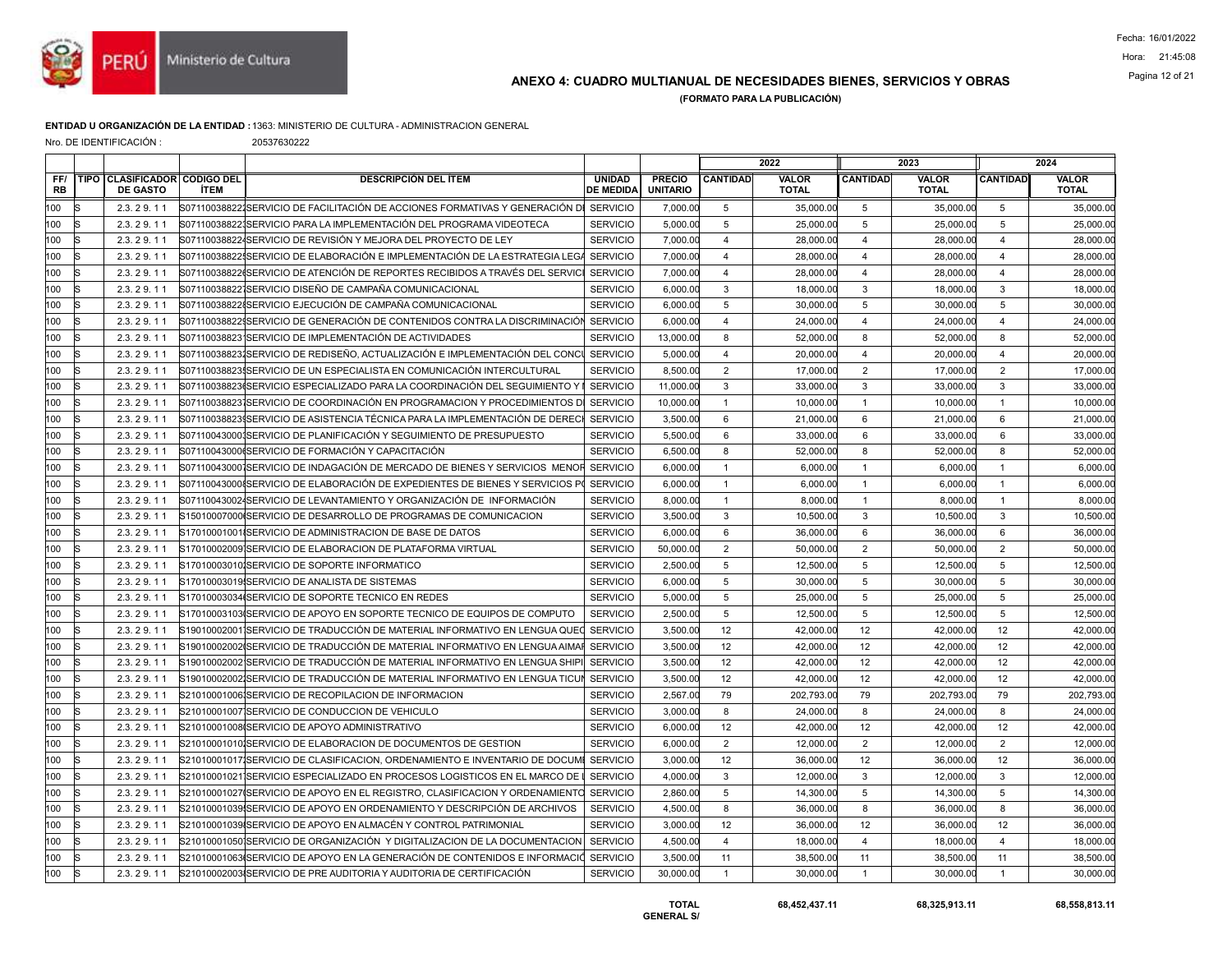# ANEXO 4: CUADRO MULTIANUAL DE NECESIDADES BIENES, SERVICIOS Y OBRAS

**(FORMATO PARA LA PUBLICACIÓN)**

**ENTIDAD U ORGANIZACIÓN DE LA ENTIDAD :** 1363: MINISTERIO DE CULTURA - ADMINISTRACION GENERAL

Nro. DE IDENTIFICACIÓN : 20537630222

| | | | | | | | 2022 | | 2023 | | 2024 | |
|---|---|---|---|---|---|---|---|---|---|---|---|---|
| FF/ RB | TIPO | CLASIFICADOR DE GASTO | CODIGO DEL ÍTEM | DESCRIPCIÓN DEL ÍTEM | UNIDAD DE MEDIDA | PRECIO UNITARIO | CANTIDAD | VALOR TOTAL | CANTIDAD | VALOR TOTAL | CANTIDAD | VALOR TOTAL |
| 100 | S | 2.3. 2 9. 1 1 | S071100388222 | SERVICIO DE FACILITACIÓN DE ACCIONES FORMATIVAS Y GENERACIÓN DI | SERVICIO | 7,000.00 | 5 | 35,000.00 | 5 | 35,000.00 | 5 | 35,000.00 |
| 100 | S | 2.3. 2 9. 1 1 | S071100388223 | SERVICIO PARA LA IMPLEMENTACIÓN DEL PROGRAMA VIDEOTECA | SERVICIO | 5,000.00 | 5 | 25,000.00 | 5 | 25,000.00 | 5 | 25,000.00 |
| 100 | S | 2.3. 2 9. 1 1 | S071100388224 | SERVICIO DE REVISIÓN Y MEJORA DEL PROYECTO DE LEY | SERVICIO | 7,000.00 | 4 | 28,000.00 | 4 | 28,000.00 | 4 | 28,000.00 |
| 100 | S | 2.3. 2 9. 1 1 | S071100388225 | SERVICIO DE ELABORACIÓN E IMPLEMENTACIÓN DE LA ESTRATEGIA LEGA | SERVICIO | 7,000.00 | 4 | 28,000.00 | 4 | 28,000.00 | 4 | 28,000.00 |
| 100 | S | 2.3. 2 9. 1 1 | S071100388226 | SERVICIO DE ATENCIÓN DE REPORTES RECIBIDOS A TRAVÉS DEL SERVICI | SERVICIO | 7,000.00 | 4 | 28,000.00 | 4 | 28,000.00 | 4 | 28,000.00 |
| 100 | S | 2.3. 2 9. 1 1 | S071100388227 | SERVICIO DISEÑO DE CAMPAÑA COMUNICACIONAL | SERVICIO | 6,000.00 | 3 | 18,000.00 | 3 | 18,000.00 | 3 | 18,000.00 |
| 100 | S | 2.3. 2 9. 1 1 | S071100388228 | SERVICIO EJECUCIÓN DE CAMPAÑA COMUNICACIONAL | SERVICIO | 6,000.00 | 5 | 30,000.00 | 5 | 30,000.00 | 5 | 30,000.00 |
| 100 | S | 2.3. 2 9. 1 1 | S071100388229 | SERVICIO DE GENERACIÓN DE CONTENIDOS CONTRA LA DISCRIMINACIÓN | SERVICIO | 6,000.00 | 4 | 24,000.00 | 4 | 24,000.00 | 4 | 24,000.00 |
| 100 | S | 2.3. 2 9. 1 1 | S071100388231 | SERVICIO DE IMPLEMENTACIÓN DE ACTIVIDADES | SERVICIO | 13,000.00 | 8 | 52,000.00 | 8 | 52,000.00 | 8 | 52,000.00 |
| 100 | S | 2.3. 2 9. 1 1 | S071100388232 | SERVICIO DE REDISEÑO, ACTUALIZACIÓN E IMPLEMENTACIÓN DEL CONCU | SERVICIO | 5,000.00 | 4 | 20,000.00 | 4 | 20,000.00 | 4 | 20,000.00 |
| 100 | S | 2.3. 2 9. 1 1 | S071100388235 | SERVICIO DE UN ESPECIALISTA EN COMUNICACIÓN INTERCULTURAL | SERVICIO | 8,500.00 | 2 | 17,000.00 | 2 | 17,000.00 | 2 | 17,000.00 |
| 100 | S | 2.3. 2 9. 1 1 | S071100388236 | SERVICIO ESPECIALIZADO PARA LA COORDINACIÓN DEL SEGUIMIENTO Y I | SERVICIO | 11,000.00 | 3 | 33,000.00 | 3 | 33,000.00 | 3 | 33,000.00 |
| 100 | S | 2.3. 2 9. 1 1 | S071100388237 | SERVICIO DE COORDINACIÓN EN PROGRAMACION Y PROCEDIMIENTOS DI | SERVICIO | 10,000.00 | 1 | 10,000.00 | 1 | 10,000.00 | 1 | 10,000.00 |
| 100 | S | 2.3. 2 9. 1 1 | S071100388239 | SERVICIO DE ASISTENCIA TÉCNICA PARA LA IMPLEMENTACIÓN DE DERECI | SERVICIO | 3,500.00 | 6 | 21,000.00 | 6 | 21,000.00 | 6 | 21,000.00 |
| 100 | S | 2.3. 2 9. 1 1 | S071100430003 | SERVICIO DE PLANIFICACIÓN Y SEGUIMIENTO DE PRESUPUESTO | SERVICIO | 5,500.00 | 6 | 33,000.00 | 6 | 33,000.00 | 6 | 33,000.00 |
| 100 | S | 2.3. 2 9. 1 1 | S071100430006 | SERVICIO DE FORMACIÓN Y CAPACITACIÓN | SERVICIO | 6,500.00 | 8 | 52,000.00 | 8 | 52,000.00 | 8 | 52,000.00 |
| 100 | S | 2.3. 2 9. 1 1 | S071100430007 | SERVICIO DE INDAGACIÓN DE MERCADO DE BIENES Y SERVICIOS MENOR | SERVICIO | 6,000.00 | 1 | 6,000.00 | 1 | 6,000.00 | 1 | 6,000.00 |
| 100 | S | 2.3. 2 9. 1 1 | S071100430008 | SERVICIO DE ELABORACIÓN DE EXPEDIENTES DE BIENES Y SERVICIOS PO | SERVICIO | 6,000.00 | 1 | 6,000.00 | 1 | 6,000.00 | 1 | 6,000.00 |
| 100 | S | 2.3. 2 9. 1 1 | S071100430024 | SERVICIO DE LEVANTAMIENTO Y ORGANIZACIÓN DE INFORMACIÓN | SERVICIO | 8,000.00 | 1 | 8,000.00 | 1 | 8,000.00 | 1 | 8,000.00 |
| 100 | S | 2.3. 2 9. 1 1 | S150100070006 | SERVICIO DE DESARROLLO DE PROGRAMAS DE COMUNICACION | SERVICIO | 3,500.00 | 3 | 10,500.00 | 3 | 10,500.00 | 3 | 10,500.00 |
| 100 | S | 2.3. 2 9. 1 1 | S170100010018 | SERVICIO DE ADMINISTRACION DE BASE DE DATOS | SERVICIO | 6,000.00 | 6 | 36,000.00 | 6 | 36,000.00 | 6 | 36,000.00 |
| 100 | S | 2.3. 2 9. 1 1 | S170100020009 | SERVICIO DE ELABORACION DE PLATAFORMA VIRTUAL | SERVICIO | 50,000.00 | 2 | 50,000.00 | 2 | 50,000.00 | 2 | 50,000.00 |
| 100 | S | 2.3. 2 9. 1 1 | S170100030010 | SERVICIO DE SOPORTE INFORMATICO | SERVICIO | 2,500.00 | 5 | 12,500.00 | 5 | 12,500.00 | 5 | 12,500.00 |
| 100 | S | 2.3. 2 9. 1 1 | S170100030019 | SERVICIO DE ANALISTA DE SISTEMAS | SERVICIO | 6,000.00 | 5 | 30,000.00 | 5 | 30,000.00 | 5 | 30,000.00 |
| 100 | S | 2.3. 2 9. 1 1 | S170100030034 | SERVICIO DE SOPORTE TECNICO EN REDES | SERVICIO | 5,000.00 | 5 | 25,000.00 | 5 | 25,000.00 | 5 | 25,000.00 |
| 100 | S | 2.3. 2 9. 1 1 | S170100031038 | SERVICIO DE APOYO EN SOPORTE TECNICO DE EQUIPOS DE COMPUTO | SERVICIO | 2,500.00 | 5 | 12,500.00 | 5 | 12,500.00 | 5 | 12,500.00 |
| 100 | S | 2.3. 2 9. 1 1 | S190100020011 | SERVICIO DE TRADUCCIÓN DE MATERIAL INFORMATIVO EN LENGUA QUEC | SERVICIO | 3,500.00 | 12 | 42,000.00 | 12 | 42,000.00 | 12 | 42,000.00 |
| 100 | S | 2.3. 2 9. 1 1 | S190100020020 | SERVICIO DE TRADUCCIÓN DE MATERIAL INFORMATIVO EN LENGUA AIMAR | SERVICIO | 3,500.00 | 12 | 42,000.00 | 12 | 42,000.00 | 12 | 42,000.00 |
| 100 | S | 2.3. 2 9. 1 1 | S190100020021 | SERVICIO DE TRADUCCIÓN DE MATERIAL INFORMATIVO EN LENGUA SHIPI | SERVICIO | 3,500.00 | 12 | 42,000.00 | 12 | 42,000.00 | 12 | 42,000.00 |
| 100 | S | 2.3. 2 9. 1 1 | S190100020022 | SERVICIO DE TRADUCCIÓN DE MATERIAL INFORMATIVO EN LENGUA TICUN | SERVICIO | 3,500.00 | 12 | 42,000.00 | 12 | 42,000.00 | 12 | 42,000.00 |
| 100 | S | 2.3. 2 9. 1 1 | S210100010006 | SERVICIO DE RECOPILACION DE INFORMACION | SERVICIO | 2,567.00 | 79 | 202,793.00 | 79 | 202,793.00 | 79 | 202,793.00 |
| 100 | S | 2.3. 2 9. 1 1 | S210100010007 | SERVICIO DE CONDUCCION DE VEHICULO | SERVICIO | 3,000.00 | 8 | 24,000.00 | 8 | 24,000.00 | 8 | 24,000.00 |
| 100 | S | 2.3. 2 9. 1 1 | S210100010008 | SERVICIO DE APOYO ADMINISTRATIVO | SERVICIO | 6,000.00 | 12 | 42,000.00 | 12 | 42,000.00 | 12 | 42,000.00 |
| 100 | S | 2.3. 2 9. 1 1 | S210100010010 | SERVICIO DE ELABORACION DE DOCUMENTOS DE GESTION | SERVICIO | 6,000.00 | 2 | 12,000.00 | 2 | 12,000.00 | 2 | 12,000.00 |
| 100 | S | 2.3. 2 9. 1 1 | S210100010017 | SERVICIO DE CLASIFICACION, ORDENAMIENTO E INVENTARIO DE DOCUMI | SERVICIO | 3,000.00 | 12 | 36,000.00 | 12 | 36,000.00 | 12 | 36,000.00 |
| 100 | S | 2.3. 2 9. 1 1 | S210100010021 | SERVICIO ESPECIALIZADO EN PROCESOS LOGISTICOS EN EL MARCO DE L | SERVICIO | 4,000.00 | 3 | 12,000.00 | 3 | 12,000.00 | 3 | 12,000.00 |
| 100 | S | 2.3. 2 9. 1 1 | S210100010027 | SERVICIO DE APOYO EN EL REGISTRO, CLASIFICACION Y ORDENAMIENTO | SERVICIO | 2,860.00 | 5 | 14,300.00 | 5 | 14,300.00 | 5 | 14,300.00 |
| 100 | S | 2.3. 2 9. 1 1 | S210100010039 | SERVICIO DE APOYO EN ORDENAMIENTO Y DESCRIPCIÓN DE ARCHIVOS | SERVICIO | 4,500.00 | 8 | 36,000.00 | 8 | 36,000.00 | 8 | 36,000.00 |
| 100 | S | 2.3. 2 9. 1 1 | S210100010039 | SERVICIO DE APOYO EN ALMACÉN Y CONTROL PATRIMONIAL | SERVICIO | 3,000.00 | 12 | 36,000.00 | 12 | 36,000.00 | 12 | 36,000.00 |
| 100 | S | 2.3. 2 9. 1 1 | S210100010050 | SERVICIO DE ORGANIZACIÓN Y DIGITALIZACION DE LA DOCUMENTACION | SERVICIO | 4,500.00 | 4 | 18,000.00 | 4 | 18,000.00 | 4 | 18,000.00 |
| 100 | S | 2.3. 2 9. 1 1 | S210100010063 | SERVICIO DE APOYO EN LA GENERACIÓN DE CONTENIDOS E INFORMACIÓ | SERVICIO | 3,500.00 | 11 | 38,500.00 | 11 | 38,500.00 | 11 | 38,500.00 |
| 100 | S | 2.3. 2 9. 1 1 | S210100020030 | SERVICIO DE PRE AUDITORIA Y AUDITORIA DE CERTIFICACIÓN | SERVICIO | 30,000.00 | 1 | 30,000.00 | 1 | 30,000.00 | 1 | 30,000.00 |
| | | | | | | **TOTAL GENERAL S/** | | **68,452,437.11** | | **68,325,913.11** | | **68,558,813.11** |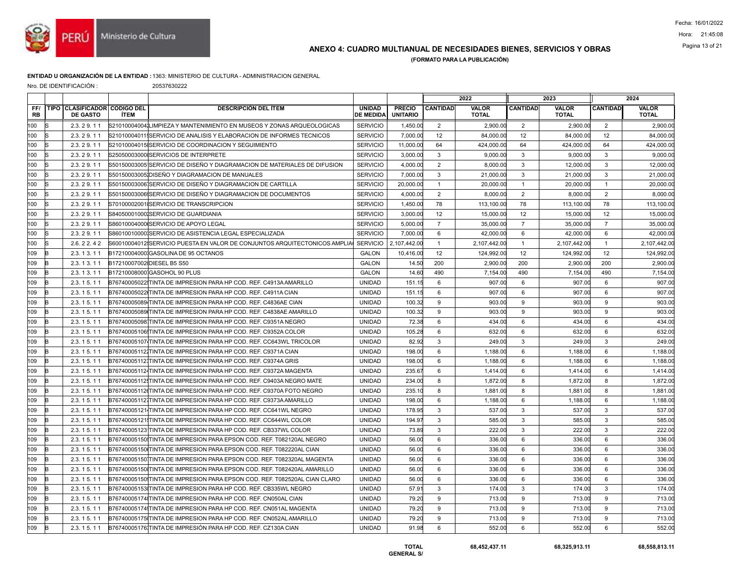# ANEXO 4: CUADRO MULTIANUAL DE NECESIDADES BIENES, SERVICIOS Y OBRAS

**(FORMATO PARA LA PUBLICACIÓN)**

**ENTIDAD U ORGANIZACIÓN DE LA ENTIDAD :** 1363: MINISTERIO DE CULTURA - ADMINISTRACION GENERAL

Nro. DE IDENTIFICACIÓN : 20537630222

| | | | | | | | 2022 | | 2023 | | 2024 | |
|---|---|---|---|---|---|---|---|---|---|---|---|---|
| FF/ RB | TIPO | CLASIFICADOR DE GASTO | CODIGO DEL ÍTEM | DESCRIPCIÓN DEL ÍTEM | UNIDAD DE MEDIDA | PRECIO UNITARIO | CANTIDAD | VALOR TOTAL | CANTIDAD | VALOR TOTAL | CANTIDAD | VALOR TOTAL |
| 100 | S | 2.3. 2 9. 1 1 | S21010004004 | LIMPIEZA Y MANTENIMIENTO EN MUSEOS Y ZONAS ARQUEOLOGICAS | SERVICIO | 1,450.00 | 2 | 2,900.00 | 2 | 2,900.00 | 2 | 2,900.00 |
| 100 | S | 2.3. 2 9. 1 1 | S21010004011 | SERVICIO DE ANALISIS Y ELABORACION DE INFORMES TECNICOS | SERVICIO | 7,000.00 | 12 | 84,000.00 | 12 | 84,000.00 | 12 | 84,000.00 |
| 100 | S | 2.3. 2 9. 1 1 | S21010004015 | SERVICIO DE COORDINACION Y SEGUIMIENTO | SERVICIO | 11,000.00 | 64 | 424,000.00 | 64 | 424,000.00 | 64 | 424,000.00 |
| 100 | S | 2.3. 2 9. 1 1 | S25050003000 | SERVICIOS DE INTERPRETE | SERVICIO | 3,000.00 | 3 | 9,000.00 | 3 | 9,000.00 | 3 | 9,000.00 |
| 100 | S | 2.3. 2 9. 1 1 | S50150003005 | SERVICIO DE DISEÑO Y DIAGRAMACION DE MATERIALES DE DIFUSION | SERVICIO | 4,000.00 | 2 | 8,000.00 | 3 | 12,000.00 | 3 | 12,000.00 |
| 100 | S | 2.3. 2 9. 1 1 | S50150003005 | DISEÑO Y DIAGRAMACION DE MANUALES | SERVICIO | 7,000.00 | 3 | 21,000.00 | 3 | 21,000.00 | 3 | 21,000.00 |
| 100 | S | 2.3. 2 9. 1 1 | S50150003006 | SERVICIO DE DISEÑO Y DIAGRAMACION DE CARTILLA | SERVICIO | 20,000.00 | 1 | 20,000.00 | 1 | 20,000.00 | 1 | 20,000.00 |
| 100 | S | 2.3. 2 9. 1 1 | S50150003006 | SERVICIO DE DISEÑO Y DIAGRAMACION DE DOCUMENTOS | SERVICIO | 4,000.00 | 2 | 8,000.00 | 2 | 8,000.00 | 2 | 8,000.00 |
| 100 | S | 2.3. 2 9. 1 1 | S70100002001 | SERVICIO DE TRANSCRIPCION | SERVICIO | 1,450.00 | 78 | 113,100.00 | 78 | 113,100.00 | 78 | 113,100.00 |
| 100 | S | 2.3. 2 9. 1 1 | S84050001000 | SERVICIO DE GUARDIANIA | SERVICIO | 3,000.00 | 12 | 15,000.00 | 12 | 15,000.00 | 12 | 15,000.00 |
| 100 | S | 2.3. 2 9. 1 1 | S86010004000 | SERVICIO DE APOYO LEGAL | SERVICIO | 5,000.00 | 7 | 35,000.00 | 7 | 35,000.00 | 7 | 35,000.00 |
| 100 | S | 2.3. 2 9. 1 1 | S86010010000 | SERVICIO DE ASISTENCIA LEGAL ESPECIALIZADA | SERVICIO | 7,000.00 | 6 | 42,000.00 | 6 | 42,000.00 | 6 | 42,000.00 |
| 100 | S | 2.6. 2 2. 4 2 | S60010004012 | SERVICIO PUESTA EN VALOR DE CONJUNTOS ARQUITECTONICOS AMPLIA | SERVICIO | 2,107,442.00 | 1 | 2,107,442.00 | 1 | 2,107,442.00 | 1 | 2,107,442.00 |
| 109 | B | 2.3. 1 3. 1 1 | B17210004000 | GASOLINA DE 95 OCTANOS | GALON | 10,416.00 | 12 | 124,992.00 | 12 | 124,992.00 | 12 | 124,992.00 |
| 109 | B | 2.3. 1 3. 1 1 | B17210007002 | DIESEL B5 S50 | GALON | 14.50 | 200 | 2,900.00 | 200 | 2,900.00 | 200 | 2,900.00 |
| 109 | B | 2.3. 1 3. 1 1 | B17210008000 | GASOHOL 90 PLUS | GALON | 14.60 | 490 | 7,154.00 | 490 | 7,154.00 | 490 | 7,154.00 |
| 109 | B | 2.3. 1 5. 1 1 | B76740005022 | TINTA DE IMPRESION PARA HP COD. REF. C4913A AMARILLO | UNIDAD | 151.15 | 6 | 907.00 | 6 | 907.00 | 6 | 907.00 |
| 109 | B | 2.3. 1 5. 1 1 | B76740005022 | TINTA DE IMPRESION PARA HP COD. REF. C4911A CIAN | UNIDAD | 151.15 | 6 | 907.00 | 6 | 907.00 | 6 | 907.00 |
| 109 | B | 2.3. 1 5. 1 1 | B76740005089 | TINTA DE IMPRESION PARA HP COD. REF. C4836AE CIAN | UNIDAD | 100.32 | 9 | 903.00 | 9 | 903.00 | 9 | 903.00 |
| 109 | B | 2.3. 1 5. 1 1 | B76740005089 | TINTA DE IMPRESION PARA HP COD. REF. C4838AE AMARILLO | UNIDAD | 100.32 | 9 | 903.00 | 9 | 903.00 | 9 | 903.00 |
| 109 | B | 2.3. 1 5. 1 1 | B76740005098 | TINTA DE IMPRESION PARA HP COD. REF. C9351A NEGRO | UNIDAD | 72.38 | 6 | 434.00 | 6 | 434.00 | 6 | 434.00 |
| 109 | B | 2.3. 1 5. 1 1 | B76740005106 | TINTA DE IMPRESION PARA HP COD. REF. C9352A COLOR | UNIDAD | 105.28 | 6 | 632.00 | 6 | 632.00 | 6 | 632.00 |
| 109 | B | 2.3. 1 5. 1 1 | B76740005107 | TINTA DE IMPRESION PARA HP COD. REF. CC643WL TRICOLOR | UNIDAD | 82.92 | 3 | 249.00 | 3 | 249.00 | 3 | 249.00 |
| 109 | B | 2.3. 1 5. 1 1 | B76740005112 | TINTA DE IMPRESION PARA HP COD. REF. C9371A CIAN | UNIDAD | 198.00 | 6 | 1,188.00 | 6 | 1,188.00 | 6 | 1,188.00 |
| 109 | B | 2.3. 1 5. 1 1 | B76740005112 | TINTA DE IMPRESION PARA HP COD. REF. C9374A GRIS | UNIDAD | 198.00 | 6 | 1,188.00 | 6 | 1,188.00 | 6 | 1,188.00 |
| 109 | B | 2.3. 1 5. 1 1 | B76740005112 | TINTA DE IMPRESION PARA HP COD. REF. C9372A MAGENTA | UNIDAD | 235.67 | 6 | 1,414.00 | 6 | 1,414.00 | 6 | 1,414.00 |
| 109 | B | 2.3. 1 5. 1 1 | B76740005112 | TINTA DE IMPRESION PARA HP COD. REF. C9403A NEGRO MATE | UNIDAD | 234.00 | 8 | 1,872.00 | 8 | 1,872.00 | 8 | 1,872.00 |
| 109 | B | 2.3. 1 5. 1 1 | B76740005112 | TINTA DE IMPRESION PARA HP COD. REF. C9370A FOTO NEGRO | UNIDAD | 235.10 | 8 | 1,881.00 | 8 | 1,881.00 | 8 | 1,881.00 |
| 109 | B | 2.3. 1 5. 1 1 | B76740005112 | TINTA DE IMPRESION PARA HP COD. REF. C9373A AMARILLO | UNIDAD | 198.00 | 6 | 1,188.00 | 6 | 1,188.00 | 6 | 1,188.00 |
| 109 | B | 2.3. 1 5. 1 1 | B76740005121 | TINTA DE IMPRESION PARA HP COD. REF. CC641WL NEGRO | UNIDAD | 178.95 | 3 | 537.00 | 3 | 537.00 | 3 | 537.00 |
| 109 | B | 2.3. 1 5. 1 1 | B76740005121 | TINTA DE IMPRESION PARA HP COD. REF. CC644WL COLOR | UNIDAD | 194.97 | 3 | 585.00 | 3 | 585.00 | 3 | 585.00 |
| 109 | B | 2.3. 1 5. 1 1 | B76740005123 | TINTA DE IMPRESION PARA HP COD. REF. CB337WL COLOR | UNIDAD | 73.89 | 3 | 222.00 | 3 | 222.00 | 3 | 222.00 |
| 109 | B | 2.3. 1 5. 1 1 | B76740005150 | TINTA DE IMPRESION PARA EPSON COD. REF. T082120AL NEGRO | UNIDAD | 56.00 | 6 | 336.00 | 6 | 336.00 | 6 | 336.00 |
| 109 | B | 2.3. 1 5. 1 1 | B76740005150 | TINTA DE IMPRESION PARA EPSON COD. REF. T082220AL CIAN | UNIDAD | 56.00 | 6 | 336.00 | 6 | 336.00 | 6 | 336.00 |
| 109 | B | 2.3. 1 5. 1 1 | B76740005150 | TINTA DE IMPRESION PARA EPSON COD. REF. T082320AL MAGENTA | UNIDAD | 56.00 | 6 | 336.00 | 6 | 336.00 | 6 | 336.00 |
| 109 | B | 2.3. 1 5. 1 1 | B76740005150 | TINTA DE IMPRESION PARA EPSON COD. REF. T082420AL AMARILLO | UNIDAD | 56.00 | 6 | 336.00 | 6 | 336.00 | 6 | 336.00 |
| 109 | B | 2.3. 1 5. 1 1 | B76740005150 | TINTA DE IMPRESION PARA EPSON COD. REF. T082520AL CIAN CLARO | UNIDAD | 56.00 | 6 | 336.00 | 6 | 336.00 | 6 | 336.00 |
| 109 | B | 2.3. 1 5. 1 1 | B76740005153 | TINTA DE IMPRESION PARA HP COD. REF. CB335WL NEGRO | UNIDAD | 57.91 | 3 | 174.00 | 3 | 174.00 | 3 | 174.00 |
| 109 | B | 2.3. 1 5. 1 1 | B76740005174 | TINTA DE IMPRESION PARA HP COD. REF. CN050AL CIAN | UNIDAD | 79.20 | 9 | 713.00 | 9 | 713.00 | 9 | 713.00 |
| 109 | B | 2.3. 1 5. 1 1 | B76740005174 | TINTA DE IMPRESION PARA HP COD. REF. CN051AL MAGENTA | UNIDAD | 79.20 | 9 | 713.00 | 9 | 713.00 | 9 | 713.00 |
| 109 | B | 2.3. 1 5. 1 1 | B76740005175 | TINTA DE IMPRESION PARA HP COD. REF. CN052AL AMARILLO | UNIDAD | 79.20 | 9 | 713.00 | 9 | 713.00 | 9 | 713.00 |
| 109 | B | 2.3. 1 5. 1 1 | B76740005176 | TINTA DE IMPRESIÓN PARA HP COD. REF. CZ130A CIAN | UNIDAD | 91.98 | 6 | 552.00 | 6 | 552.00 | 6 | 552.00 |
| | | | | | | **TOTAL GENERAL S/** | | **68,452,437.11** | | **68,325,913.11** | | **68,558,813.11** |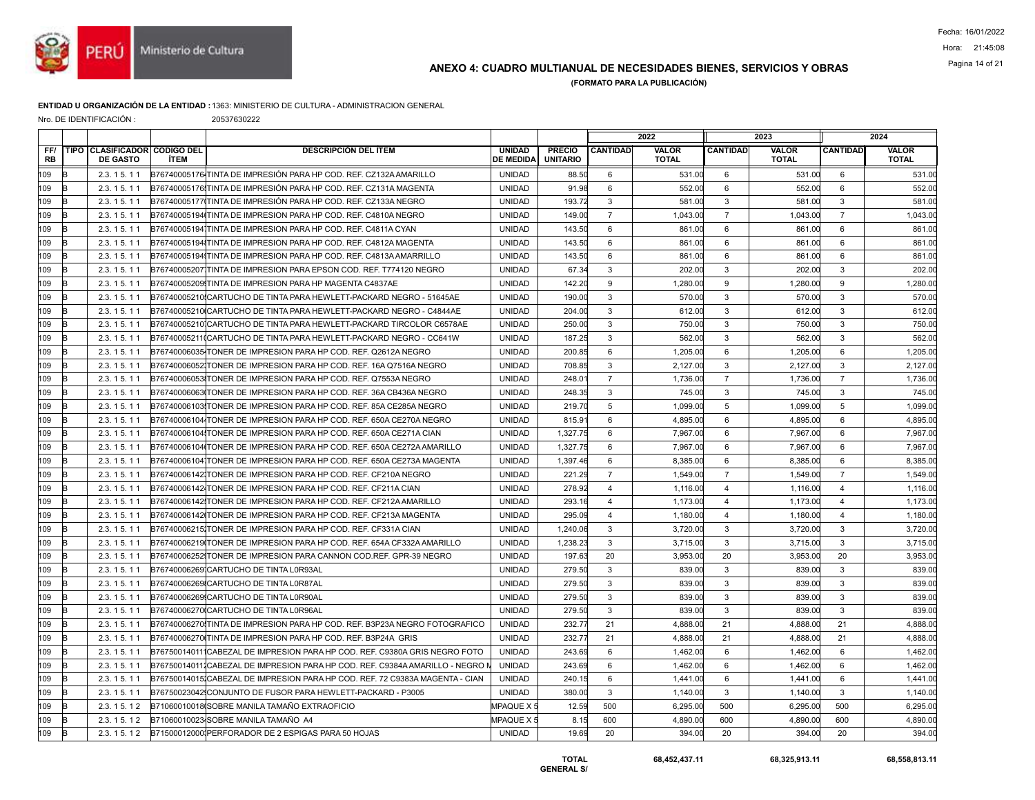# ANEXO 4: CUADRO MULTIANUAL DE NECESIDADES BIENES, SERVICIOS Y OBRAS

**(FORMATO PARA LA PUBLICACIÓN)**

**ENTIDAD U ORGANIZACIÓN DE LA ENTIDAD :** 1363: MINISTERIO DE CULTURA - ADMINISTRACION GENERAL

Nro. DE IDENTIFICACIÓN : 20537630222

| FF/ RB | TIPO | CLASIFICADOR DE GASTO | CODIGO DEL ÍTEM | DESCRIPCIÓN DEL ÍTEM | UNIDAD DE MEDIDA | PRECIO UNITARIO | 2022 CANTIDAD | 2022 VALOR TOTAL | 2023 CANTIDAD | 2023 VALOR TOTAL | 2024 CANTIDAD | 2024 VALOR TOTAL |
|---|---|---|---|---|---|---|---|---|---|---|---|---|
| 109 | B | 2.3. 1 5. 1 1 | B767400051764 | TINTA DE IMPRESIÓN PARA HP COD. REF. CZ132A AMARILLO | UNIDAD | 88.50 | 6 | 531.00 | 6 | 531.00 | 6 | 531.00 |
| 109 | B | 2.3. 1 5. 1 1 | B767400051765 | TINTA DE IMPRESIÓN PARA HP COD. REF. CZ131A MAGENTA | UNIDAD | 91.98 | 6 | 552.00 | 6 | 552.00 | 6 | 552.00 |
| 109 | B | 2.3. 1 5. 1 1 | B767400051770 | TINTA DE IMPRESIÓN PARA HP COD. REF. CZ133A NEGRO | UNIDAD | 193.72 | 3 | 581.00 | 3 | 581.00 | 3 | 581.00 |
| 109 | B | 2.3. 1 5. 1 1 | B767400051944 | TINTA DE IMPRESION PARA HP COD. REF. C4810A NEGRO | UNIDAD | 149.00 | 7 | 1,043.00 | 7 | 1,043.00 | 7 | 1,043.00 |
| 109 | B | 2.3. 1 5. 1 1 | B767400051947 | TINTA DE IMPRESION PARA HP COD. REF. C4811A CYAN | UNIDAD | 143.50 | 6 | 861.00 | 6 | 861.00 | 6 | 861.00 |
| 109 | B | 2.3. 1 5. 1 1 | B767400051948 | TINTA DE IMPRESION PARA HP COD. REF. C4812A MAGENTA | UNIDAD | 143.50 | 6 | 861.00 | 6 | 861.00 | 6 | 861.00 |
| 109 | B | 2.3. 1 5. 1 1 | B767400051949 | TINTA DE IMPRESION PARA HP COD. REF. C4813A AMARRILLO | UNIDAD | 143.50 | 6 | 861.00 | 6 | 861.00 | 6 | 861.00 |
| 109 | B | 2.3. 1 5. 1 1 | B767400052071 | TINTA DE IMPRESION PARA EPSON COD. REF. T774120 NEGRO | UNIDAD | 67.34 | 3 | 202.00 | 3 | 202.00 | 3 | 202.00 |
| 109 | B | 2.3. 1 5. 1 1 | B767400052099 | TINTA DE IMPRESION PARA HP MAGENTA C4837AE | UNIDAD | 142.20 | 9 | 1,280.00 | 9 | 1,280.00 | 9 | 1,280.00 |
| 109 | B | 2.3. 1 5. 1 1 | B767400052105 | CARTUCHO DE TINTA PARA HEWLETT-PACKARD NEGRO - 51645AE | UNIDAD | 190.00 | 3 | 570.00 | 3 | 570.00 | 3 | 570.00 |
| 109 | B | 2.3. 1 5. 1 1 | B767400052106 | CARTUCHO DE TINTA PARA HEWLETT-PACKARD NEGRO - C4844AE | UNIDAD | 204.00 | 3 | 612.00 | 3 | 612.00 | 3 | 612.00 |
| 109 | B | 2.3. 1 5. 1 1 | B767400052107 | CARTUCHO DE TINTA PARA HEWLETT-PACKARD TIRCOLOR C6578AE | UNIDAD | 250.00 | 3 | 750.00 | 3 | 750.00 | 3 | 750.00 |
| 109 | B | 2.3. 1 5. 1 1 | B767400052110 | CARTUCHO DE TINTA PARA HEWLETT-PACKARD NEGRO - CC641W | UNIDAD | 187.25 | 3 | 562.00 | 3 | 562.00 | 3 | 562.00 |
| 109 | B | 2.3. 1 5. 1 1 | B767400060354 | TONER DE IMPRESION PARA HP COD. REF. Q2612A NEGRO | UNIDAD | 200.85 | 6 | 1,205.00 | 6 | 1,205.00 | 6 | 1,205.00 |
| 109 | B | 2.3. 1 5. 1 1 | B767400060521 | TONER DE IMPRESION PARA HP COD. REF. 16A Q7516A NEGRO | UNIDAD | 708.85 | 3 | 2,127.00 | 3 | 2,127.00 | 3 | 2,127.00 |
| 109 | B | 2.3. 1 5. 1 1 | B767400060533 | TONER DE IMPRESION PARA HP COD. REF. Q7553A NEGRO | UNIDAD | 248.01 | 7 | 1,736.00 | 7 | 1,736.00 | 7 | 1,736.00 |
| 109 | B | 2.3. 1 5. 1 1 | B767400060638 | TONER DE IMPRESION PARA HP COD. REF. 36A CB436A NEGRO | UNIDAD | 248.35 | 3 | 745.00 | 3 | 745.00 | 3 | 745.00 |
| 109 | B | 2.3. 1 5. 1 1 | B767400061035 | TONER DE IMPRESION PARA HP COD. REF. 85A CE285A NEGRO | UNIDAD | 219.70 | 5 | 1,099.00 | 5 | 1,099.00 | 5 | 1,099.00 |
| 109 | B | 2.3. 1 5. 1 1 | B767400061044 | TONER DE IMPRESION PARA HP COD. REF. 650A CE270A NEGRO | UNIDAD | 815.91 | 6 | 4,895.00 | 6 | 4,895.00 | 6 | 4,895.00 |
| 109 | B | 2.3. 1 5. 1 1 | B767400061045 | TONER DE IMPRESION PARA HP COD. REF. 650A CE271A CIAN | UNIDAD | 1,327.75 | 6 | 7,967.00 | 6 | 7,967.00 | 6 | 7,967.00 |
| 109 | B | 2.3. 1 5. 1 1 | B767400061046 | TONER DE IMPRESION PARA HP COD. REF. 650A CE272A AMARILLO | UNIDAD | 1,327.75 | 6 | 7,967.00 | 6 | 7,967.00 | 6 | 7,967.00 |
| 109 | B | 2.3. 1 5. 1 1 | B767400061047 | TONER DE IMPRESION PARA HP COD. REF. 650A CE273A MAGENTA | UNIDAD | 1,397.46 | 6 | 8,385.00 | 6 | 8,385.00 | 6 | 8,385.00 |
| 109 | B | 2.3. 1 5. 1 1 | B767400061423 | TONER DE IMPRESION PARA HP COD. REF. CF210A NEGRO | UNIDAD | 221.29 | 7 | 1,549.00 | 7 | 1,549.00 | 7 | 1,549.00 |
| 109 | B | 2.3. 1 5. 1 1 | B767400061424 | TONER DE IMPRESION PARA HP COD. REF. CF211A CIAN | UNIDAD | 278.92 | 4 | 1,116.00 | 4 | 1,116.00 | 4 | 1,116.00 |
| 109 | B | 2.3. 1 5. 1 1 | B767400061425 | TONER DE IMPRESION PARA HP COD. REF. CF212A AMARILLO | UNIDAD | 293.16 | 4 | 1,173.00 | 4 | 1,173.00 | 4 | 1,173.00 |
| 109 | B | 2.3. 1 5. 1 1 | B767400061426 | TONER DE IMPRESION PARA HP COD. REF. CF213A MAGENTA | UNIDAD | 295.09 | 4 | 1,180.00 | 4 | 1,180.00 | 4 | 1,180.00 |
| 109 | B | 2.3. 1 5. 1 1 | B767400062152 | TONER DE IMPRESION PARA HP COD. REF. CF331A CIAN | UNIDAD | 1,240.06 | 3 | 3,720.00 | 3 | 3,720.00 | 3 | 3,720.00 |
| 109 | B | 2.3. 1 5. 1 1 | B767400062190 | TONER DE IMPRESION PARA HP COD. REF. 654A CF332A AMARILLO | UNIDAD | 1,238.23 | 3 | 3,715.00 | 3 | 3,715.00 | 3 | 3,715.00 |
| 109 | B | 2.3. 1 5. 1 1 | B767400062525 | TONER DE IMPRESION PARA CANNON COD.REF. GPR-39 NEGRO | UNIDAD | 197.63 | 20 | 3,953.00 | 20 | 3,953.00 | 20 | 3,953.00 |
| 109 | B | 2.3. 1 5. 1 1 | B767400062697 | CARTUCHO DE TINTA L0R93AL | UNIDAD | 279.50 | 3 | 839.00 | 3 | 839.00 | 3 | 839.00 |
| 109 | B | 2.3. 1 5. 1 1 | B767400062698 | CARTUCHO DE TINTA L0R87AL | UNIDAD | 279.50 | 3 | 839.00 | 3 | 839.00 | 3 | 839.00 |
| 109 | B | 2.3. 1 5. 1 1 | B767400062699 | CARTUCHO DE TINTA L0R90AL | UNIDAD | 279.50 | 3 | 839.00 | 3 | 839.00 | 3 | 839.00 |
| 109 | B | 2.3. 1 5. 1 1 | B767400062700 | CARTUCHO DE TINTA L0R96AL | UNIDAD | 279.50 | 3 | 839.00 | 3 | 839.00 | 3 | 839.00 |
| 109 | B | 2.3. 1 5. 1 1 | B767400062701 | TINTA DE IMPRESION PARA HP COD. REF. B3P23A NEGRO FOTOGRAFICO | UNIDAD | 232.77 | 21 | 4,888.00 | 21 | 4,888.00 | 21 | 4,888.00 |
| 109 | B | 2.3. 1 5. 1 1 | B767400062706 | TINTA DE IMPRESION PARA HP COD. REF. B3P24A GRIS | UNIDAD | 232.77 | 21 | 4,888.00 | 21 | 4,888.00 | 21 | 4,888.00 |
| 109 | B | 2.3. 1 5. 1 1 | B767500140111 | CABEZAL DE IMPRESION PARA HP COD. REF. C9380A GRIS NEGRO FOTO | UNIDAD | 243.69 | 6 | 1,462.00 | 6 | 1,462.00 | 6 | 1,462.00 |
| 109 | B | 2.3. 1 5. 1 1 | B767500140112 | CABEZAL DE IMPRESION PARA HP COD. REF. C9384A AMARILLO - NEGRO M | UNIDAD | 243.69 | 6 | 1,462.00 | 6 | 1,462.00 | 6 | 1,462.00 |
| 109 | B | 2.3. 1 5. 1 1 | B767500140115 | CABEZAL DE IMPRESION PARA HP COD. REF. 72 C9383A MAGENTA - CIAN | UNIDAD | 240.15 | 6 | 1,441.00 | 6 | 1,441.00 | 6 | 1,441.00 |
| 109 | B | 2.3. 1 5. 1 1 | B767500230428 | CONJUNTO DE FUSOR PARA HEWLETT-PACKARD - P3005 | UNIDAD | 380.00 | 3 | 1,140.00 | 3 | 1,140.00 | 3 | 1,140.00 |
| 109 | B | 2.3. 1 5. 1 2 | B710600100181 | SOBRE MANILA TAMAÑO EXTRAOFICIO | MPAQUE X 5 | 12.59 | 500 | 6,295.00 | 500 | 6,295.00 | 500 | 6,295.00 |
| 109 | B | 2.3. 1 5. 1 2 | B710600100234 | SOBRE MANILA TAMAÑO A4 | MPAQUE X 5 | 8.15 | 600 | 4,890.00 | 600 | 4,890.00 | 600 | 4,890.00 |
| 109 | B | 2.3. 1 5. 1 2 | B715000120002 | PERFORADOR DE 2 ESPIGAS PARA 50 HOJAS | UNIDAD | 19.69 | 20 | 394.00 | 20 | 394.00 | 20 | 394.00 |
| | | | | | | **TOTAL GENERAL S/** | | **68,452,437.11** | | **68,325,913.11** | | **68,558,813.11** |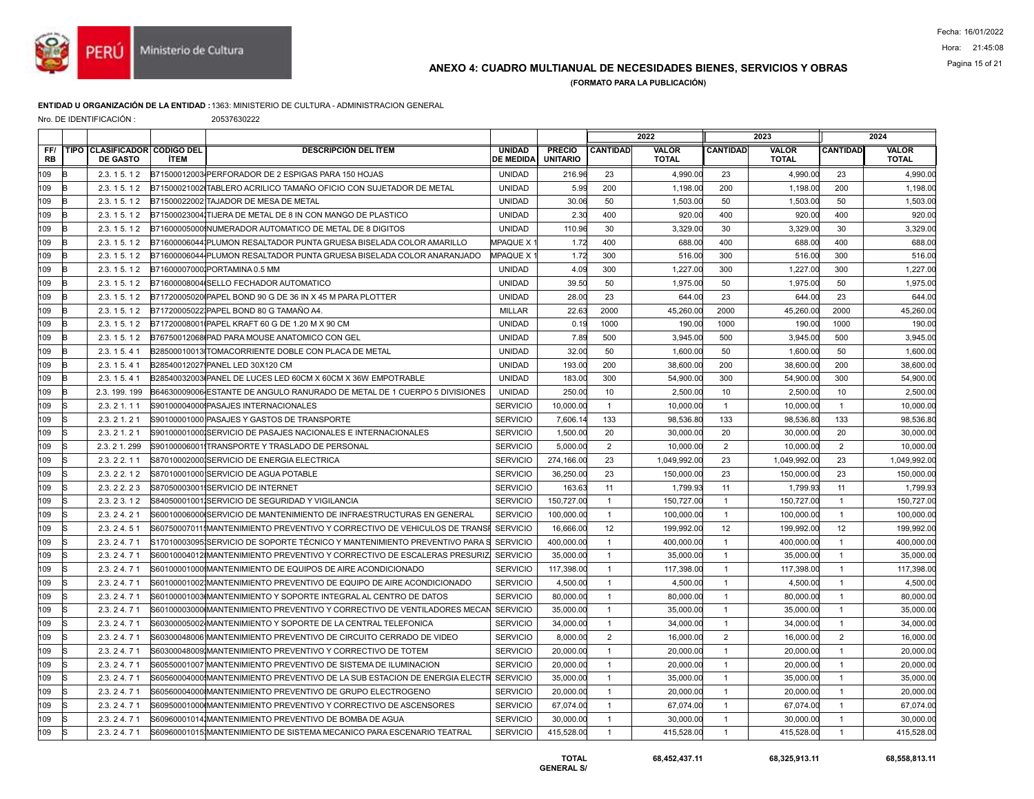## ANEXO 4: CUADRO MULTIANUAL DE NECESIDADES BIENES, SERVICIOS Y OBRAS

**(FORMATO PARA LA PUBLICACIÓN)**

Fecha: 16/01/2022

Hora: 21:45:08

**ENTIDAD U ORGANIZACIÓN DE LA ENTIDAD :** 1363: MINISTERIO DE CULTURA - ADMINISTRACION GENERAL

Nro. DE IDENTIFICACIÓN : 20537630222

| | | | | | | | 2022 | | 2023 | | 2024 | |
|---|---|---|---|---|---|---|---|---|---|---|---|---|
| FF/ RB | TIPO | CLASIFICADOR DE GASTO | CODIGO DEL ÍTEM | DESCRIPCIÓN DEL ÍTEM | UNIDAD DE MEDIDA | PRECIO UNITARIO | CANTIDAD | VALOR TOTAL | CANTIDAD | VALOR TOTAL | CANTIDAD | VALOR TOTAL |
| 109 | B | 2.3. 1 5. 1 2 | B71500012003 | PERFORADOR DE 2 ESPIGAS PARA 150 HOJAS | UNIDAD | 216.96 | 23 | 4,990.00 | 23 | 4,990.00 | 23 | 4,990.00 |
| 109 | B | 2.3. 1 5. 1 2 | B71500021002 | TABLERO ACRILICO TAMAÑO OFICIO CON SUJETADOR DE METAL | UNIDAD | 5.99 | 200 | 1,198.00 | 200 | 1,198.00 | 200 | 1,198.00 |
| 109 | B | 2.3. 1 5. 1 2 | B71500022002 | TAJADOR DE MESA DE METAL | UNIDAD | 30.06 | 50 | 1,503.00 | 50 | 1,503.00 | 50 | 1,503.00 |
| 109 | B | 2.3. 1 5. 1 2 | B71500023004 | TIJERA DE METAL DE 8 IN CON MANGO DE PLASTICO | UNIDAD | 2.30 | 400 | 920.00 | 400 | 920.00 | 400 | 920.00 |
| 109 | B | 2.3. 1 5. 1 2 | B71600005000 | NUMERADOR AUTOMATICO DE METAL DE 8 DIGITOS | UNIDAD | 110.96 | 30 | 3,329.00 | 30 | 3,329.00 | 30 | 3,329.00 |
| 109 | B | 2.3. 1 5. 1 2 | B71600006044 | PLUMON RESALTADOR PUNTA GRUESA BISELADA COLOR AMARILLO | MPAQUE X 1 | 1.72 | 400 | 688.00 | 400 | 688.00 | 400 | 688.00 |
| 109 | B | 2.3. 1 5. 1 2 | B71600006044 | PLUMON RESALTADOR PUNTA GRUESA BISELADA COLOR ANARANJADO | MPAQUE X 1 | 1.72 | 300 | 516.00 | 300 | 516.00 | 300 | 516.00 |
| 109 | B | 2.3. 1 5. 1 2 | B71600007000 | PORTAMINA 0.5 MM | UNIDAD | 4.09 | 300 | 1,227.00 | 300 | 1,227.00 | 300 | 1,227.00 |
| 109 | B | 2.3. 1 5. 1 2 | B71600008004 | SELLO FECHADOR AUTOMATICO | UNIDAD | 39.50 | 50 | 1,975.00 | 50 | 1,975.00 | 50 | 1,975.00 |
| 109 | B | 2.3. 1 5. 1 2 | B71720005020 | PAPEL BOND 90 G DE 36 IN X 45 M PARA PLOTTER | UNIDAD | 28.00 | 23 | 644.00 | 23 | 644.00 | 23 | 644.00 |
| 109 | B | 2.3. 1 5. 1 2 | B71720005022 | PAPEL BOND 80 G TAMAÑO A4. | MILLAR | 22.63 | 2000 | 45,260.00 | 2000 | 45,260.00 | 2000 | 45,260.00 |
| 109 | B | 2.3. 1 5. 1 2 | B71720008001 | PAPEL KRAFT 60 G DE 1.20 M X 90 CM | UNIDAD | 0.19 | 1000 | 190.00 | 1000 | 190.00 | 1000 | 190.00 |
| 109 | B | 2.3. 1 5. 1 2 | B76750012068 | PAD PARA MOUSE ANATOMICO CON GEL | UNIDAD | 7.89 | 500 | 3,945.00 | 500 | 3,945.00 | 500 | 3,945.00 |
| 109 | B | 2.3. 1 5. 4 1 | B28500010013 | TOMACORRIENTE DOBLE CON PLACA DE METAL | UNIDAD | 32.00 | 50 | 1,600.00 | 50 | 1,600.00 | 50 | 1,600.00 |
| 109 | B | 2.3. 1 5. 4 1 | B28540012027 | PANEL LED 30X120 CM | UNIDAD | 193.00 | 200 | 38,600.00 | 200 | 38,600.00 | 200 | 38,600.00 |
| 109 | B | 2.3. 1 5. 4 1 | B28540032003 | PANEL DE LUCES LED 60CM X 60CM X 36W EMPOTRABLE | UNIDAD | 183.00 | 300 | 54,900.00 | 300 | 54,900.00 | 300 | 54,900.00 |
| 109 | B | 2.3. 199. 199 | B64630009006 | ESTANTE DE ANGULO RANURADO DE METAL DE 1 CUERPO 5 DIVISIONES | UNIDAD | 250.00 | 10 | 2,500.00 | 10 | 2,500.00 | 10 | 2,500.00 |
| 109 | S | 2.3. 2 1. 1 1 | S90100004000 | PASAJES INTERNACIONALES | SERVICIO | 10,000.00 | 1 | 10,000.00 | 1 | 10,000.00 | 1 | 10,000.00 |
| 109 | S | 2.3. 2 1. 2 1 | S90100001000 | PASAJES Y GASTOS DE TRANSPORTE | SERVICIO | 7,606.14 | 133 | 98,536.80 | 133 | 98,536.80 | 133 | 98,536.80 |
| 109 | S | 2.3. 2 1. 2 1 | S90100001000 | SERVICIO DE PASAJES NACIONALES E INTERNACIONALES | SERVICIO | 1,500.00 | 20 | 30,000.00 | 20 | 30,000.00 | 20 | 30,000.00 |
| 109 | S | 2.3. 2 1. 299 | S90100006001 | TRANSPORTE Y TRASLADO DE PERSONAL | SERVICIO | 5,000.00 | 2 | 10,000.00 | 2 | 10,000.00 | 2 | 10,000.00 |
| 109 | S | 2.3. 2 2. 1 1 | S87010002000 | SERVICIO DE ENERGIA ELECTRICA | SERVICIO | 274,166.00 | 23 | 1,049,992.00 | 23 | 1,049,992.00 | 23 | 1,049,992.00 |
| 109 | S | 2.3. 2 2. 1 2 | S87010001000 | SERVICIO DE AGUA POTABLE | SERVICIO | 36,250.00 | 23 | 150,000.00 | 23 | 150,000.00 | 23 | 150,000.00 |
| 109 | S | 2.3. 2 2. 2 3 | S87050003001 | SERVICIO DE INTERNET | SERVICIO | 163.63 | 11 | 1,799.93 | 11 | 1,799.93 | 11 | 1,799.93 |
| 109 | S | 2.3. 2 3. 1 2 | S84050001001 | SERVICIO DE SEGURIDAD Y VIGILANCIA | SERVICIO | 150,727.00 | 1 | 150,727.00 | 1 | 150,727.00 | 1 | 150,727.00 |
| 109 | S | 2.3. 2 4. 2 1 | S60010006000 | SERVICIO DE MANTENIMIENTO DE INFRAESTRUCTURAS EN GENERAL | SERVICIO | 100,000.00 | 1 | 100,000.00 | 1 | 100,000.00 | 1 | 100,000.00 |
| 109 | S | 2.3. 2 4. 5 1 | S60750007011 | MANTENIMIENTO PREVENTIVO Y CORRECTIVO DE VEHICULOS DE TRANSP | SERVICIO | 16,666.00 | 12 | 199,992.00 | 12 | 199,992.00 | 12 | 199,992.00 |
| 109 | S | 2.3. 2 4. 7 1 | S17010003095 | SERVICIO DE SOPORTE TÉCNICO Y MANTENIMIENTO PREVENTIVO PARA S | SERVICIO | 400,000.00 | 1 | 400,000.00 | 1 | 400,000.00 | 1 | 400,000.00 |
| 109 | S | 2.3. 2 4. 7 1 | S60010004012 | MANTENIMIENTO PREVENTIVO Y CORRECTIVO DE ESCALERAS PRESURIZ | SERVICIO | 35,000.00 | 1 | 35,000.00 | 1 | 35,000.00 | 1 | 35,000.00 |
| 109 | S | 2.3. 2 4. 7 1 | S60100001000 | MANTENIMIENTO DE EQUIPOS DE AIRE ACONDICIONADO | SERVICIO | 117,398.00 | 1 | 117,398.00 | 1 | 117,398.00 | 1 | 117,398.00 |
| 109 | S | 2.3. 2 4. 7 1 | S60100001002 | MANTENIMIENTO PREVENTIVO DE EQUIPO DE AIRE ACONDICIONADO | SERVICIO | 4,500.00 | 1 | 4,500.00 | 1 | 4,500.00 | 1 | 4,500.00 |
| 109 | S | 2.3. 2 4. 7 1 | S60100001003 | MANTENIMIENTO Y SOPORTE INTEGRAL AL CENTRO DE DATOS | SERVICIO | 80,000.00 | 1 | 80,000.00 | 1 | 80,000.00 | 1 | 80,000.00 |
| 109 | S | 2.3. 2 4. 7 1 | S60100003000 | MANTENIMIENTO PREVENTIVO Y CORRECTIVO DE VENTILADORES MECAN | SERVICIO | 35,000.00 | 1 | 35,000.00 | 1 | 35,000.00 | 1 | 35,000.00 |
| 109 | S | 2.3. 2 4. 7 1 | S60300005002 | MANTENIMIENTO Y SOPORTE DE LA CENTRAL TELEFONICA | SERVICIO | 34,000.00 | 1 | 34,000.00 | 1 | 34,000.00 | 1 | 34,000.00 |
| 109 | S | 2.3. 2 4. 7 1 | S60300048006 | MANTENIMIENTO PREVENTIVO DE CIRCUITO CERRADO DE VIDEO | SERVICIO | 8,000.00 | 2 | 16,000.00 | 2 | 16,000.00 | 2 | 16,000.00 |
| 109 | S | 2.3. 2 4. 7 1 | S60300048009 | MANTENIMIENTO PREVENTIVO Y CORRECTIVO DE TOTEM | SERVICIO | 20,000.00 | 1 | 20,000.00 | 1 | 20,000.00 | 1 | 20,000.00 |
| 109 | S | 2.3. 2 4. 7 1 | S60550001007 | MANTENIMIENTO PREVENTIVO DE SISTEMA DE ILUMINACION | SERVICIO | 20,000.00 | 1 | 20,000.00 | 1 | 20,000.00 | 1 | 20,000.00 |
| 109 | S | 2.3. 2 4. 7 1 | S60560004000 | MANTENIMIENTO PREVENTIVO DE LA SUB ESTACION DE ENERGIA ELECTR | SERVICIO | 35,000.00 | 1 | 35,000.00 | 1 | 35,000.00 | 1 | 35,000.00 |
| 109 | S | 2.3. 2 4. 7 1 | S60560004000 | MANTENIMIENTO PREVENTIVO DE GRUPO ELECTROGENO | SERVICIO | 20,000.00 | 1 | 20,000.00 | 1 | 20,000.00 | 1 | 20,000.00 |
| 109 | S | 2.3. 2 4. 7 1 | S60950001000 | MANTENIMIENTO PREVENTIVO Y CORRECTIVO DE ASCENSORES | SERVICIO | 67,074.00 | 1 | 67,074.00 | 1 | 67,074.00 | 1 | 67,074.00 |
| 109 | S | 2.3. 2 4. 7 1 | S60960001014 | MANTENIMIENTO PREVENTIVO DE BOMBA DE AGUA | SERVICIO | 30,000.00 | 1 | 30,000.00 | 1 | 30,000.00 | 1 | 30,000.00 |
| 109 | S | 2.3. 2 4. 7 1 | S60960001015 | MANTENIMIENTO DE SISTEMA MECANICO PARA ESCENARIO TEATRAL | SERVICIO | 415,528.00 | 1 | 415,528.00 | 1 | 415,528.00 | 1 | 415,528.00 |
| | | | | | | TOTAL GENERAL S/ | | 68,452,437.11 | | 68,325,913.11 | | 68,558,813.11 |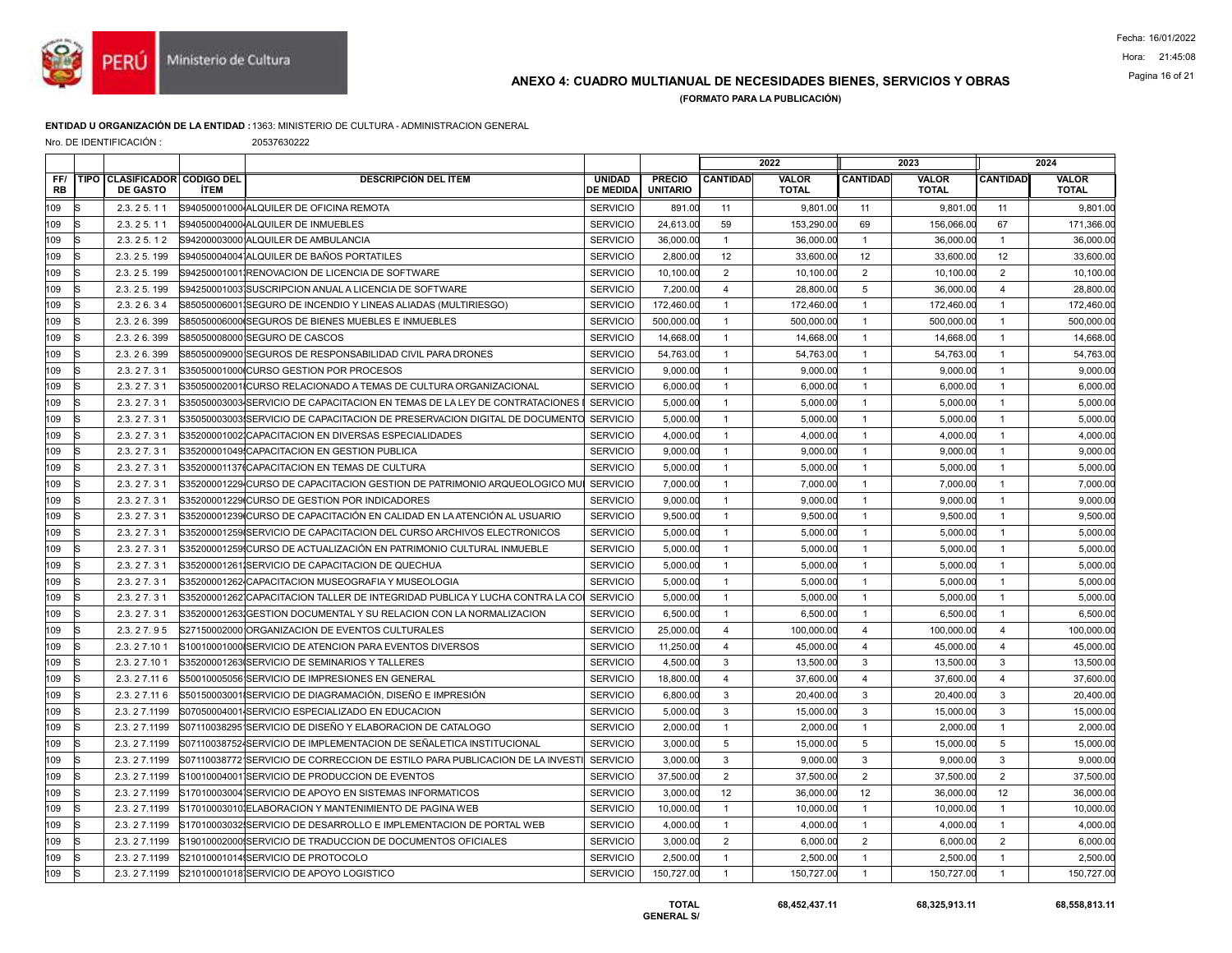## ANEXO 4: CUADRO MULTIANUAL DE NECESIDADES BIENES, SERVICIOS Y OBRAS

**(FORMATO PARA LA PUBLICACIÓN)**

**ENTIDAD U ORGANIZACIÓN DE LA ENTIDAD :** 1363: MINISTERIO DE CULTURA - ADMINISTRACION GENERAL

Nro. DE IDENTIFICACIÓN : 20537630222

| | | | | | | | 2022 | | 2023 | | 2024 | |
|---|---|---|---|---|---|---|---|---|---|---|---|---|
| FF/ RB | TIPO | CLASIFICADOR DE GASTO | CODIGO DEL ÍTEM | DESCRIPCIÓN DEL ÍTEM | UNIDAD DE MEDIDA | PRECIO UNITARIO | CANTIDAD | VALOR TOTAL | CANTIDAD | VALOR TOTAL | CANTIDAD | VALOR TOTAL |
| 109 | S | 2.3. 2 5. 1 1 | S94050001000 | ALQUILER DE OFICINA REMOTA | SERVICIO | 891.00 | 11 | 9,801.00 | 11 | 9,801.00 | 11 | 9,801.00 |
| 109 | S | 2.3. 2 5. 1 1 | S94050004000 | ALQUILER DE INMUEBLES | SERVICIO | 24,613.00 | 59 | 153,290.00 | 69 | 156,066.00 | 67 | 171,366.00 |
| 109 | S | 2.3. 2 5. 1 2 | S94200003000 | ALQUILER DE AMBULANCIA | SERVICIO | 36,000.00 | 1 | 36,000.00 | 1 | 36,000.00 | 1 | 36,000.00 |
| 109 | S | 2.3. 2 5. 199 | S94050004004 | ALQUILER DE BAÑOS PORTATILES | SERVICIO | 2,800.00 | 12 | 33,600.00 | 12 | 33,600.00 | 12 | 33,600.00 |
| 109 | S | 2.3. 2 5. 199 | S94250001001 | RENOVACION DE LICENCIA DE SOFTWARE | SERVICIO | 10,100.00 | 2 | 10,100.00 | 2 | 10,100.00 | 2 | 10,100.00 |
| 109 | S | 2.3. 2 5. 199 | S94250001003 | SUSCRIPCION ANUAL A LICENCIA DE SOFTWARE | SERVICIO | 7,200.00 | 4 | 28,800.00 | 5 | 36,000.00 | 4 | 28,800.00 |
| 109 | S | 2.3. 2 6. 3 4 | S85050006001 | SEGURO DE INCENDIO Y LINEAS ALIADAS (MULTIRIESGO) | SERVICIO | 172,460.00 | 1 | 172,460.00 | 1 | 172,460.00 | 1 | 172,460.00 |
| 109 | S | 2.3. 2 6. 399 | S85050006000 | SEGUROS DE BIENES MUEBLES E INMUEBLES | SERVICIO | 500,000.00 | 1 | 500,000.00 | 1 | 500,000.00 | 1 | 500,000.00 |
| 109 | S | 2.3. 2 6. 399 | S85050008000 | SEGURO DE CASCOS | SERVICIO | 14,668.00 | 1 | 14,668.00 | 1 | 14,668.00 | 1 | 14,668.00 |
| 109 | S | 2.3. 2 6. 399 | S85050009000 | SEGUROS DE RESPONSABILIDAD CIVIL PARA DRONES | SERVICIO | 54,763.00 | 1 | 54,763.00 | 1 | 54,763.00 | 1 | 54,763.00 |
| 109 | S | 2.3. 2 7. 3 1 | S35050001000 | CURSO GESTION POR PROCESOS | SERVICIO | 9,000.00 | 1 | 9,000.00 | 1 | 9,000.00 | 1 | 9,000.00 |
| 109 | S | 2.3. 2 7. 3 1 | S35050002001 | CURSO RELACIONADO A TEMAS DE CULTURA ORGANIZACIONAL | SERVICIO | 6,000.00 | 1 | 6,000.00 | 1 | 6,000.00 | 1 | 6,000.00 |
| 109 | S | 2.3. 2 7. 3 1 | S35050003003 | SERVICIO DE CAPACITACION EN TEMAS DE LA LEY DE CONTRATACIONES | SERVICIO | 5,000.00 | 1 | 5,000.00 | 1 | 5,000.00 | 1 | 5,000.00 |
| 109 | S | 2.3. 2 7. 3 1 | S35050003003 | SERVICIO DE CAPACITACION DE PRESERVACION DIGITAL DE DOCUMENTO | SERVICIO | 5,000.00 | 1 | 5,000.00 | 1 | 5,000.00 | 1 | 5,000.00 |
| 109 | S | 2.3. 2 7. 3 1 | S35200001002 | CAPACITACION EN DIVERSAS ESPECIALIDADES | SERVICIO | 4,000.00 | 1 | 4,000.00 | 1 | 4,000.00 | 1 | 4,000.00 |
| 109 | S | 2.3. 2 7. 3 1 | S35200001049 | CAPACITACION EN GESTION PUBLICA | SERVICIO | 9,000.00 | 1 | 9,000.00 | 1 | 9,000.00 | 1 | 9,000.00 |
| 109 | S | 2.3. 2 7. 3 1 | S35200001137 | CAPACITACION EN TEMAS DE CULTURA | SERVICIO | 5,000.00 | 1 | 5,000.00 | 1 | 5,000.00 | 1 | 5,000.00 |
| 109 | S | 2.3. 2 7. 3 1 | S35200001229 | CURSO DE CAPACITACION GESTION DE PATRIMONIO ARQUEOLOGICO MU | SERVICIO | 7,000.00 | 1 | 7,000.00 | 1 | 7,000.00 | 1 | 7,000.00 |
| 109 | S | 2.3. 2 7. 3 1 | S35200001229 | CURSO DE GESTION POR INDICADORES | SERVICIO | 9,000.00 | 1 | 9,000.00 | 1 | 9,000.00 | 1 | 9,000.00 |
| 109 | S | 2.3. 2 7. 3 1 | S35200001239 | CURSO DE CAPACITACIÓN EN CALIDAD EN LA ATENCIÓN AL USUARIO | SERVICIO | 9,500.00 | 1 | 9,500.00 | 1 | 9,500.00 | 1 | 9,500.00 |
| 109 | S | 2.3. 2 7. 3 1 | S35200001259 | SERVICIO DE CAPACITACION DEL CURSO ARCHIVOS ELECTRONICOS | SERVICIO | 5,000.00 | 1 | 5,000.00 | 1 | 5,000.00 | 1 | 5,000.00 |
| 109 | S | 2.3. 2 7. 3 1 | S35200001259 | CURSO DE ACTUALIZACIÓN EN PATRIMONIO CULTURAL INMUEBLE | SERVICIO | 5,000.00 | 1 | 5,000.00 | 1 | 5,000.00 | 1 | 5,000.00 |
| 109 | S | 2.3. 2 7. 3 1 | S35200001261 | SERVICIO DE CAPACITACION DE QUECHUA | SERVICIO | 5,000.00 | 1 | 5,000.00 | 1 | 5,000.00 | 1 | 5,000.00 |
| 109 | S | 2.3. 2 7. 3 1 | S35200001262 | CAPACITACION MUSEOGRAFIA Y MUSEOLOGIA | SERVICIO | 5,000.00 | 1 | 5,000.00 | 1 | 5,000.00 | 1 | 5,000.00 |
| 109 | S | 2.3. 2 7. 3 1 | S35200001262 | CAPACITACION TALLER DE INTEGRIDAD PUBLICA Y LUCHA CONTRA LA CO | SERVICIO | 5,000.00 | 1 | 5,000.00 | 1 | 5,000.00 | 1 | 5,000.00 |
| 109 | S | 2.3. 2 7. 3 1 | S35200001263 | GESTION DOCUMENTAL Y SU RELACION CON LA NORMALIZACION | SERVICIO | 6,500.00 | 1 | 6,500.00 | 1 | 6,500.00 | 1 | 6,500.00 |
| 109 | S | 2.3. 2 7. 9 5 | S27150002000 | ORGANIZACION DE EVENTOS CULTURALES | SERVICIO | 25,000.00 | 4 | 100,000.00 | 4 | 100,000.00 | 4 | 100,000.00 |
| 109 | S | 2.3. 2 7.10 1 | S10010001000 | SERVICIO DE ATENCION PARA EVENTOS DIVERSOS | SERVICIO | 11,250.00 | 4 | 45,000.00 | 4 | 45,000.00 | 4 | 45,000.00 |
| 109 | S | 2.3. 2 7.10 1 | S35200001263 | SERVICIO DE SEMINARIOS Y TALLERES | SERVICIO | 4,500.00 | 3 | 13,500.00 | 3 | 13,500.00 | 3 | 13,500.00 |
| 109 | S | 2.3. 2 7.11 6 | S50010005056 | SERVICIO DE IMPRESIONES EN GENERAL | SERVICIO | 18,800.00 | 4 | 37,600.00 | 4 | 37,600.00 | 4 | 37,600.00 |
| 109 | S | 2.3. 2 7.11 6 | S50150003001 | SERVICIO DE DIAGRAMACIÓN, DISEÑO E IMPRESIÓN | SERVICIO | 6,800.00 | 3 | 20,400.00 | 3 | 20,400.00 | 3 | 20,400.00 |
| 109 | S | 2.3. 2 7.1199 | S07050004001 | SERVICIO ESPECIALIZADO EN EDUCACION | SERVICIO | 5,000.00 | 3 | 15,000.00 | 3 | 15,000.00 | 3 | 15,000.00 |
| 109 | S | 2.3. 2 7.1199 | S07110038295 | SERVICIO DE DISEÑO Y ELABORACION DE CATALOGO | SERVICIO | 2,000.00 | 1 | 2,000.00 | 1 | 2,000.00 | 1 | 2,000.00 |
| 109 | S | 2.3. 2 7.1199 | S07110038752 | SERVICIO DE IMPLEMENTACION DE SEÑALETICA INSTITUCIONAL | SERVICIO | 3,000.00 | 5 | 15,000.00 | 5 | 15,000.00 | 5 | 15,000.00 |
| 109 | S | 2.3. 2 7.1199 | S07110038772 | SERVICIO DE CORRECCION DE ESTILO PARA PUBLICACION DE LA INVESTI | SERVICIO | 3,000.00 | 3 | 9,000.00 | 3 | 9,000.00 | 3 | 9,000.00 |
| 109 | S | 2.3. 2 7.1199 | S10010004001 | SERVICIO DE PRODUCCION DE EVENTOS | SERVICIO | 37,500.00 | 2 | 37,500.00 | 2 | 37,500.00 | 2 | 37,500.00 |
| 109 | S | 2.3. 2 7.1199 | S17010003004 | SERVICIO DE APOYO EN SISTEMAS INFORMATICOS | SERVICIO | 3,000.00 | 12 | 36,000.00 | 12 | 36,000.00 | 12 | 36,000.00 |
| 109 | S | 2.3. 2 7.1199 | S17010003010 | ELABORACION Y MANTENIMIENTO DE PAGINA WEB | SERVICIO | 10,000.00 | 1 | 10,000.00 | 1 | 10,000.00 | 1 | 10,000.00 |
| 109 | S | 2.3. 2 7.1199 | S17010003032 | SERVICIO DE DESARROLLO E IMPLEMENTACION DE PORTAL WEB | SERVICIO | 4,000.00 | 1 | 4,000.00 | 1 | 4,000.00 | 1 | 4,000.00 |
| 109 | S | 2.3. 2 7.1199 | S19010002000 | SERVICIO DE TRADUCCION DE DOCUMENTOS OFICIALES | SERVICIO | 3,000.00 | 2 | 6,000.00 | 2 | 6,000.00 | 2 | 6,000.00 |
| 109 | S | 2.3. 2 7.1199 | S21010001014 | SERVICIO DE PROTOCOLO | SERVICIO | 2,500.00 | 1 | 2,500.00 | 1 | 2,500.00 | 1 | 2,500.00 |
| 109 | S | 2.3. 2 7.1199 | S21010001018 | SERVICIO DE APOYO LOGISTICO | SERVICIO | 150,727.00 | 1 | 150,727.00 | 1 | 150,727.00 | 1 | 150,727.00 |
| | | | | | | TOTAL GENERAL S/ | | 68,452,437.11 | | 68,325,913.11 | | 68,558,813.11 |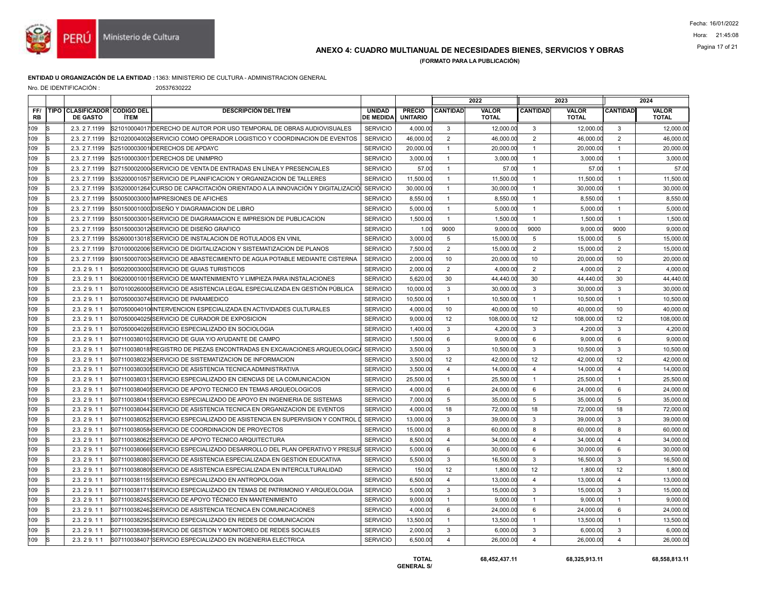## ANEXO 4: CUADRO MULTIANUAL DE NECESIDADES BIENES, SERVICIOS Y OBRAS

**(FORMATO PARA LA PUBLICACIÓN)**

**ENTIDAD U ORGANIZACIÓN DE LA ENTIDAD :** 1363: MINISTERIO DE CULTURA - ADMINISTRACION GENERAL

Nro. DE IDENTIFICACIÓN : 20537630222

| | | | | | | | 2022 | | 2023 | | 2024 | |
|---|---|---|---|---|---|---|---|---|---|---|---|---|
| FF/ RB | TIPO | CLASIFICADOR DE GASTO | CODIGO DEL ÍTEM | DESCRIPCIÓN DEL ÍTEM | UNIDAD DE MEDIDA | PRECIO UNITARIO | CANTIDAD | VALOR TOTAL | CANTIDAD | VALOR TOTAL | CANTIDAD | VALOR TOTAL |
| 109 | S | 2.3. 2 7.1199 | S21010004017 | DERECHO DE AUTOR POR USO TEMPORAL DE OBRAS AUDIOVISUALES | SERVICIO | 4,000.00 | 3 | 12,000.00 | 3 | 12,000.00 | 3 | 12,000.00 |
| 109 | S | 2.3. 2 7.1199 | S21020004002 | SERVICIO COMO OPERADOR LOGISTICO Y COORDINACION DE EVENTOS | SERVICIO | 46,000.00 | 2 | 46,000.00 | 2 | 46,000.00 | 2 | 46,000.00 |
| 109 | S | 2.3. 2 7.1199 | S25100003001 | DERECHOS DE APDAYC | SERVICIO | 20,000.00 | 1 | 20,000.00 | 1 | 20,000.00 | 1 | 20,000.00 |
| 109 | S | 2.3. 2 7.1199 | S25100003001 | DERECHOS DE UNIMPRO | SERVICIO | 3,000.00 | 1 | 3,000.00 | 1 | 3,000.00 | 1 | 3,000.00 |
| 109 | S | 2.3. 2 7.1199 | S27150002000 | SERVICIO DE VENTA DE ENTRADAS EN LÍNEA Y PRESENCIALES | SERVICIO | 57.00 | 1 | 57.00 | 1 | 57.00 | 1 | 57.00 |
| 109 | S | 2.3. 2 7.1199 | S35200001057 | SERVICIO DE PLANIFICACION Y ORGANIZACION DE TALLERES | SERVICIO | 11,500.00 | 1 | 11,500.00 | 1 | 11,500.00 | 1 | 11,500.00 |
| 109 | S | 2.3. 2 7.1199 | S35200001264 | CURSO DE CAPACITACIÓN ORIENTADO A LA INNOVACIÓN Y DIGITALIZACIÓ | SERVICIO | 30,000.00 | 1 | 30,000.00 | 1 | 30,000.00 | 1 | 30,000.00 |
| 109 | S | 2.3. 2 7.1199 | S50050003000 | IMPRESIONES DE AFICHES | SERVICIO | 8,550.00 | 1 | 8,550.00 | 1 | 8,550.00 | 1 | 8,550.00 |
| 109 | S | 2.3. 2 7.1199 | S50150001000 | DISEÑO Y DIAGRAMACION DE LIBRO | SERVICIO | 5,000.00 | 1 | 5,000.00 | 1 | 5,000.00 | 1 | 5,000.00 |
| 109 | S | 2.3. 2 7.1199 | S50150003001 | SERVICIO DE DIAGRAMACION E IMPRESION DE PUBLICACION | SERVICIO | 1,500.00 | 1 | 1,500.00 | 1 | 1,500.00 | 1 | 1,500.00 |
| 109 | S | 2.3. 2 7.1199 | S50150003012 | SERVICIO DE DISEÑO GRAFICO | SERVICIO | 1.00 | 9000 | 9,000.00 | 9000 | 9,000.00 | 9000 | 9,000.00 |
| 109 | S | 2.3. 2 7.1199 | S52600013018 | SERVICIO DE INSTALACION DE ROTULADOS EN VINIL | SERVICIO | 3,000.00 | 5 | 15,000.00 | 5 | 15,000.00 | 5 | 15,000.00 |
| 109 | S | 2.3. 2 7.1199 | S70100002006 | SERVICIO DE DIGITALIZACION Y SISTEMATIZACION DE PLANOS | SERVICIO | 7,500.00 | 2 | 15,000.00 | 2 | 15,000.00 | 2 | 15,000.00 |
| 109 | S | 2.3. 2 7.1199 | S90150007003 | SERVICIO DE ABASTECIMIENTO DE AGUA POTABLE MEDIANTE CISTERNA | SERVICIO | 2,000.00 | 10 | 20,000.00 | 10 | 20,000.00 | 10 | 20,000.00 |
| 109 | S | 2.3. 2 9. 1 1 | S05020003000 | SERVICIO DE GUIAS TURISTICOS | SERVICIO | 2,000.00 | 2 | 4,000.00 | 2 | 4,000.00 | 2 | 4,000.00 |
| 109 | S | 2.3. 2 9. 1 1 | S06200001001 | SERVICIO DE MANTENIMIENTO Y LIMPIEZA PARA INSTALACIONES | SERVICIO | 5,620.00 | 30 | 44,440.00 | 30 | 44,440.00 | 30 | 44,440.00 |
| 109 | S | 2.3. 2 9. 1 1 | S07010026000 | SERVICIO DE ASISTENCIA LEGAL ESPECIALIZADA EN GESTIÓN PÚBLICA | SERVICIO | 10,000.00 | 3 | 30,000.00 | 3 | 30,000.00 | 3 | 30,000.00 |
| 109 | S | 2.3. 2 9. 1 1 | S07050003074 | SERVICIO DE PARAMEDICO | SERVICIO | 10,500.00 | 1 | 10,500.00 | 1 | 10,500.00 | 1 | 10,500.00 |
| 109 | S | 2.3. 2 9. 1 1 | S07050004010 | INTERVENCION ESPECIALIZADA EN ACTIVIDADES CULTURALES | SERVICIO | 4,000.00 | 10 | 40,000.00 | 10 | 40,000.00 | 10 | 40,000.00 |
| 109 | S | 2.3. 2 9. 1 1 | S07050004025 | SERVICIO DE CURADOR DE EXPOSICION | SERVICIO | 9,000.00 | 12 | 108,000.00 | 12 | 108,000.00 | 12 | 108,000.00 |
| 109 | S | 2.3. 2 9. 1 1 | S07050004026 | SERVICIO ESPECIALIZADO EN SOCIOLOGIA | SERVICIO | 1,400.00 | 3 | 4,200.00 | 3 | 4,200.00 | 3 | 4,200.00 |
| 109 | S | 2.3. 2 9. 1 1 | S07110038010 | SERVICIO DE GUIA Y/O AYUDANTE DE CAMPO | SERVICIO | 1,500.00 | 6 | 9,000.00 | 6 | 9,000.00 | 6 | 9,000.00 |
| 109 | S | 2.3. 2 9. 1 1 | S07110038018 | REGISTRO DE PIEZAS ENCONTRADAS EN EXCAVACIONES ARQUEOLOGIC/ | SERVICIO | 3,500.00 | 3 | 10,500.00 | 3 | 10,500.00 | 3 | 10,500.00 |
| 109 | S | 2.3. 2 9. 1 1 | S07110038023 | SERVICIO DE SISTEMATIZACION DE INFORMACION | SERVICIO | 3,500.00 | 12 | 42,000.00 | 12 | 42,000.00 | 12 | 42,000.00 |
| 109 | S | 2.3. 2 9. 1 1 | S07110038030 | SERVICIO DE ASISTENCIA TECNICA ADMINISTRATIVA | SERVICIO | 3,500.00 | 4 | 14,000.00 | 4 | 14,000.00 | 4 | 14,000.00 |
| 109 | S | 2.3. 2 9. 1 1 | S07110038031 | SERVICIO ESPECIALIZADO EN CIENCIAS DE LA COMUNICACION | SERVICIO | 25,500.00 | 1 | 25,500.00 | 1 | 25,500.00 | 1 | 25,500.00 |
| 109 | S | 2.3. 2 9. 1 1 | S07110038040 | SERVICIO DE APOYO TECNICO EN TEMAS ARQUEOLOGICOS | SERVICIO | 4,000.00 | 6 | 24,000.00 | 6 | 24,000.00 | 6 | 24,000.00 |
| 109 | S | 2.3. 2 9. 1 1 | S07110038041 | SERVICIO ESPECIALIZADO DE APOYO EN INGENIERIA DE SISTEMAS | SERVICIO | 7,000.00 | 5 | 35,000.00 | 5 | 35,000.00 | 5 | 35,000.00 |
| 109 | S | 2.3. 2 9. 1 1 | S07110038044 | SERVICIO DE ASISTENCIA TECNICA EN ORGANIZACION DE EVENTOS | SERVICIO | 4,000.00 | 18 | 72,000.00 | 18 | 72,000.00 | 18 | 72,000.00 |
| 109 | S | 2.3. 2 9. 1 1 | S07110038052 | SERVICIO ESPECIALIZADO DE ASISTENCIA EN SUPERVISION Y CONTROL D | SERVICIO | 13,000.00 | 3 | 39,000.00 | 3 | 39,000.00 | 3 | 39,000.00 |
| 109 | S | 2.3. 2 9. 1 1 | S07110038058 | SERVICIO DE COORDINACION DE PROYECTOS | SERVICIO | 15,000.00 | 8 | 60,000.00 | 8 | 60,000.00 | 8 | 60,000.00 |
| 109 | S | 2.3. 2 9. 1 1 | S07110038062 | SERVICIO DE APOYO TECNICO ARQUITECTURA | SERVICIO | 8,500.00 | 4 | 34,000.00 | 4 | 34,000.00 | 4 | 34,000.00 |
| 109 | S | 2.3. 2 9. 1 1 | S07110038066 | SERVICIO ESPECIALIZADO DESARROLLO DEL PLAN OPERATIVO Y PRESUP | SERVICIO | 5,000.00 | 6 | 30,000.00 | 6 | 30,000.00 | 6 | 30,000.00 |
| 109 | S | 2.3. 2 9. 1 1 | S07110038080 | SERVICIO DE ASISTENCIA ESPECIALIZADA EN GESTION EDUCATIVA | SERVICIO | 5,500.00 | 3 | 16,500.00 | 3 | 16,500.00 | 3 | 16,500.00 |
| 109 | S | 2.3. 2 9. 1 1 | S07110038080 | SERVICIO DE ASISTENCIA ESPECIALIZADA EN INTERCULTURALIDAD | SERVICIO | 150.00 | 12 | 1,800.00 | 12 | 1,800.00 | 12 | 1,800.00 |
| 109 | S | 2.3. 2 9. 1 1 | S07110038115 | SERVICIO ESPECIALIZADO EN ANTROPOLOGIA | SERVICIO | 6,500.00 | 4 | 13,000.00 | 4 | 13,000.00 | 4 | 13,000.00 |
| 109 | S | 2.3. 2 9. 1 1 | S07110038171 | SERVICIO ESPECIALIZADO EN TEMAS DE PATRIMONIO Y ARQUEOLOGIA | SERVICIO | 5,000.00 | 3 | 15,000.00 | 3 | 15,000.00 | 3 | 15,000.00 |
| 109 | S | 2.3. 2 9. 1 1 | S07110038245 | SERVICIO DE APOYO TÉCNICO EN MANTENIMIENTO | SERVICIO | 9,000.00 | 1 | 9,000.00 | 1 | 9,000.00 | 1 | 9,000.00 |
| 109 | S | 2.3. 2 9. 1 1 | S07110038246 | SERVICIO DE ASISTENCIA TECNICA EN COMUNICACIONES | SERVICIO | 4,000.00 | 6 | 24,000.00 | 6 | 24,000.00 | 6 | 24,000.00 |
| 109 | S | 2.3. 2 9. 1 1 | S07110038295 | SERVICIO ESPECIALIZADO EN REDES DE COMUNICACION | SERVICIO | 13,500.00 | 1 | 13,500.00 | 1 | 13,500.00 | 1 | 13,500.00 |
| 109 | S | 2.3. 2 9. 1 1 | S07110038398 | SERVICIO DE GESTION Y MONITOREO DE REDES SOCIALES | SERVICIO | 2,000.00 | 3 | 6,000.00 | 3 | 6,000.00 | 3 | 6,000.00 |
| 109 | S | 2.3. 2 9. 1 1 | S07110038407 | SERVICIO ESPECIALIZADO EN INGENIERIA ELECTRICA | SERVICIO | 6,500.00 | 4 | 26,000.00 | 4 | 26,000.00 | 4 | 26,000.00 |
| | | | | | | **TOTAL GENERAL S/** | | **68,452,437.11** | | **68,325,913.11** | | **68,558,813.11** |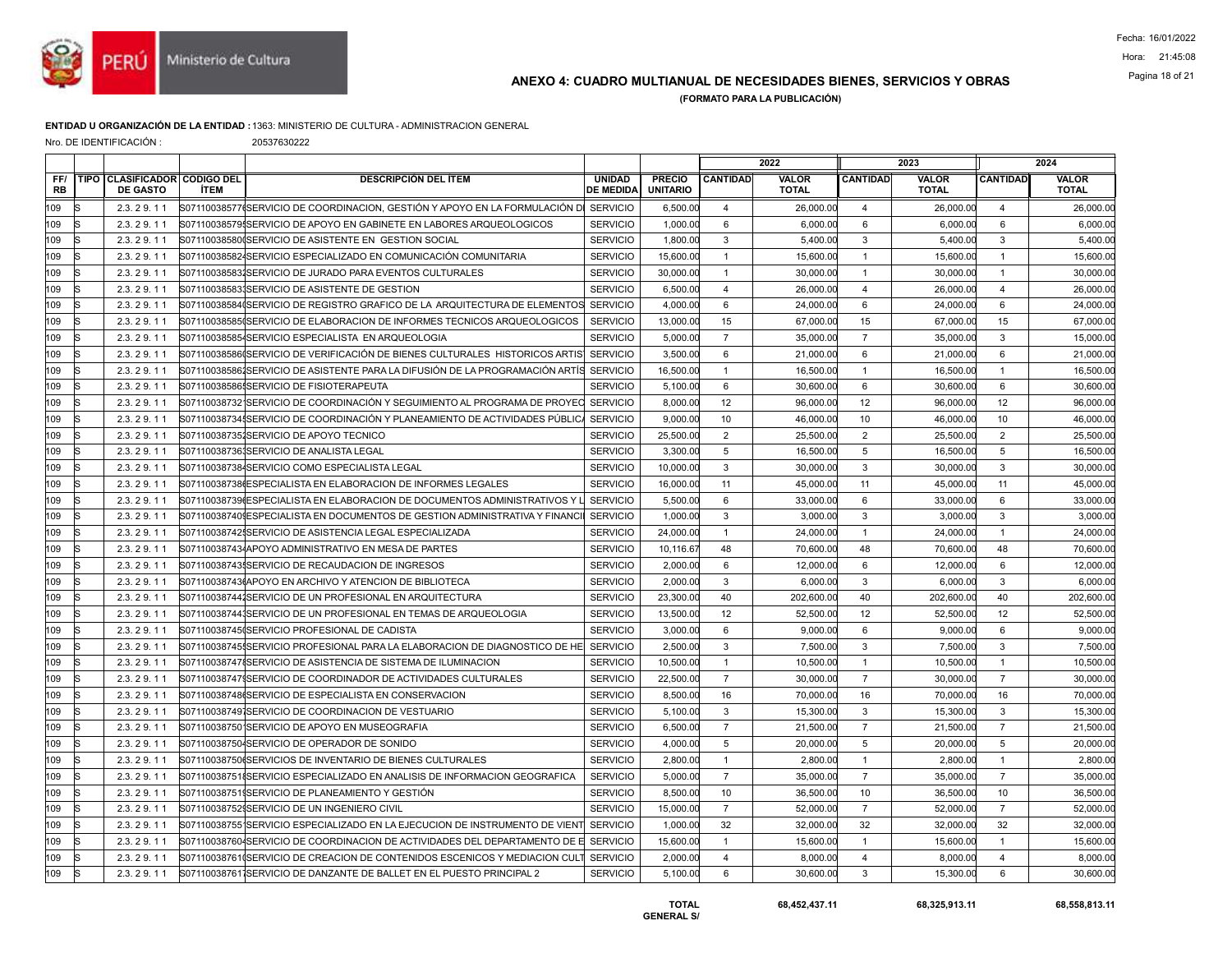## ANEXO 4: CUADRO MULTIANUAL DE NECESIDADES BIENES, SERVICIOS Y OBRAS

**(FORMATO PARA LA PUBLICACIÓN)**

**ENTIDAD U ORGANIZACIÓN DE LA ENTIDAD :** 1363: MINISTERIO DE CULTURA - ADMINISTRACION GENERAL

Nro. DE IDENTIFICACIÓN : 20537630222

| | | | | | | | 2022 | | 2023 | | 2024 | |
|---|---|---|---|---|---|---|---|---|---|---|---|---|
| FF/RB | TIPO | CLASIFICADOR DE GASTO | CODIGO DEL ÍTEM | DESCRIPCIÓN DEL ÍTEM | UNIDAD DE MEDIDA | PRECIO UNITARIO | CANTIDAD | VALOR TOTAL | CANTIDAD | VALOR TOTAL | CANTIDAD | VALOR TOTAL |
| 109 | S | 2.3. 2 9. 1 1 | S07110038577 | SERVICIO DE COORDINACION, GESTIÓN Y APOYO EN LA FORMULACIÓN D | SERVICIO | 6,500.00 | 4 | 26,000.00 | 4 | 26,000.00 | 4 | 26,000.00 |
| 109 | S | 2.3. 2 9. 1 1 | S07110038579 | SERVICIO DE APOYO EN GABINETE EN LABORES ARQUEOLOGICOS | SERVICIO | 1,000.00 | 6 | 6,000.00 | 6 | 6,000.00 | 6 | 6,000.00 |
| 109 | S | 2.3. 2 9. 1 1 | S07110038580 | SERVICIO DE ASISTENTE EN GESTION SOCIAL | SERVICIO | 1,800.00 | 3 | 5,400.00 | 3 | 5,400.00 | 3 | 5,400.00 |
| 109 | S | 2.3. 2 9. 1 1 | S07110038582 | SERVICIO ESPECIALIZADO EN COMUNICACIÓN COMUNITARIA | SERVICIO | 15,600.00 | 1 | 15,600.00 | 1 | 15,600.00 | 1 | 15,600.00 |
| 109 | S | 2.3. 2 9. 1 1 | S07110038583 | SERVICIO DE JURADO PARA EVENTOS CULTURALES | SERVICIO | 30,000.00 | 1 | 30,000.00 | 1 | 30,000.00 | 1 | 30,000.00 |
| 109 | S | 2.3. 2 9. 1 1 | S07110038583 | SERVICIO DE ASISTENTE DE GESTION | SERVICIO | 6,500.00 | 4 | 26,000.00 | 4 | 26,000.00 | 4 | 26,000.00 |
| 109 | S | 2.3. 2 9. 1 1 | S07110038584 | SERVICIO DE REGISTRO GRAFICO DE LA ARQUITECTURA DE ELEMENTOS | SERVICIO | 4,000.00 | 6 | 24,000.00 | 6 | 24,000.00 | 6 | 24,000.00 |
| 109 | S | 2.3. 2 9. 1 1 | S07110038585 | SERVICIO DE ELABORACION DE INFORMES TECNICOS ARQUEOLOGICOS | SERVICIO | 13,000.00 | 15 | 67,000.00 | 15 | 67,000.00 | 15 | 67,000.00 |
| 109 | S | 2.3. 2 9. 1 1 | S07110038585 | SERVICIO ESPECIALISTA EN ARQUEOLOGIA | SERVICIO | 5,000.00 | 7 | 35,000.00 | 7 | 35,000.00 | 3 | 15,000.00 |
| 109 | S | 2.3. 2 9. 1 1 | S07110038586 | SERVICIO DE VERIFICACIÓN DE BIENES CULTURALES HISTORICOS ARTIS | SERVICIO | 3,500.00 | 6 | 21,000.00 | 6 | 21,000.00 | 6 | 21,000.00 |
| 109 | S | 2.3. 2 9. 1 1 | S07110038586 | SERVICIO DE ASISTENTE PARA LA DIFUSIÓN DE LA PROGRAMACIÓN ARTÍS | SERVICIO | 16,500.00 | 1 | 16,500.00 | 1 | 16,500.00 | 1 | 16,500.00 |
| 109 | S | 2.3. 2 9. 1 1 | S07110038586 | SERVICIO DE FISIOTERAPEUTA | SERVICIO | 5,100.00 | 6 | 30,600.00 | 6 | 30,600.00 | 6 | 30,600.00 |
| 109 | S | 2.3. 2 9. 1 1 | S07110038732 | SERVICIO DE COORDINACIÓN Y SEGUIMIENTO AL PROGRAMA DE PROYEC | SERVICIO | 8,000.00 | 12 | 96,000.00 | 12 | 96,000.00 | 12 | 96,000.00 |
| 109 | S | 2.3. 2 9. 1 1 | S07110038734 | SERVICIO DE COORDINACIÓN Y PLANEAMIENTO DE ACTIVIDADES PÚBLIC | SERVICIO | 9,000.00 | 10 | 46,000.00 | 10 | 46,000.00 | 10 | 46,000.00 |
| 109 | S | 2.3. 2 9. 1 1 | S07110038735 | SERVICIO DE APOYO TECNICO | SERVICIO | 25,500.00 | 2 | 25,500.00 | 2 | 25,500.00 | 2 | 25,500.00 |
| 109 | S | 2.3. 2 9. 1 1 | S07110038736 | SERVICIO DE ANALISTA LEGAL | SERVICIO | 3,300.00 | 5 | 16,500.00 | 5 | 16,500.00 | 5 | 16,500.00 |
| 109 | S | 2.3. 2 9. 1 1 | S07110038738 | SERVICIO COMO ESPECIALISTA LEGAL | SERVICIO | 10,000.00 | 3 | 30,000.00 | 3 | 30,000.00 | 3 | 30,000.00 |
| 109 | S | 2.3. 2 9. 1 1 | S07110038738 | ESPECIALISTA EN ELABORACION DE INFORMES LEGALES | SERVICIO | 16,000.00 | 11 | 45,000.00 | 11 | 45,000.00 | 11 | 45,000.00 |
| 109 | S | 2.3. 2 9. 1 1 | S07110038739 | ESPECIALISTA EN ELABORACION DE DOCUMENTOS ADMINISTRATIVOS Y L | SERVICIO | 5,500.00 | 6 | 33,000.00 | 6 | 33,000.00 | 6 | 33,000.00 |
| 109 | S | 2.3. 2 9. 1 1 | S07110038740 | ESPECIALISTA EN DOCUMENTOS DE GESTION ADMINISTRATIVA Y FINANCI | SERVICIO | 1,000.00 | 3 | 3,000.00 | 3 | 3,000.00 | 3 | 3,000.00 |
| 109 | S | 2.3. 2 9. 1 1 | S07110038742 | SERVICIO DE ASISTENCIA LEGAL ESPECIALIZADA | SERVICIO | 24,000.00 | 1 | 24,000.00 | 1 | 24,000.00 | 1 | 24,000.00 |
| 109 | S | 2.3. 2 9. 1 1 | S07110038743 | APOYO ADMINISTRATIVO EN MESA DE PARTES | SERVICIO | 10,116.67 | 48 | 70,600.00 | 48 | 70,600.00 | 48 | 70,600.00 |
| 109 | S | 2.3. 2 9. 1 1 | S07110038743 | SERVICIO DE RECAUDACION DE INGRESOS | SERVICIO | 2,000.00 | 6 | 12,000.00 | 6 | 12,000.00 | 6 | 12,000.00 |
| 109 | S | 2.3. 2 9. 1 1 | S07110038743 | APOYO EN ARCHIVO Y ATENCION DE BIBLIOTECA | SERVICIO | 2,000.00 | 3 | 6,000.00 | 3 | 6,000.00 | 3 | 6,000.00 |
| 109 | S | 2.3. 2 9. 1 1 | S07110038744 | SERVICIO DE UN PROFESIONAL EN ARQUITECTURA | SERVICIO | 23,300.00 | 40 | 202,600.00 | 40 | 202,600.00 | 40 | 202,600.00 |
| 109 | S | 2.3. 2 9. 1 1 | S07110038744 | SERVICIO DE UN PROFESIONAL EN TEMAS DE ARQUEOLOGIA | SERVICIO | 13,500.00 | 12 | 52,500.00 | 12 | 52,500.00 | 12 | 52,500.00 |
| 109 | S | 2.3. 2 9. 1 1 | S07110038745 | SERVICIO PROFESIONAL DE CADISTA | SERVICIO | 3,000.00 | 6 | 9,000.00 | 6 | 9,000.00 | 6 | 9,000.00 |
| 109 | S | 2.3. 2 9. 1 1 | S07110038745 | SERVICIO PROFESIONAL PARA LA ELABORACION DE DIAGNOSTICO DE HE | SERVICIO | 2,500.00 | 3 | 7,500.00 | 3 | 7,500.00 | 3 | 7,500.00 |
| 109 | S | 2.3. 2 9. 1 1 | S07110038747 | SERVICIO DE ASISTENCIA DE SISTEMA DE ILUMINACION | SERVICIO | 10,500.00 | 1 | 10,500.00 | 1 | 10,500.00 | 1 | 10,500.00 |
| 109 | S | 2.3. 2 9. 1 1 | S07110038747 | SERVICIO DE COORDINADOR DE ACTIVIDADES CULTURALES | SERVICIO | 22,500.00 | 7 | 30,000.00 | 7 | 30,000.00 | 7 | 30,000.00 |
| 109 | S | 2.3. 2 9. 1 1 | S07110038748 | SERVICIO DE ESPECIALISTA EN CONSERVACION | SERVICIO | 8,500.00 | 16 | 70,000.00 | 16 | 70,000.00 | 16 | 70,000.00 |
| 109 | S | 2.3. 2 9. 1 1 | S07110038749 | SERVICIO DE COORDINACION DE VESTUARIO | SERVICIO | 5,100.00 | 3 | 15,300.00 | 3 | 15,300.00 | 3 | 15,300.00 |
| 109 | S | 2.3. 2 9. 1 1 | S07110038750 | SERVICIO DE APOYO EN MUSEOGRAFIA | SERVICIO | 6,500.00 | 7 | 21,500.00 | 7 | 21,500.00 | 7 | 21,500.00 |
| 109 | S | 2.3. 2 9. 1 1 | S07110038750 | SERVICIO DE OPERADOR DE SONIDO | SERVICIO | 4,000.00 | 5 | 20,000.00 | 5 | 20,000.00 | 5 | 20,000.00 |
| 109 | S | 2.3. 2 9. 1 1 | S07110038750 | SERVICIOS DE INVENTARIO DE BIENES CULTURALES | SERVICIO | 2,800.00 | 1 | 2,800.00 | 1 | 2,800.00 | 1 | 2,800.00 |
| 109 | S | 2.3. 2 9. 1 1 | S07110038751 | SERVICIO ESPECIALIZADO EN ANALISIS DE INFORMACION GEOGRAFICA | SERVICIO | 5,000.00 | 7 | 35,000.00 | 7 | 35,000.00 | 7 | 35,000.00 |
| 109 | S | 2.3. 2 9. 1 1 | S07110038751 | SERVICIO DE PLANEAMIENTO Y GESTIÓN | SERVICIO | 8,500.00 | 10 | 36,500.00 | 10 | 36,500.00 | 10 | 36,500.00 |
| 109 | S | 2.3. 2 9. 1 1 | S07110038752 | SERVICIO DE UN INGENIERO CIVIL | SERVICIO | 15,000.00 | 7 | 52,000.00 | 7 | 52,000.00 | 7 | 52,000.00 |
| 109 | S | 2.3. 2 9. 1 1 | S07110038755 | SERVICIO ESPECIALIZADO EN LA EJECUCION DE INSTRUMENTO DE VIENT | SERVICIO | 1,000.00 | 32 | 32,000.00 | 32 | 32,000.00 | 32 | 32,000.00 |
| 109 | S | 2.3. 2 9. 1 1 | S07110038760 | SERVICIO DE COORDINACION DE ACTIVIDADES DEL DEPARTAMENTO DE E | SERVICIO | 15,600.00 | 1 | 15,600.00 | 1 | 15,600.00 | 1 | 15,600.00 |
| 109 | S | 2.3. 2 9. 1 1 | S07110038761 | SERVICIO DE CREACION DE CONTENIDOS ESCENICOS Y MEDIACION CULT | SERVICIO | 2,000.00 | 4 | 8,000.00 | 4 | 8,000.00 | 4 | 8,000.00 |
| 109 | S | 2.3. 2 9. 1 1 | S07110038761 | SERVICIO DE DANZANTE DE BALLET EN EL PUESTO PRINCIPAL 2 | SERVICIO | 5,100.00 | 6 | 30,600.00 | 3 | 15,300.00 | 6 | 30,600.00 |
| | | | | | | **TOTAL GENERAL S/** | | **68,452,437.11** | | **68,325,913.11** | | **68,558,813.11** |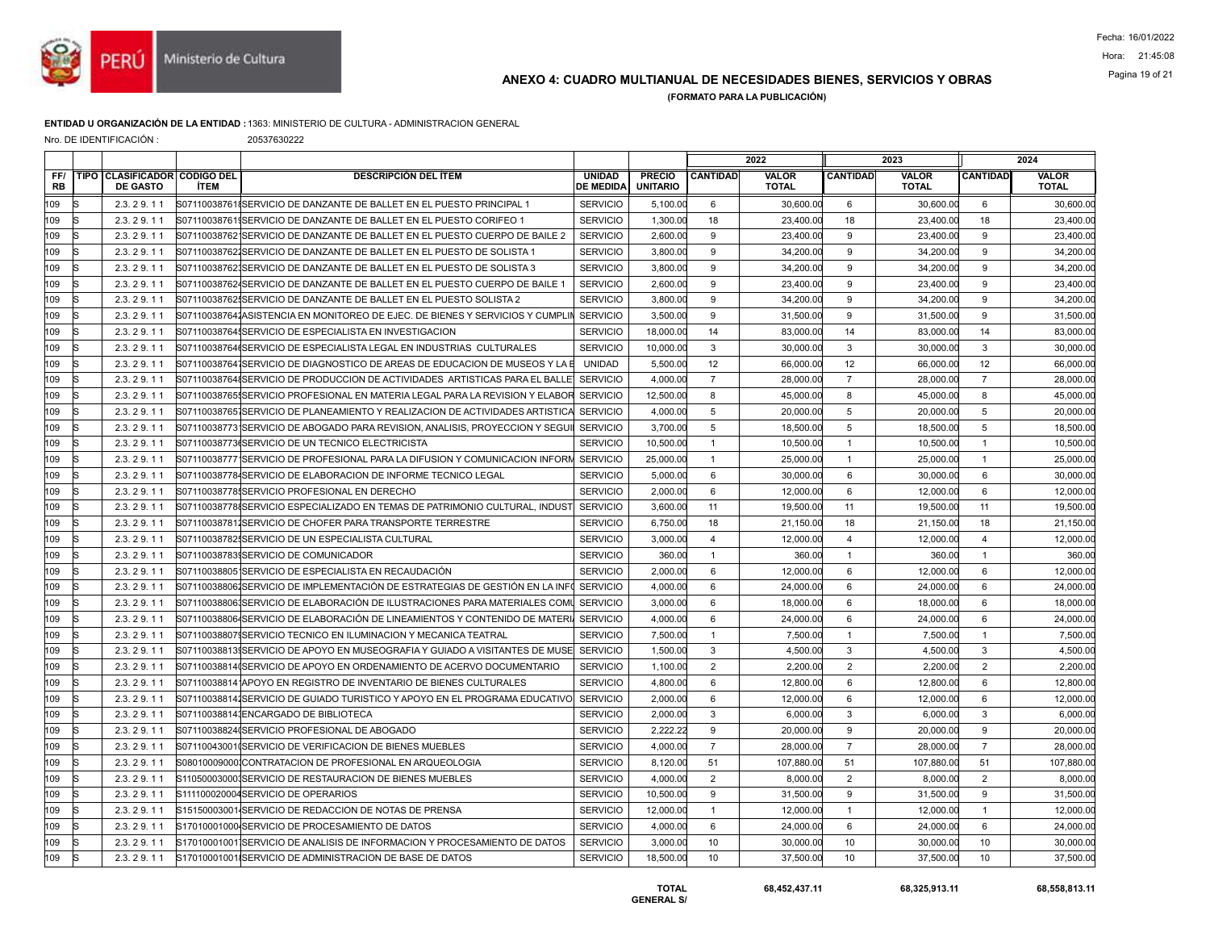# ANEXO 4: CUADRO MULTIANUAL DE NECESIDADES BIENES, SERVICIOS Y OBRAS

**(FORMATO PARA LA PUBLICACIÓN)**

**ENTIDAD U ORGANIZACIÓN DE LA ENTIDAD :** 1363: MINISTERIO DE CULTURA - ADMINISTRACION GENERAL

Nro. DE IDENTIFICACIÓN : 20537630222

| | | | | | | | 2022 | | 2023 | | 2024 | |
|---|---|---|---|---|---|---|---|---|---|---|---|---|
| **FF/ RB** | **TIPO** | **CLASIFICADOR DE GASTO** | **CODIGO DEL ÍTEM** | **DESCRIPCIÓN DEL ÍTEM** | **UNIDAD DE MEDIDA** | **PRECIO UNITARIO** | **CANTIDAD** | **VALOR TOTAL** | **CANTIDAD** | **VALOR TOTAL** | **CANTIDAD** | **VALOR TOTAL** |
| 109 | S | 2.3. 2 9. 1 1 | S071100387618 | SERVICIO DE DANZANTE DE BALLET EN EL PUESTO PRINCIPAL 1 | SERVICIO | 5,100.00 | 6 | 30,600.00 | 6 | 30,600.00 | 6 | 30,600.00 |
| 109 | S | 2.3. 2 9. 1 1 | S071100387619 | SERVICIO DE DANZANTE DE BALLET EN EL PUESTO CORIFEO 1 | SERVICIO | 1,300.00 | 18 | 23,400.00 | 18 | 23,400.00 | 18 | 23,400.00 |
| 109 | S | 2.3. 2 9. 1 1 | S071100387621 | SERVICIO DE DANZANTE DE BALLET EN EL PUESTO CUERPO DE BAILE 2 | SERVICIO | 2,600.00 | 9 | 23,400.00 | 9 | 23,400.00 | 9 | 23,400.00 |
| 109 | S | 2.3. 2 9. 1 1 | S071100387622 | SERVICIO DE DANZANTE DE BALLET EN EL PUESTO DE SOLISTA 1 | SERVICIO | 3,800.00 | 9 | 34,200.00 | 9 | 34,200.00 | 9 | 34,200.00 |
| 109 | S | 2.3. 2 9. 1 1 | S071100387623 | SERVICIO DE DANZANTE DE BALLET EN EL PUESTO DE SOLISTA 3 | SERVICIO | 3,800.00 | 9 | 34,200.00 | 9 | 34,200.00 | 9 | 34,200.00 |
| 109 | S | 2.3. 2 9. 1 1 | S071100387624 | SERVICIO DE DANZANTE DE BALLET EN EL PUESTO CUERPO DE BAILE 1 | SERVICIO | 2,600.00 | 9 | 23,400.00 | 9 | 23,400.00 | 9 | 23,400.00 |
| 109 | S | 2.3. 2 9. 1 1 | S071100387625 | SERVICIO DE DANZANTE DE BALLET EN EL PUESTO SOLISTA 2 | SERVICIO | 3,800.00 | 9 | 34,200.00 | 9 | 34,200.00 | 9 | 34,200.00 |
| 109 | S | 2.3. 2 9. 1 1 | S071100387642 | ASISTENCIA EN MONITOREO DE EJEC. DE BIENES Y SERVICIOS Y CUMPLIM | SERVICIO | 3,500.00 | 9 | 31,500.00 | 9 | 31,500.00 | 9 | 31,500.00 |
| 109 | S | 2.3. 2 9. 1 1 | S071100387645 | SERVICIO DE ESPECIALISTA EN INVESTIGACION | SERVICIO | 18,000.00 | 14 | 83,000.00 | 14 | 83,000.00 | 14 | 83,000.00 |
| 109 | S | 2.3. 2 9. 1 1 | S071100387646 | SERVICIO DE ESPECIALISTA LEGAL EN INDUSTRIAS CULTURALES | SERVICIO | 10,000.00 | 3 | 30,000.00 | 3 | 30,000.00 | 3 | 30,000.00 |
| 109 | S | 2.3. 2 9. 1 1 | S071100387647 | SERVICIO DE DIAGNOSTICO DE AREAS DE EDUCACION DE MUSEOS Y LA E | UNIDAD | 5,500.00 | 12 | 66,000.00 | 12 | 66,000.00 | 12 | 66,000.00 |
| 109 | S | 2.3. 2 9. 1 1 | S071100387648 | SERVICIO DE PRODUCCION DE ACTIVIDADES ARTISTICAS PARA EL BALLET | SERVICIO | 4,000.00 | 7 | 28,000.00 | 7 | 28,000.00 | 7 | 28,000.00 |
| 109 | S | 2.3. 2 9. 1 1 | S071100387655 | SERVICIO PROFESIONAL EN MATERIA LEGAL PARA LA REVISION Y ELABOR | SERVICIO | 12,500.00 | 8 | 45,000.00 | 8 | 45,000.00 | 8 | 45,000.00 |
| 109 | S | 2.3. 2 9. 1 1 | S071100387657 | SERVICIO DE PLANEAMIENTO Y REALIZACION DE ACTIVIDADES ARTISTICA | SERVICIO | 4,000.00 | 5 | 20,000.00 | 5 | 20,000.00 | 5 | 20,000.00 |
| 109 | S | 2.3. 2 9. 1 1 | S071100387731 | SERVICIO DE ABOGADO PARA REVISION, ANALISIS, PROYECCION Y SEGUI | SERVICIO | 3,700.00 | 5 | 18,500.00 | 5 | 18,500.00 | 5 | 18,500.00 |
| 109 | S | 2.3. 2 9. 1 1 | S071100387736 | SERVICIO DE UN TECNICO ELECTRICISTA | SERVICIO | 10,500.00 | 1 | 10,500.00 | 1 | 10,500.00 | 1 | 10,500.00 |
| 109 | S | 2.3. 2 9. 1 1 | S071100387771 | SERVICIO DE PROFESIONAL PARA LA DIFUSION Y COMUNICACION INFORM | SERVICIO | 25,000.00 | 1 | 25,000.00 | 1 | 25,000.00 | 1 | 25,000.00 |
| 109 | S | 2.3. 2 9. 1 1 | S071100387784 | SERVICIO DE ELABORACION DE INFORME TECNICO LEGAL | SERVICIO | 5,000.00 | 6 | 30,000.00 | 6 | 30,000.00 | 6 | 30,000.00 |
| 109 | S | 2.3. 2 9. 1 1 | S071100387785 | SERVICIO PROFESIONAL EN DERECHO | SERVICIO | 2,000.00 | 6 | 12,000.00 | 6 | 12,000.00 | 6 | 12,000.00 |
| 109 | S | 2.3. 2 9. 1 1 | S071100387788 | SERVICIO ESPECIALIZADO EN TEMAS DE PATRIMONIO CULTURAL, INDUST | SERVICIO | 3,600.00 | 11 | 19,500.00 | 11 | 19,500.00 | 11 | 19,500.00 |
| 109 | S | 2.3. 2 9. 1 1 | S071100387812 | SERVICIO DE CHOFER PARA TRANSPORTE TERRESTRE | SERVICIO | 6,750.00 | 18 | 21,150.00 | 18 | 21,150.00 | 18 | 21,150.00 |
| 109 | S | 2.3. 2 9. 1 1 | S071100387825 | SERVICIO DE UN ESPECIALISTA CULTURAL | SERVICIO | 3,000.00 | 4 | 12,000.00 | 4 | 12,000.00 | 4 | 12,000.00 |
| 109 | S | 2.3. 2 9. 1 1 | S071100387835 | SERVICIO DE COMUNICADOR | SERVICIO | 360.00 | 1 | 360.00 | 1 | 360.00 | 1 | 360.00 |
| 109 | S | 2.3. 2 9. 1 1 | S071100388051 | SERVICIO DE ESPECIALISTA EN RECAUDACIÓN | SERVICIO | 2,000.00 | 6 | 12,000.00 | 6 | 12,000.00 | 6 | 12,000.00 |
| 109 | S | 2.3. 2 9. 1 1 | S071100388062 | SERVICIO DE IMPLEMENTACIÓN DE ESTRATEGIAS DE GESTIÓN EN LA INFO | SERVICIO | 4,000.00 | 6 | 24,000.00 | 6 | 24,000.00 | 6 | 24,000.00 |
| 109 | S | 2.3. 2 9. 1 1 | S071100388063 | SERVICIO DE ELABORACIÓN DE ILUSTRACIONES PARA MATERIALES COMU | SERVICIO | 3,000.00 | 6 | 18,000.00 | 6 | 18,000.00 | 6 | 18,000.00 |
| 109 | S | 2.3. 2 9. 1 1 | S071100388064 | SERVICIO DE ELABORACIÓN DE LINEAMIENTOS Y CONTENIDO DE MATERIA | SERVICIO | 4,000.00 | 6 | 24,000.00 | 6 | 24,000.00 | 6 | 24,000.00 |
| 109 | S | 2.3. 2 9. 1 1 | S071100388079 | SERVICIO TECNICO EN ILUMINACION Y MECANICA TEATRAL | SERVICIO | 7,500.00 | 1 | 7,500.00 | 1 | 7,500.00 | 1 | 7,500.00 |
| 109 | S | 2.3. 2 9. 1 1 | S071100388139 | SERVICIO DE APOYO EN MUSEOGRAFIA Y GUIADO A VISITANTES DE MUSE | SERVICIO | 1,500.00 | 3 | 4,500.00 | 3 | 4,500.00 | 3 | 4,500.00 |
| 109 | S | 2.3. 2 9. 1 1 | S071100388140 | SERVICIO DE APOYO EN ORDENAMIENTO DE ACERVO DOCUMENTARIO | SERVICIO | 1,100.00 | 2 | 2,200.00 | 2 | 2,200.00 | 2 | 2,200.00 |
| 109 | S | 2.3. 2 9. 1 1 | S071100388141 | APOYO EN REGISTRO DE INVENTARIO DE BIENES CULTURALES | SERVICIO | 4,800.00 | 6 | 12,800.00 | 6 | 12,800.00 | 6 | 12,800.00 |
| 109 | S | 2.3. 2 9. 1 1 | S071100388142 | SERVICIO DE GUIADO TURISTICO Y APOYO EN EL PROGRAMA EDUCATIVO | SERVICIO | 2,000.00 | 6 | 12,000.00 | 6 | 12,000.00 | 6 | 12,000.00 |
| 109 | S | 2.3. 2 9. 1 1 | S071100388143 | ENCARGADO DE BIBLIOTECA | SERVICIO | 2,000.00 | 3 | 6,000.00 | 3 | 6,000.00 | 3 | 6,000.00 |
| 109 | S | 2.3. 2 9. 1 1 | S071100388240 | SERVICIO PROFESIONAL DE ABOGADO | SERVICIO | 2,222.22 | 9 | 20,000.00 | 9 | 20,000.00 | 9 | 20,000.00 |
| 109 | S | 2.3. 2 9. 1 1 | S071100430010 | SERVICIO DE VERIFICACION DE BIENES MUEBLES | SERVICIO | 4,000.00 | 7 | 28,000.00 | 7 | 28,000.00 | 7 | 28,000.00 |
| 109 | S | 2.3. 2 9. 1 1 | S080100090001 | CONTRATACION DE PROFESIONAL EN ARQUEOLOGIA | SERVICIO | 8,120.00 | 51 | 107,880.00 | 51 | 107,880.00 | 51 | 107,880.00 |
| 109 | S | 2.3. 2 9. 1 1 | S110500030003 | SERVICIO DE RESTAURACION DE BIENES MUEBLES | SERVICIO | 4,000.00 | 2 | 8,000.00 | 2 | 8,000.00 | 2 | 8,000.00 |
| 109 | S | 2.3. 2 9. 1 1 | S111100020004 | SERVICIO DE OPERARIOS | SERVICIO | 10,500.00 | 9 | 31,500.00 | 9 | 31,500.00 | 9 | 31,500.00 |
| 109 | S | 2.3. 2 9. 1 1 | S151500030014 | SERVICIO DE REDACCION DE NOTAS DE PRENSA | SERVICIO | 12,000.00 | 1 | 12,000.00 | 1 | 12,000.00 | 1 | 12,000.00 |
| 109 | S | 2.3. 2 9. 1 1 | S170100010004 | SERVICIO DE PROCESAMIENTO DE DATOS | SERVICIO | 4,000.00 | 6 | 24,000.00 | 6 | 24,000.00 | 6 | 24,000.00 |
| 109 | S | 2.3. 2 9. 1 1 | S170100010011 | SERVICIO DE ANALISIS DE INFORMACION Y PROCESAMIENTO DE DATOS | SERVICIO | 3,000.00 | 10 | 30,000.00 | 10 | 30,000.00 | 10 | 30,000.00 |
| 109 | S | 2.3. 2 9. 1 1 | S170100010016 | SERVICIO DE ADMINISTRACION DE BASE DE DATOS | SERVICIO | 18,500.00 | 10 | 37,500.00 | 10 | 37,500.00 | 10 | 37,500.00 |
| | | | | | | **TOTAL GENERAL S/** | | **68,452,437.11** | | **68,325,913.11** | | **68,558,813.11** |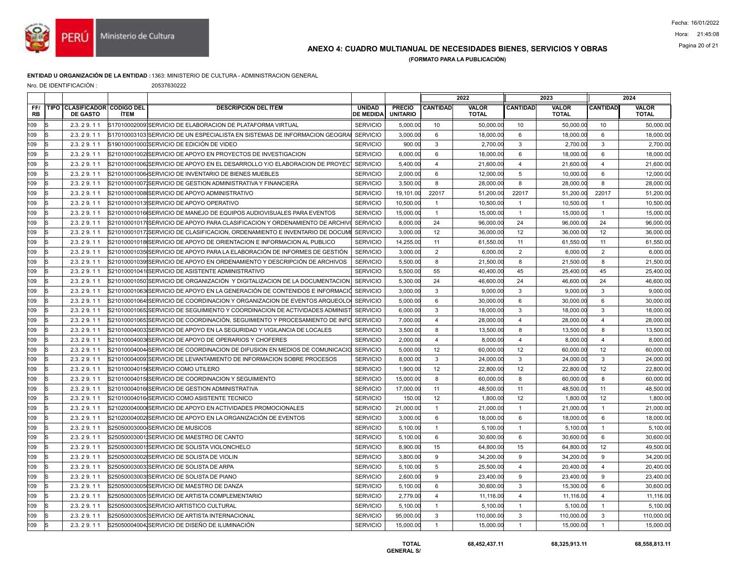## ANEXO 4: CUADRO MULTIANUAL DE NECESIDADES BIENES, SERVICIOS Y OBRAS

**(FORMATO PARA LA PUBLICACIÓN)**

**ENTIDAD U ORGANIZACIÓN DE LA ENTIDAD :** 1363: MINISTERIO DE CULTURA - ADMINISTRACION GENERAL

Nro. DE IDENTIFICACIÓN : 20537630222

| | | | | | | | 2022 | | 2023 | | 2024 | |
|---|---|---|---|---|---|---|---|---|---|---|---|---|
| FF/ RB | TIPO | CLASIFICADOR DE GASTO | CODIGO DEL ÍTEM | DESCRIPCIÓN DEL ÍTEM | UNIDAD DE MEDIDA | PRECIO UNITARIO | CANTIDAD | VALOR TOTAL | CANTIDAD | VALOR TOTAL | CANTIDAD | VALOR TOTAL |
| 109 | S | 2.3. 2 9. 1 1 | S170100020009 | SERVICIO DE ELABORACION DE PLATAFORMA VIRTUAL | SERVICIO | 5,000.00 | 10 | 50,000.00 | 10 | 50,000.00 | 10 | 50,000.00 |
| 109 | S | 2.3. 2 9. 1 1 | S170100031003 | SERVICIO DE UN ESPECIALISTA EN SISTEMAS DE INFORMACION GEOGRA | SERVICIO | 3,000.00 | 6 | 18,000.00 | 6 | 18,000.00 | 6 | 18,000.00 |
| 109 | S | 2.3. 2 9. 1 1 | S19010001000 | SERVICIO DE EDICIÓN DE VIDEO | SERVICIO | 900.00 | 3 | 2,700.00 | 3 | 2,700.00 | 3 | 2,700.00 |
| 109 | S | 2.3. 2 9. 1 1 | S21010001002 | SERVICIO DE APOYO EN PROYECTOS DE INVESTIGACION | SERVICIO | 6,000.00 | 6 | 18,000.00 | 6 | 18,000.00 | 6 | 18,000.00 |
| 109 | S | 2.3. 2 9. 1 1 | S21010001006 | SERVICIO DE APOYO EN EL DESARROLLO Y/O ELABORACION DE PROYEC | SERVICIO | 5,400.00 | 4 | 21,600.00 | 4 | 21,600.00 | 4 | 21,600.00 |
| 109 | S | 2.3. 2 9. 1 1 | S21010001006 | SERVICIO DE INVENTARIO DE BIENES MUEBLES | SERVICIO | 2,000.00 | 6 | 12,000.00 | 5 | 10,000.00 | 6 | 12,000.00 |
| 109 | S | 2.3. 2 9. 1 1 | S21010001007 | SERVICIO DE GESTION ADMINISTRATIVA Y FINANCIERA | SERVICIO | 3,500.00 | 8 | 28,000.00 | 8 | 28,000.00 | 8 | 28,000.00 |
| 109 | S | 2.3. 2 9. 1 1 | S21010001008 | SERVICIO DE APOYO ADMINISTRATIVO | SERVICIO | 19,101.00 | 22017 | 51,200.00 | 22017 | 51,200.00 | 22017 | 51,200.00 |
| 109 | S | 2.3. 2 9. 1 1 | S21010001013 | SERVICIO DE APOYO OPERATIVO | SERVICIO | 10,500.00 | 1 | 10,500.00 | 1 | 10,500.00 | 1 | 10,500.00 |
| 109 | S | 2.3. 2 9. 1 1 | S21010001016 | SERVICIO DE MANEJO DE EQUIPOS AUDIOVISUALES PARA EVENTOS | SERVICIO | 15,000.00 | 1 | 15,000.00 | 1 | 15,000.00 | 1 | 15,000.00 |
| 109 | S | 2.3. 2 9. 1 1 | S21010001017 | SERVICIO DE APOYO PARA CLASIFICACION Y ORDENAMIENTO DE ARCHIV | SERVICIO | 8,000.00 | 24 | 96,000.00 | 24 | 96,000.00 | 24 | 96,000.00 |
| 109 | S | 2.3. 2 9. 1 1 | S21010001017 | SERVICIO DE CLASIFICACION, ORDENAMIENTO E INVENTARIO DE DOCUM | SERVICIO | 3,000.00 | 12 | 36,000.00 | 12 | 36,000.00 | 12 | 36,000.00 |
| 109 | S | 2.3. 2 9. 1 1 | S21010001018 | SERVICIO DE APOYO DE ORIENTACION E INFORMACION AL PUBLICO | SERVICIO | 14,255.00 | 11 | 61,550.00 | 11 | 61,550.00 | 11 | 61,550.00 |
| 109 | S | 2.3. 2 9. 1 1 | S21010001035 | SERVICIO DE APOYO PARA LA ELABORACIÓN DE INFORMES DE GESTIÓN | SERVICIO | 3,000.00 | 2 | 6,000.00 | 2 | 6,000.00 | 2 | 6,000.00 |
| 109 | S | 2.3. 2 9. 1 1 | S21010001039 | SERVICIO DE APOYO EN ORDENAMIENTO Y DESCRIPCIÓN DE ARCHIVOS | SERVICIO | 5,500.00 | 8 | 21,500.00 | 8 | 21,500.00 | 8 | 21,500.00 |
| 109 | S | 2.3. 2 9. 1 1 | S21010001041 | SERVICIO DE ASISTENTE ADMINISTRATIVO | SERVICIO | 5,500.00 | 55 | 40,400.00 | 45 | 25,400.00 | 45 | 25,400.00 |
| 109 | S | 2.3. 2 9. 1 1 | S21010001050 | SERVICIO DE ORGANIZACIÓN Y DIGITALIZACION DE LA DOCUMENTACION | SERVICIO | 5,300.00 | 24 | 46,600.00 | 24 | 46,600.00 | 24 | 46,600.00 |
| 109 | S | 2.3. 2 9. 1 1 | S21010001063 | SERVICIO DE APOYO EN LA GENERACIÓN DE CONTENIDOS E INFORMACIÓ | SERVICIO | 3,000.00 | 3 | 9,000.00 | 3 | 9,000.00 | 3 | 9,000.00 |
| 109 | S | 2.3. 2 9. 1 1 | S21010001064 | SERVICIO DE COORDINACION Y ORGANIZACION DE EVENTOS ARQUEOLO | SERVICIO | 5,000.00 | 6 | 30,000.00 | 6 | 30,000.00 | 6 | 30,000.00 |
| 109 | S | 2.3. 2 9. 1 1 | S21010001065 | SERVICIO DE SEGUIMIENTO Y COORDINACION DE ACTIVIDADES ADMINIST | SERVICIO | 6,000.00 | 3 | 18,000.00 | 3 | 18,000.00 | 3 | 18,000.00 |
| 109 | S | 2.3. 2 9. 1 1 | S21010001065 | SERVICIO DE COORDINACIÓN, SEGUIMIENTO Y PROCESAMIENTO DE INFO | SERVICIO | 7,000.00 | 4 | 28,000.00 | 4 | 28,000.00 | 4 | 28,000.00 |
| 109 | S | 2.3. 2 9. 1 1 | S21010004003 | SERVICIO DE APOYO EN LA SEGURIDAD Y VIGILANCIA DE LOCALES | SERVICIO | 3,500.00 | 8 | 13,500.00 | 8 | 13,500.00 | 8 | 13,500.00 |
| 109 | S | 2.3. 2 9. 1 1 | S21010004003 | SERVICIO DE APOYO DE OPERARIOS Y CHOFERES | SERVICIO | 2,000.00 | 4 | 8,000.00 | 4 | 8,000.00 | 4 | 8,000.00 |
| 109 | S | 2.3. 2 9. 1 1 | S21010004004 | SERVICIO DE COORDINACION DE DIFUSION EN MEDIOS DE COMUNICACIÓ | SERVICIO | 5,000.00 | 12 | 60,000.00 | 12 | 60,000.00 | 12 | 60,000.00 |
| 109 | S | 2.3. 2 9. 1 1 | S21010004009 | SERVICIO DE LEVANTAMIENTO DE INFORMACION SOBRE PROCESOS | SERVICIO | 8,000.00 | 3 | 24,000.00 | 3 | 24,000.00 | 3 | 24,000.00 |
| 109 | S | 2.3. 2 9. 1 1 | S21010004015 | SERVICIO COMO UTILERO | SERVICIO | 1,900.00 | 12 | 22,800.00 | 12 | 22,800.00 | 12 | 22,800.00 |
| 109 | S | 2.3. 2 9. 1 1 | S21010004015 | SERVICIO DE COORDINACION Y SEGUIMIENTO | SERVICIO | 15,000.00 | 8 | 60,000.00 | 8 | 60,000.00 | 8 | 60,000.00 |
| 109 | S | 2.3. 2 9. 1 1 | S21010004016 | SERVICIO DE GESTION ADMINISTRATIVA | SERVICIO | 17,000.00 | 11 | 48,500.00 | 11 | 48,500.00 | 11 | 48,500.00 |
| 109 | S | 2.3. 2 9. 1 1 | S21010004016 | SERVICIO COMO ASISTENTE TECNICO | SERVICIO | 150.00 | 12 | 1,800.00 | 12 | 1,800.00 | 12 | 1,800.00 |
| 109 | S | 2.3. 2 9. 1 1 | S21020004000 | SERVICIO DE APOYO EN ACTIVIDADES PROMOCIONALES | SERVICIO | 21,000.00 | 1 | 21,000.00 | 1 | 21,000.00 | 1 | 21,000.00 |
| 109 | S | 2.3. 2 9. 1 1 | S21020004002 | SERVICIO DE APOYO EN LA ORGANIZACIÓN DE EVENTOS | SERVICIO | 3,000.00 | 6 | 18,000.00 | 6 | 18,000.00 | 6 | 18,000.00 |
| 109 | S | 2.3. 2 9. 1 1 | S25050003000 | SERVICIO DE MUSICOS | SERVICIO | 5,100.00 | 1 | 5,100.00 | 1 | 5,100.00 | 1 | 5,100.00 |
| 109 | S | 2.3. 2 9. 1 1 | S25050003001 | SERVICIO DE MAESTRO DE CANTO | SERVICIO | 5,100.00 | 6 | 30,600.00 | 6 | 30,600.00 | 6 | 30,600.00 |
| 109 | S | 2.3. 2 9. 1 1 | S25050003001 | SERVICIO DE SOLISTA VIOLONCHELO | SERVICIO | 8,900.00 | 15 | 64,800.00 | 15 | 64,800.00 | 12 | 49,500.00 |
| 109 | S | 2.3. 2 9. 1 1 | S25050003002 | SERVICIO DE SOLISTA DE VIOLIN | SERVICIO | 3,800.00 | 9 | 34,200.00 | 9 | 34,200.00 | 9 | 34,200.00 |
| 109 | S | 2.3. 2 9. 1 1 | S25050003003 | SERVICIO DE SOLISTA DE ARPA | SERVICIO | 5,100.00 | 5 | 25,500.00 | 4 | 20,400.00 | 4 | 20,400.00 |
| 109 | S | 2.3. 2 9. 1 1 | S25050003003 | SERVICIO DE SOLISTA DE PIANO | SERVICIO | 2,600.00 | 9 | 23,400.00 | 9 | 23,400.00 | 9 | 23,400.00 |
| 109 | S | 2.3. 2 9. 1 1 | S25050003005 | SERVICIO DE MAESTRO DE DANZA | SERVICIO | 5,100.00 | 6 | 30,600.00 | 3 | 15,300.00 | 6 | 30,600.00 |
| 109 | S | 2.3. 2 9. 1 1 | S25050003005 | SERVICIO DE ARTISTA COMPLEMENTARIO | SERVICIO | 2,779.00 | 4 | 11,116.00 | 4 | 11,116.00 | 4 | 11,116.00 |
| 109 | S | 2.3. 2 9. 1 1 | S25050003005 | SERVICIO ARTISTICO CULTURAL | SERVICIO | 5,100.00 | 1 | 5,100.00 | 1 | 5,100.00 | 1 | 5,100.00 |
| 109 | S | 2.3. 2 9. 1 1 | S25050003005 | SERVICIO DE ARTISTA INTERNACIONAL | SERVICIO | 95,000.00 | 3 | 110,000.00 | 3 | 110,000.00 | 3 | 110,000.00 |
| 109 | S | 2.3. 2 9. 1 1 | S25050004004 | SERVICIO DE DISEÑO DE ILUMINACIÓN | SERVICIO | 15,000.00 | 1 | 15,000.00 | 1 | 15,000.00 | 1 | 15,000.00 |
| | | | | | | **TOTAL GENERAL S/** | | **68,452,437.11** | | **68,325,913.11** | | **68,558,813.11** |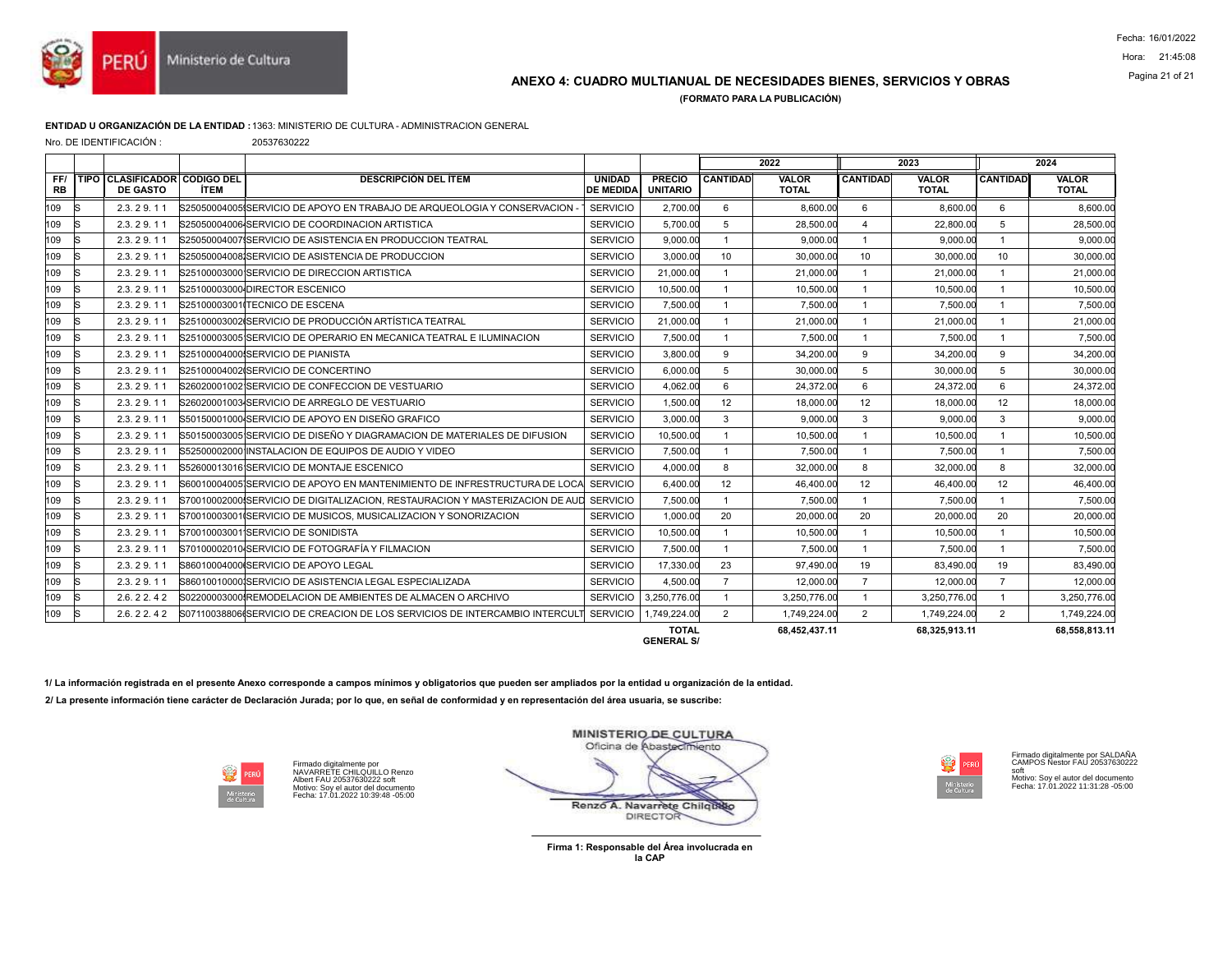## ANEXO 4: CUADRO MULTIANUAL DE NECESIDADES BIENES, SERVICIOS Y OBRAS

**(FORMATO PARA LA PUBLICACIÓN)**

**ENTIDAD U ORGANIZACIÓN DE LA ENTIDAD :** 1363: MINISTERIO DE CULTURA - ADMINISTRACION GENERAL

Nro. DE IDENTIFICACIÓN : 20537630222

| | | | | | | | 2022 | | 2023 | | 2024 | |
|---|---|---|---|---|---|---|---|---|---|---|---|---|
| FF/ RB | TIPO | CLASIFICADOR DE GASTO | CODIGO DEL ÍTEM | DESCRIPCIÓN DEL ÍTEM | UNIDAD DE MEDIDA | PRECIO UNITARIO | CANTIDAD | VALOR TOTAL | CANTIDAD | VALOR TOTAL | CANTIDAD | VALOR TOTAL |
| 109 | S | 2.3. 2 9. 1 1 | S25050004005 | SERVICIO DE APOYO EN TRABAJO DE ARQUEOLOGIA Y CONSERVACION - | SERVICIO | 2,700.00 | 6 | 8,600.00 | 6 | 8,600.00 | 6 | 8,600.00 |
| 109 | S | 2.3. 2 9. 1 1 | S25050004006 | SERVICIO DE COORDINACION ARTISTICA | SERVICIO | 5,700.00 | 5 | 28,500.00 | 4 | 22,800.00 | 5 | 28,500.00 |
| 109 | S | 2.3. 2 9. 1 1 | S25050004007 | SERVICIO DE ASISTENCIA EN PRODUCCION TEATRAL | SERVICIO | 9,000.00 | 1 | 9,000.00 | 1 | 9,000.00 | 1 | 9,000.00 |
| 109 | S | 2.3. 2 9. 1 1 | S25050004008 | SERVICIO DE ASISTENCIA DE PRODUCCION | SERVICIO | 3,000.00 | 10 | 30,000.00 | 10 | 30,000.00 | 10 | 30,000.00 |
| 109 | S | 2.3. 2 9. 1 1 | S25100003000 | SERVICIO DE DIRECCION ARTISTICA | SERVICIO | 21,000.00 | 1 | 21,000.00 | 1 | 21,000.00 | 1 | 21,000.00 |
| 109 | S | 2.3. 2 9. 1 1 | S25100003000 | DIRECTOR ESCENICO | SERVICIO | 10,500.00 | 1 | 10,500.00 | 1 | 10,500.00 | 1 | 10,500.00 |
| 109 | S | 2.3. 2 9. 1 1 | S25100003001 | TECNICO DE ESCENA | SERVICIO | 7,500.00 | 1 | 7,500.00 | 1 | 7,500.00 | 1 | 7,500.00 |
| 109 | S | 2.3. 2 9. 1 1 | S25100003002 | SERVICIO DE PRODUCCIÓN ARTÍSTICA TEATRAL | SERVICIO | 21,000.00 | 1 | 21,000.00 | 1 | 21,000.00 | 1 | 21,000.00 |
| 109 | S | 2.3. 2 9. 1 1 | S25100003005 | SERVICIO DE OPERARIO EN MECANICA TEATRAL E ILUMINACION | SERVICIO | 7,500.00 | 1 | 7,500.00 | 1 | 7,500.00 | 1 | 7,500.00 |
| 109 | S | 2.3. 2 9. 1 1 | S25100004000 | SERVICIO DE PIANISTA | SERVICIO | 3,800.00 | 9 | 34,200.00 | 9 | 34,200.00 | 9 | 34,200.00 |
| 109 | S | 2.3. 2 9. 1 1 | S25100004002 | SERVICIO DE CONCERTINO | SERVICIO | 6,000.00 | 5 | 30,000.00 | 5 | 30,000.00 | 5 | 30,000.00 |
| 109 | S | 2.3. 2 9. 1 1 | S26020001002 | SERVICIO DE CONFECCION DE VESTUARIO | SERVICIO | 4,062.00 | 6 | 24,372.00 | 6 | 24,372.00 | 6 | 24,372.00 |
| 109 | S | 2.3. 2 9. 1 1 | S26020001003 | SERVICIO DE ARREGLO DE VESTUARIO | SERVICIO | 1,500.00 | 12 | 18,000.00 | 12 | 18,000.00 | 12 | 18,000.00 |
| 109 | S | 2.3. 2 9. 1 1 | S50150001000 | SERVICIO DE APOYO EN DISEÑO GRAFICO | SERVICIO | 3,000.00 | 3 | 9,000.00 | 3 | 9,000.00 | 3 | 9,000.00 |
| 109 | S | 2.3. 2 9. 1 1 | S50150003005 | SERVICIO DE DISEÑO Y DIAGRAMACION DE MATERIALES DE DIFUSION | SERVICIO | 10,500.00 | 1 | 10,500.00 | 1 | 10,500.00 | 1 | 10,500.00 |
| 109 | S | 2.3. 2 9. 1 1 | S52500002000 | INSTALACION DE EQUIPOS DE AUDIO Y VIDEO | SERVICIO | 7,500.00 | 1 | 7,500.00 | 1 | 7,500.00 | 1 | 7,500.00 |
| 109 | S | 2.3. 2 9. 1 1 | S52600013016 | SERVICIO DE MONTAJE ESCENICO | SERVICIO | 4,000.00 | 8 | 32,000.00 | 8 | 32,000.00 | 8 | 32,000.00 |
| 109 | S | 2.3. 2 9. 1 1 | S60010004005 | SERVICIO DE APOYO EN MANTENIMIENTO DE INFRESTRUCTURA DE LOCA | SERVICIO | 6,400.00 | 12 | 46,400.00 | 12 | 46,400.00 | 12 | 46,400.00 |
| 109 | S | 2.3. 2 9. 1 1 | S70010002000 | SERVICIO DE DIGITALIZACION, RESTAURACION Y MASTERIZACION DE AUD | SERVICIO | 7,500.00 | 1 | 7,500.00 | 1 | 7,500.00 | 1 | 7,500.00 |
| 109 | S | 2.3. 2 9. 1 1 | S70010003001 | SERVICIO DE MUSICOS, MUSICALIZACION Y SONORIZACION | SERVICIO | 1,000.00 | 20 | 20,000.00 | 20 | 20,000.00 | 20 | 20,000.00 |
| 109 | S | 2.3. 2 9. 1 1 | S70010003001 | SERVICIO DE SONIDISTA | SERVICIO | 10,500.00 | 1 | 10,500.00 | 1 | 10,500.00 | 1 | 10,500.00 |
| 109 | S | 2.3. 2 9. 1 1 | S70100002010 | SERVICIO DE FOTOGRAFÍA Y FILMACION | SERVICIO | 7,500.00 | 1 | 7,500.00 | 1 | 7,500.00 | 1 | 7,500.00 |
| 109 | S | 2.3. 2 9. 1 1 | S86010004000 | SERVICIO DE APOYO LEGAL | SERVICIO | 17,330.00 | 23 | 97,490.00 | 19 | 83,490.00 | 19 | 83,490.00 |
| 109 | S | 2.3. 2 9. 1 1 | S86010010000 | SERVICIO DE ASISTENCIA LEGAL ESPECIALIZADA | SERVICIO | 4,500.00 | 7 | 12,000.00 | 7 | 12,000.00 | 7 | 12,000.00 |
| 109 | S | 2.6. 2 2. 4 2 | S02200003000 | REMODELACION DE AMBIENTES DE ALMACEN O ARCHIVO | SERVICIO | 3,250,776.00 | 1 | 3,250,776.00 | 1 | 3,250,776.00 | 1 | 3,250,776.00 |
| 109 | S | 2.6. 2 2. 4 2 | S07110038806 | SERVICIO DE CREACION DE LOS SERVICIOS DE INTERCAMBIO INTERCULT | SERVICIO | 1,749,224.00 | 2 | 1,749,224.00 | 2 | 1,749,224.00 | 2 | 1,749,224.00 |
| | | | | | | **TOTAL GENERAL S/** | | **68,452,437.11** | | **68,325,913.11** | | **68,558,813.11** |

**1/ La información registrada en el presente Anexo corresponde a campos mínimos y obligatorios que pueden ser ampliados por la entidad u organización de la entidad.**

**2/ La presente información tiene carácter de Declaración Jurada; por lo que, en señal de conformidad y en representación del área usuaria, se suscribe:**

Firmado digitalmente por NAVARRETE CHILQUILLO Renzo Albert FAU 20537630222 soft
Motivo: Soy el autor del documento
Fecha: 17.01.2022 10:39:48 -05:00

MINISTERIO DE CULTURA
Oficina de Abastecimiento

Renzo A. Navarrete Chilquillo
DIRECTOR

**Firma 1: Responsable del Área involucrada en la CAP**

Firmado digitalmente por SALDAÑA CAMPOS Nestor FAU 20537630222 soft
Motivo: Soy el autor del documento
Fecha: 17.01.2022 11:31:28 -05:00